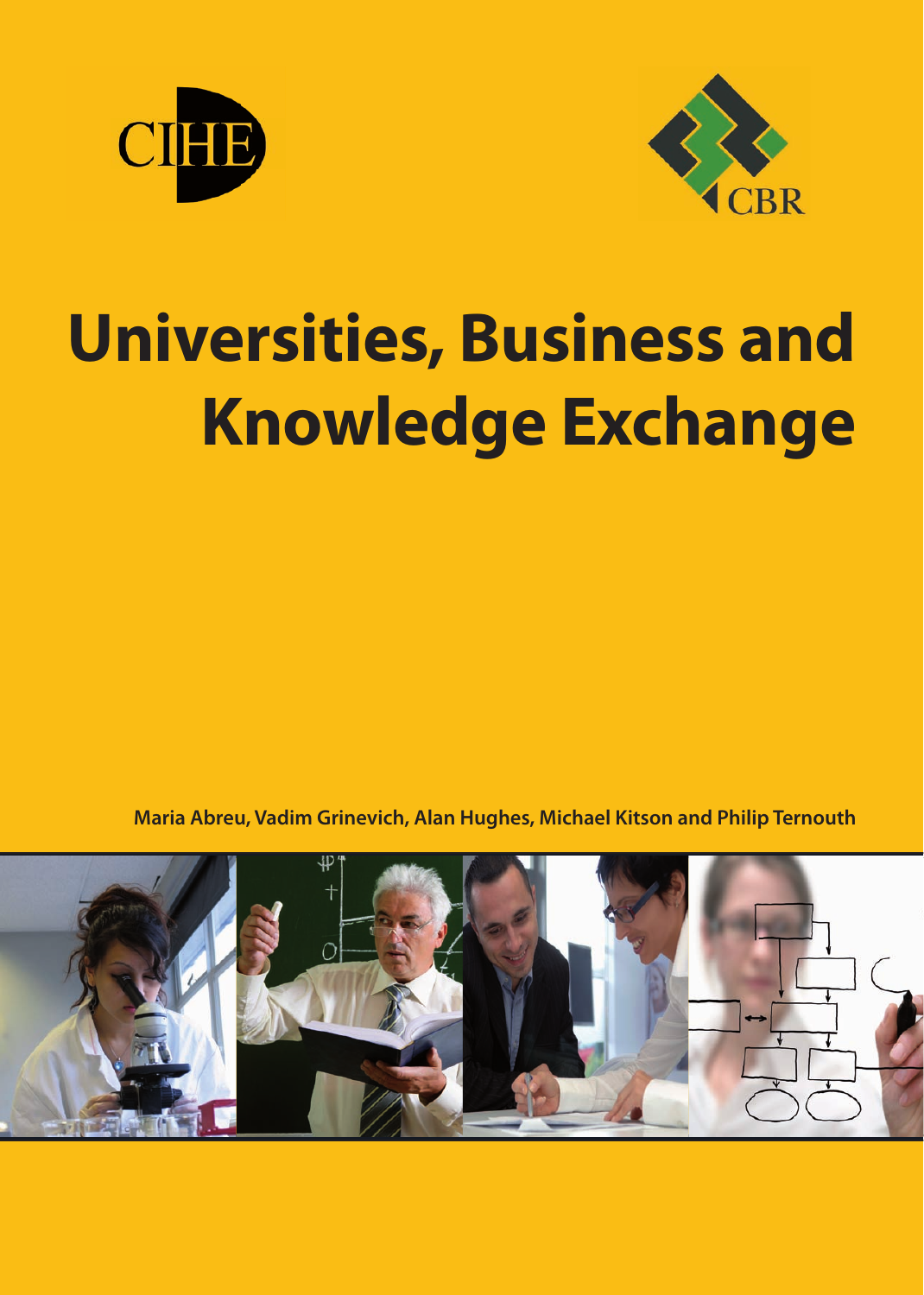CIHE

CBR

# Universities, Business and Knowledge Exchange

Maria Abreu, Vadim Grinevich, Alan Hughes, Michael Kitson and Philip Ternouth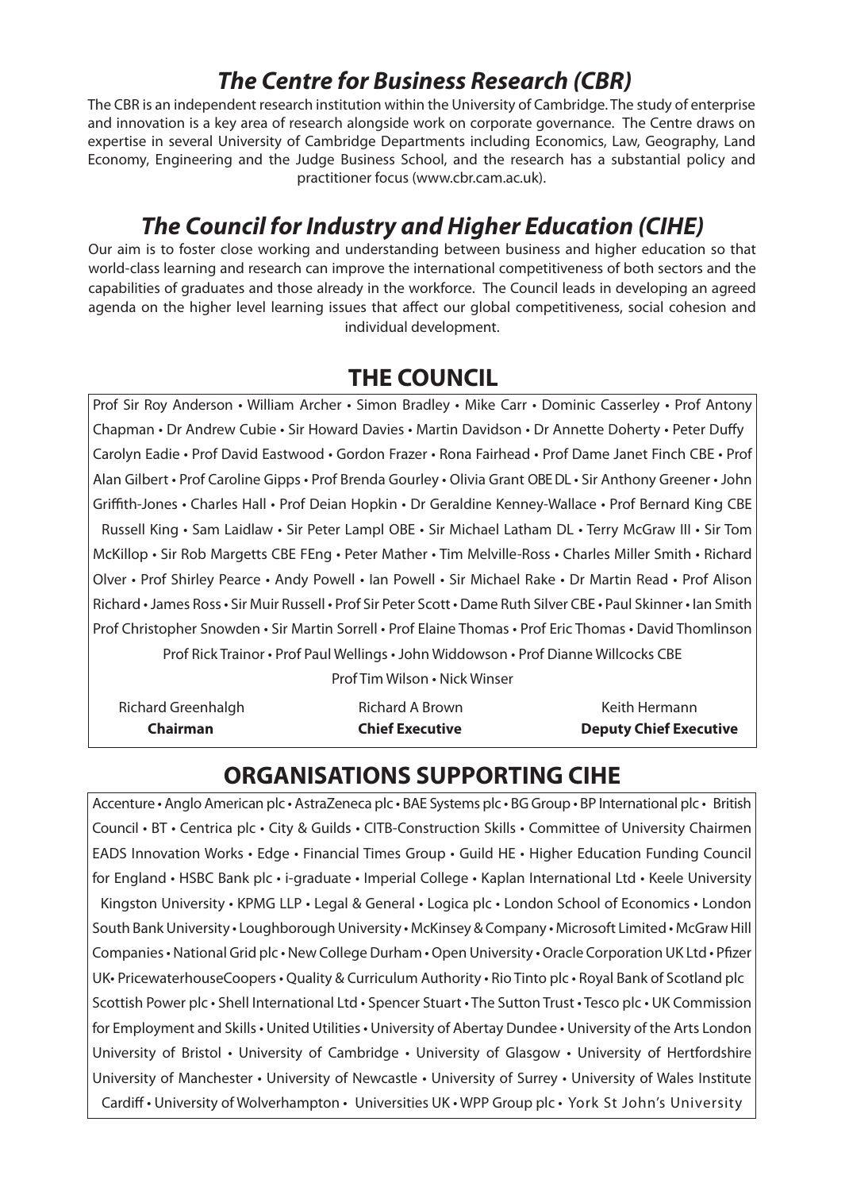## *The Centre for Business Research (CBR)*

The CBR is an independent research institution within the University of Cambridge. The study of enterprise and innovation is a key area of research alongside work on corporate governance. The Centre draws on expertise in several University of Cambridge Departments including Economics, Law, Geography, Land Economy, Engineering and the Judge Business School, and the research has a substantial policy and practitioner focus (www.cbr.cam.ac.uk).

## *The Council for Industry and Higher Education (CIHE)*

Our aim is to foster close working and understanding between business and higher education so that world-class learning and research can improve the international competitiveness of both sectors and the capabilities of graduates and those already in the workforce. The Council leads in developing an agreed agenda on the higher level learning issues that affect our global competitiveness, social cohesion and individual development.

## THE COUNCIL

Prof Sir Roy Anderson • William Archer • Simon Bradley • Mike Carr • Dominic Casserley • Prof Antony Chapman • Dr Andrew Cubie • Sir Howard Davies • Martin Davidson • Dr Annette Doherty • Peter Duffy Carolyn Eadie • Prof David Eastwood • Gordon Frazer • Rona Fairhead • Prof Dame Janet Finch CBE • Prof Alan Gilbert • Prof Caroline Gipps • Prof Brenda Gourley • Olivia Grant OBE DL • Sir Anthony Greener • John Griffith-Jones • Charles Hall • Prof Deian Hopkin • Dr Geraldine Kenney-Wallace • Prof Bernard King CBE Russell King • Sam Laidlaw • Sir Peter Lampl OBE • Sir Michael Latham DL • Terry McGraw III • Sir Tom McKillop • Sir Rob Margetts CBE FEng • Peter Mather • Tim Melville-Ross • Charles Miller Smith • Richard Olver • Prof Shirley Pearce • Andy Powell • Ian Powell • Sir Michael Rake • Dr Martin Read • Prof Alison Richard • James Ross • Sir Muir Russell • Prof Sir Peter Scott • Dame Ruth Silver CBE • Paul Skinner • Ian Smith Prof Christopher Snowden • Sir Martin Sorrell • Prof Elaine Thomas • Prof Eric Thomas • David Thomlinson Prof Rick Trainor • Prof Paul Wellings • John Widdowson • Prof Dianne Willcocks CBE Prof Tim Wilson • Nick Winser

Richard Greenhalgh
**Chairman**

Richard A Brown
**Chief Executive**

Keith Hermann
**Deputy Chief Executive**

## ORGANISATIONS SUPPORTING CIHE

Accenture • Anglo American plc • AstraZeneca plc • BAE Systems plc • BG Group • BP International plc • British Council • BT • Centrica plc • City & Guilds • CITB-Construction Skills • Committee of University Chairmen EADS Innovation Works • Edge • Financial Times Group • Guild HE • Higher Education Funding Council for England • HSBC Bank plc • i-graduate • Imperial College • Kaplan International Ltd • Keele University Kingston University • KPMG LLP • Legal & General • Logica plc • London School of Economics • London South Bank University • Loughborough University • McKinsey & Company • Microsoft Limited • McGraw Hill Companies • National Grid plc • New College Durham • Open University • Oracle Corporation UK Ltd • Pfizer UK• PricewaterhouseCoopers • Quality & Curriculum Authority • Rio Tinto plc • Royal Bank of Scotland plc Scottish Power plc • Shell International Ltd • Spencer Stuart • The Sutton Trust • Tesco plc • UK Commission for Employment and Skills • United Utilities • University of Abertay Dundee • University of the Arts London University of Bristol • University of Cambridge • University of Glasgow • University of Hertfordshire University of Manchester • University of Newcastle • University of Surrey • University of Wales Institute Cardiff • University of Wolverhampton • Universities UK • WPP Group plc • York St John's University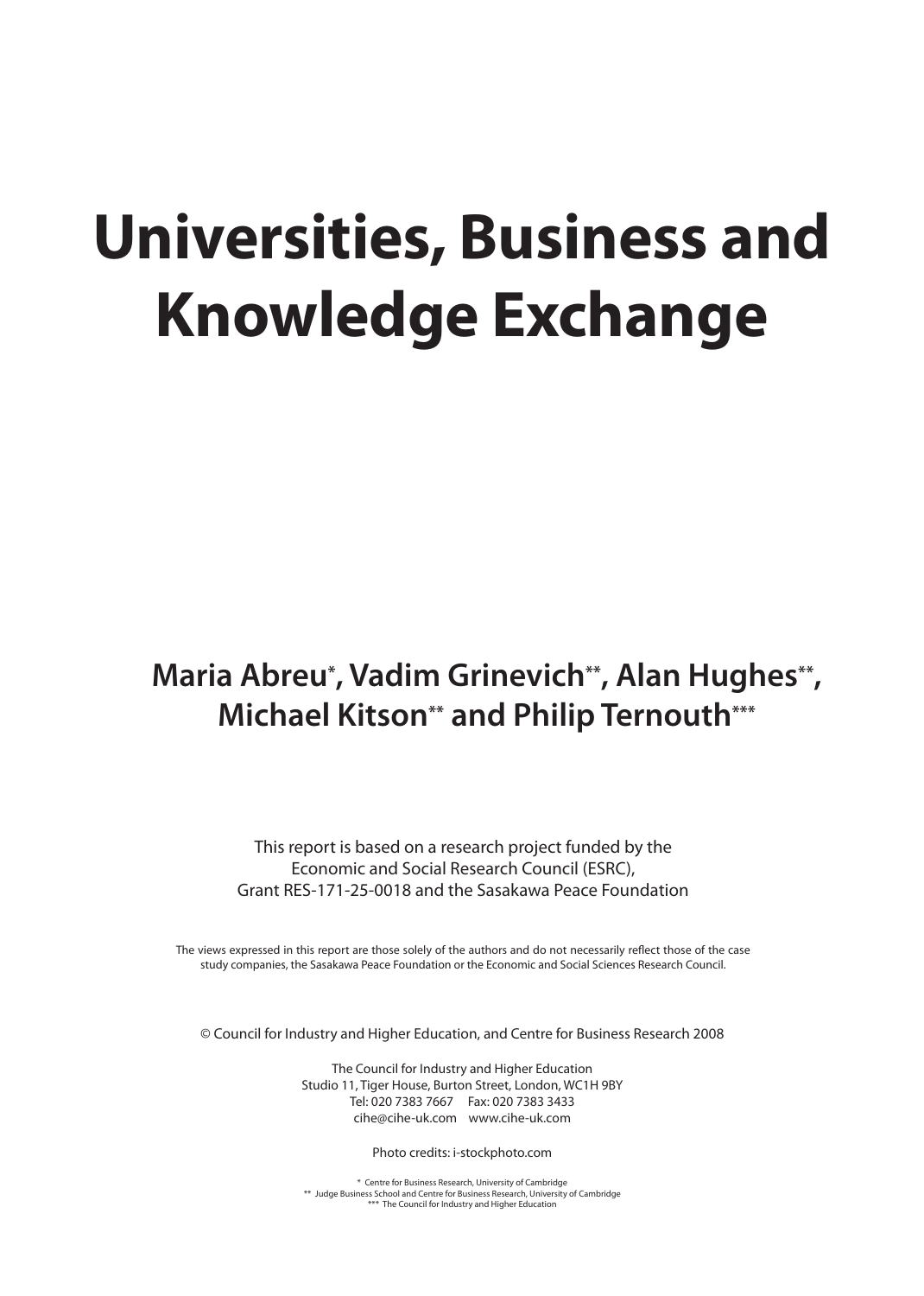# Universities, Business and Knowledge Exchange

**Maria Abreu\*, Vadim Grinevich\*\*, Alan Hughes\*\*, Michael Kitson\*\* and Philip Ternouth\*\*\***

This report is based on a research project funded by the Economic and Social Research Council (ESRC), Grant RES-171-25-0018 and the Sasakawa Peace Foundation

The views expressed in this report are those solely of the authors and do not necessarily reflect those of the case study companies, the Sasakawa Peace Foundation or the Economic and Social Sciences Research Council.

© Council for Industry and Higher Education, and Centre for Business Research 2008

The Council for Industry and Higher Education
Studio 11, Tiger House, Burton Street, London, WC1H 9BY
Tel: 020 7383 7667 Fax: 020 7383 3433
cihe@cihe-uk.com www.cihe-uk.com

Photo credits: i-stockphoto.com

\* Centre for Business Research, University of Cambridge
\*\* Judge Business School and Centre for Business Research, University of Cambridge
\*\*\* The Council for Industry and Higher Education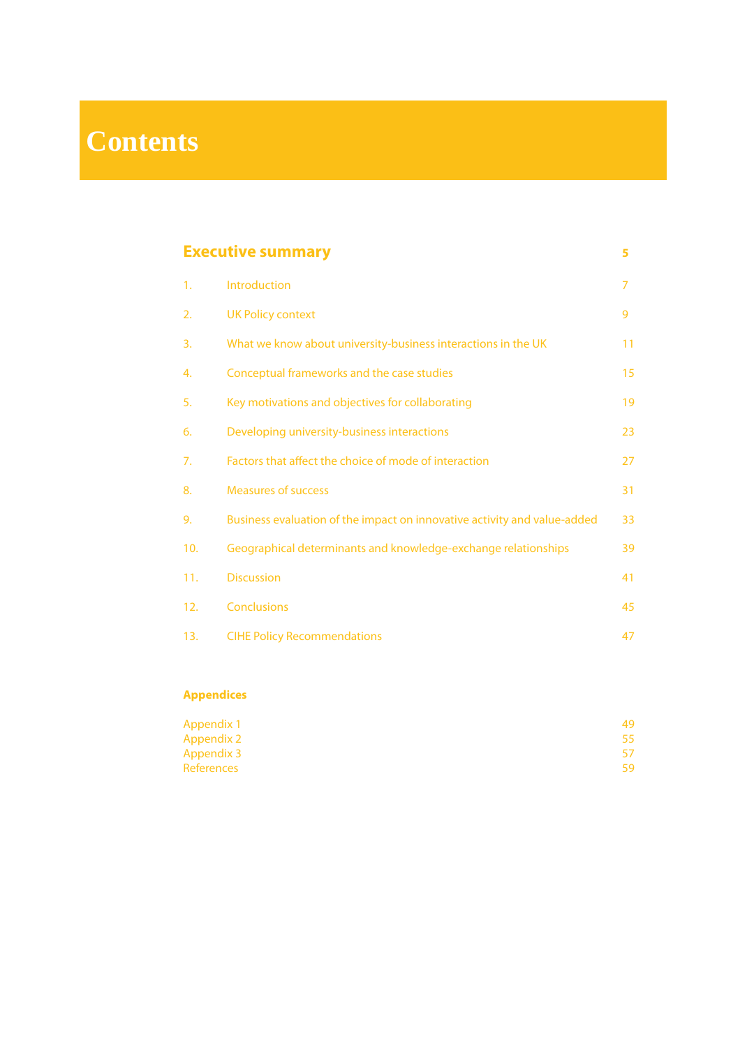# Contents

| | | |
|---|---|---|
| **Executive summary** | | **5** |
| 1. | Introduction | 7 |
| 2. | UK Policy context | 9 |
| 3. | What we know about university-business interactions in the UK | 11 |
| 4. | Conceptual frameworks and the case studies | 15 |
| 5. | Key motivations and objectives for collaborating | 19 |
| 6. | Developing university-business interactions | 23 |
| 7. | Factors that affect the choice of mode of interaction | 27 |
| 8. | Measures of success | 31 |
| 9. | Business evaluation of the impact on innovative activity and value-added | 33 |
| 10. | Geographical determinants and knowledge-exchange relationships | 39 |
| 11. | Discussion | 41 |
| 12. | Conclusions | 45 |
| 13. | CIHE Policy Recommendations | 47 |

**Appendices**

| | |
|---|---|
| Appendix 1 | 49 |
| Appendix 2 | 55 |
| Appendix 3 | 57 |
| References | 59 |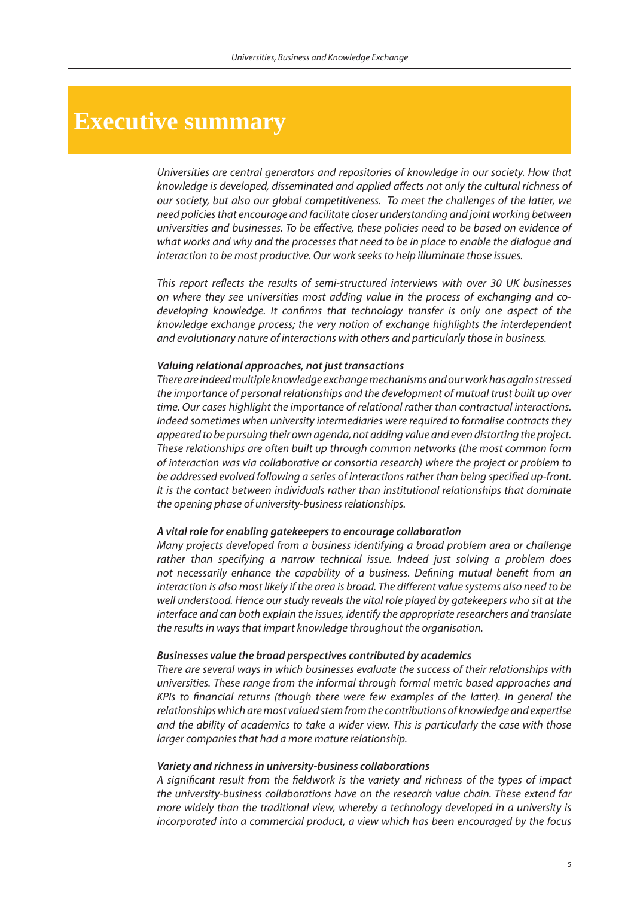# Executive summary

*Universities are central generators and repositories of knowledge in our society. How that knowledge is developed, disseminated and applied affects not only the cultural richness of our society, but also our global competitiveness. To meet the challenges of the latter, we need policies that encourage and facilitate closer understanding and joint working between universities and businesses. To be effective, these policies need to be based on evidence of what works and why and the processes that need to be in place to enable the dialogue and interaction to be most productive. Our work seeks to help illuminate those issues.*

*This report reflects the results of semi-structured interviews with over 30 UK businesses on where they see universities most adding value in the process of exchanging and co-developing knowledge. It confirms that technology transfer is only one aspect of the knowledge exchange process; the very notion of exchange highlights the interdependent and evolutionary nature of interactions with others and particularly those in business.*

***Valuing relational approaches, not just transactions***

*There are indeed multiple knowledge exchange mechanisms and our work has again stressed the importance of personal relationships and the development of mutual trust built up over time. Our cases highlight the importance of relational rather than contractual interactions. Indeed sometimes when university intermediaries were required to formalise contracts they appeared to be pursuing their own agenda, not adding value and even distorting the project. These relationships are often built up through common networks (the most common form of interaction was via collaborative or consortia research) where the project or problem to be addressed evolved following a series of interactions rather than being specified up-front. It is the contact between individuals rather than institutional relationships that dominate the opening phase of university-business relationships.*

***A vital role for enabling gatekeepers to encourage collaboration***

*Many projects developed from a business identifying a broad problem area or challenge rather than specifying a narrow technical issue. Indeed just solving a problem does not necessarily enhance the capability of a business. Defining mutual benefit from an interaction is also most likely if the area is broad. The different value systems also need to be well understood. Hence our study reveals the vital role played by gatekeepers who sit at the interface and can both explain the issues, identify the appropriate researchers and translate the results in ways that impart knowledge throughout the organisation.*

***Businesses value the broad perspectives contributed by academics***

*There are several ways in which businesses evaluate the success of their relationships with universities. These range from the informal through formal metric based approaches and KPIs to financial returns (though there were few examples of the latter). In general the relationships which are most valued stem from the contributions of knowledge and expertise and the ability of academics to take a wider view. This is particularly the case with those larger companies that had a more mature relationship.*

***Variety and richness in university-business collaborations***

*A significant result from the fieldwork is the variety and richness of the types of impact the university-business collaborations have on the research value chain. These extend far more widely than the traditional view, whereby a technology developed in a university is incorporated into a commercial product, a view which has been encouraged by the focus*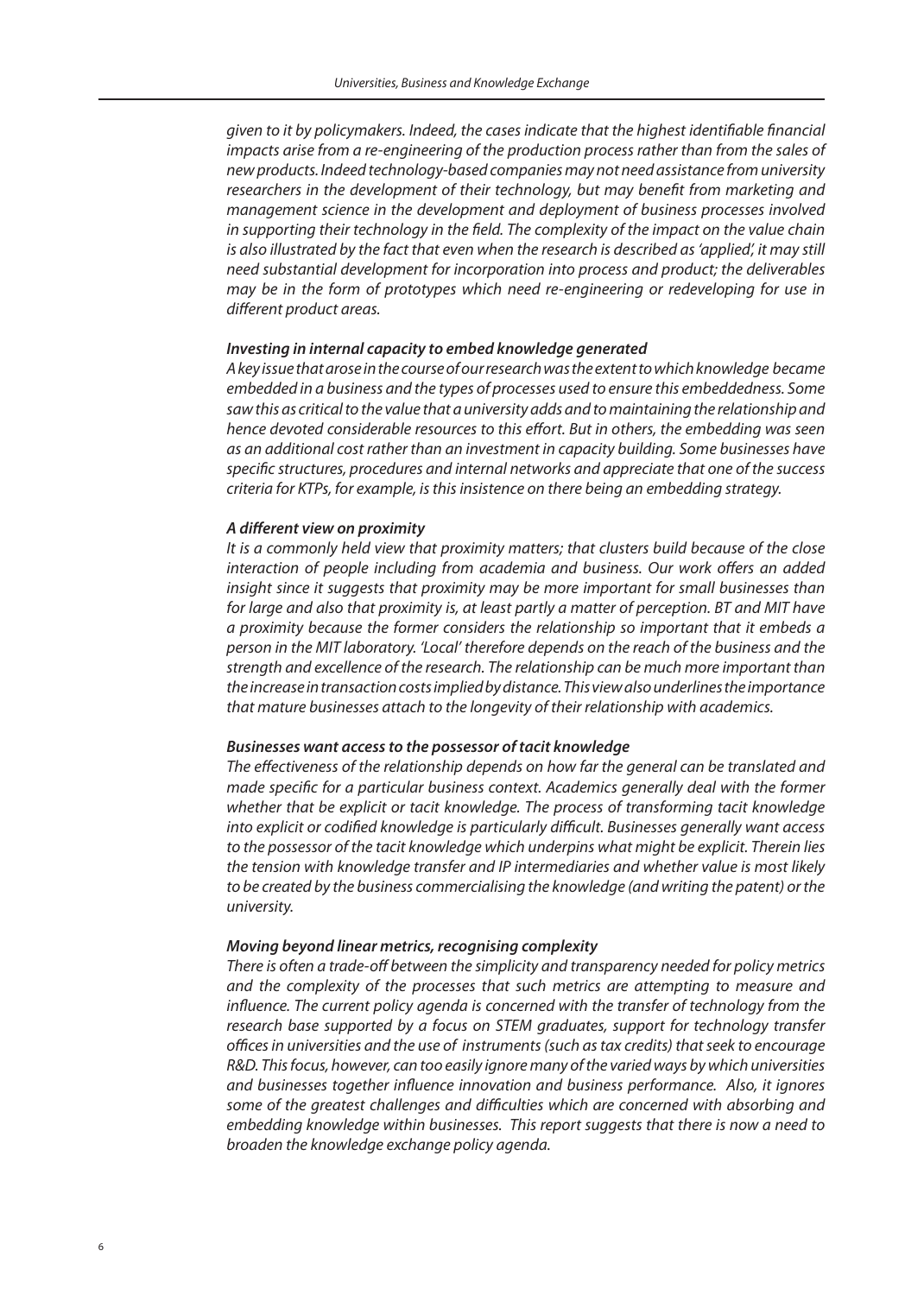*given to it by policymakers. Indeed, the cases indicate that the highest identifiable financial impacts arise from a re-engineering of the production process rather than from the sales of new products. Indeed technology-based companies may not need assistance from university researchers in the development of their technology, but may benefit from marketing and management science in the development and deployment of business processes involved in supporting their technology in the field. The complexity of the impact on the value chain is also illustrated by the fact that even when the research is described as 'applied', it may still need substantial development for incorporation into process and product; the deliverables may be in the form of prototypes which need re-engineering or redeveloping for use in different product areas.*

***Investing in internal capacity to embed knowledge generated***

*A key issue that arose in the course of our research was the extent to which knowledge became embedded in a business and the types of processes used to ensure this embeddedness. Some saw this as critical to the value that a university adds and to maintaining the relationship and hence devoted considerable resources to this effort. But in others, the embedding was seen as an additional cost rather than an investment in capacity building. Some businesses have specific structures, procedures and internal networks and appreciate that one of the success criteria for KTPs, for example, is this insistence on there being an embedding strategy.*

***A different view on proximity***

*It is a commonly held view that proximity matters; that clusters build because of the close interaction of people including from academia and business. Our work offers an added insight since it suggests that proximity may be more important for small businesses than for large and also that proximity is, at least partly a matter of perception. BT and MIT have a proximity because the former considers the relationship so important that it embeds a person in the MIT laboratory. 'Local' therefore depends on the reach of the business and the strength and excellence of the research. The relationship can be much more important than the increase in transaction costs implied by distance. This view also underlines the importance that mature businesses attach to the longevity of their relationship with academics.*

***Businesses want access to the possessor of tacit knowledge***

*The effectiveness of the relationship depends on how far the general can be translated and made specific for a particular business context. Academics generally deal with the former whether that be explicit or tacit knowledge. The process of transforming tacit knowledge into explicit or codified knowledge is particularly difficult. Businesses generally want access to the possessor of the tacit knowledge which underpins what might be explicit. Therein lies the tension with knowledge transfer and IP intermediaries and whether value is most likely to be created by the business commercialising the knowledge (and writing the patent) or the university.*

***Moving beyond linear metrics, recognising complexity***

*There is often a trade-off between the simplicity and transparency needed for policy metrics and the complexity of the processes that such metrics are attempting to measure and influence. The current policy agenda is concerned with the transfer of technology from the research base supported by a focus on STEM graduates, support for technology transfer offices in universities and the use of instruments (such as tax credits) that seek to encourage R&D. This focus, however, can too easily ignore many of the varied ways by which universities and businesses together influence innovation and business performance. Also, it ignores some of the greatest challenges and difficulties which are concerned with absorbing and embedding knowledge within businesses. This report suggests that there is now a need to broaden the knowledge exchange policy agenda.*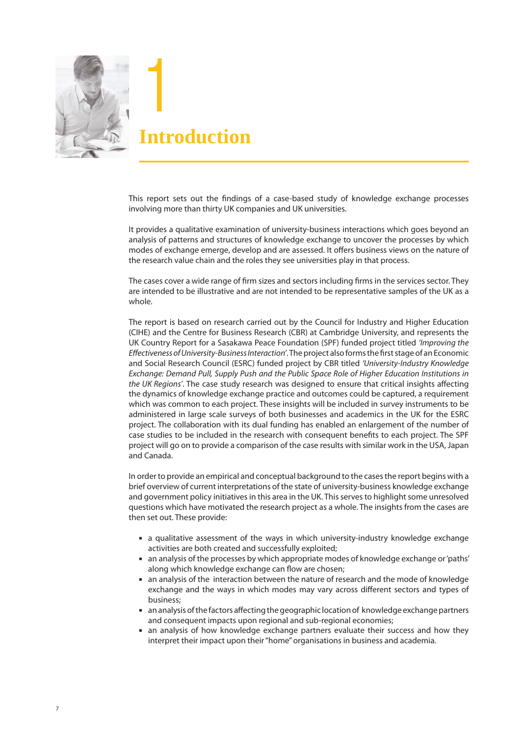# 1 Introduction

This report sets out the findings of a case-based study of knowledge exchange processes involving more than thirty UK companies and UK universities.

It provides a qualitative examination of university-business interactions which goes beyond an analysis of patterns and structures of knowledge exchange to uncover the processes by which modes of exchange emerge, develop and are assessed. It offers business views on the nature of the research value chain and the roles they see universities play in that process.

The cases cover a wide range of firm sizes and sectors including firms in the services sector. They are intended to be illustrative and are not intended to be representative samples of the UK as a whole.

The report is based on research carried out by the Council for Industry and Higher Education (CIHE) and the Centre for Business Research (CBR) at Cambridge University, and represents the UK Country Report for a Sasakawa Peace Foundation (SPF) funded project titled *'Improving the Effectiveness of University-Business Interaction'*. The project also forms the first stage of an Economic and Social Research Council (ESRC) funded project by CBR titled *'University-Industry Knowledge Exchange: Demand Pull, Supply Push and the Public Space Role of Higher Education Institutions in the UK Regions'*. The case study research was designed to ensure that critical insights affecting the dynamics of knowledge exchange practice and outcomes could be captured, a requirement which was common to each project. These insights will be included in survey instruments to be administered in large scale surveys of both businesses and academics in the UK for the ESRC project. The collaboration with its dual funding has enabled an enlargement of the number of case studies to be included in the research with consequent benefits to each project. The SPF project will go on to provide a comparison of the case results with similar work in the USA, Japan and Canada.

In order to provide an empirical and conceptual background to the cases the report begins with a brief overview of current interpretations of the state of university-business knowledge exchange and government policy initiatives in this area in the UK. This serves to highlight some unresolved questions which have motivated the research project as a whole. The insights from the cases are then set out. These provide:

- a qualitative assessment of the ways in which university-industry knowledge exchange activities are both created and successfully exploited;
- an analysis of the processes by which appropriate modes of knowledge exchange or 'paths' along which knowledge exchange can flow are chosen;
- an analysis of the interaction between the nature of research and the mode of knowledge exchange and the ways in which modes may vary across different sectors and types of business;
- an analysis of the factors affecting the geographic location of knowledge exchange partners and consequent impacts upon regional and sub-regional economies;
- an analysis of how knowledge exchange partners evaluate their success and how they interpret their impact upon their "home" organisations in business and academia.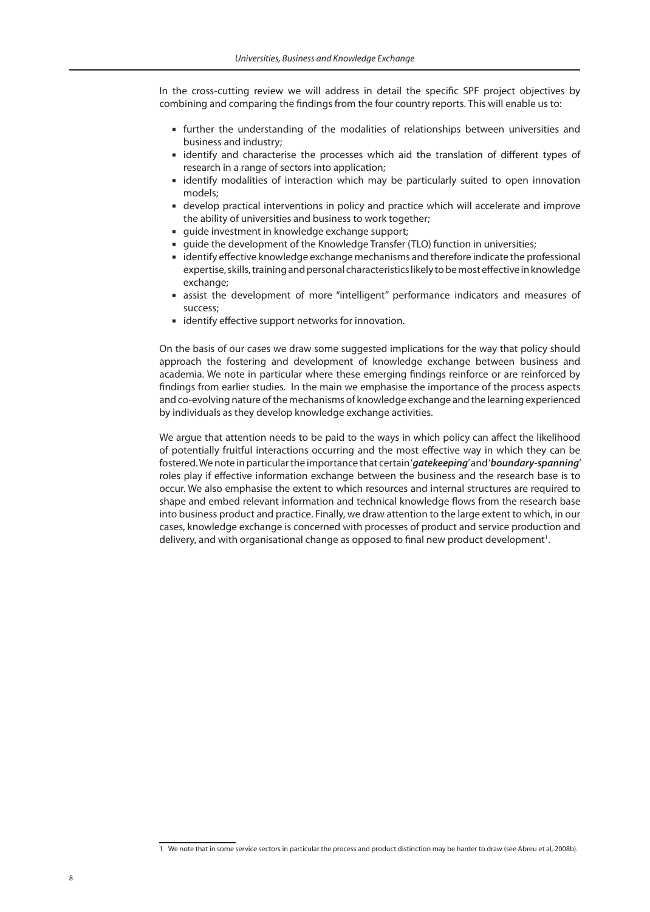In the cross-cutting review we will address in detail the specific SPF project objectives by combining and comparing the findings from the four country reports. This will enable us to:

- further the understanding of the modalities of relationships between universities and business and industry;
- identify and characterise the processes which aid the translation of different types of research in a range of sectors into application;
- identify modalities of interaction which may be particularly suited to open innovation models;
- develop practical interventions in policy and practice which will accelerate and improve the ability of universities and business to work together;
- guide investment in knowledge exchange support;
- guide the development of the Knowledge Transfer (TLO) function in universities;
- identify effective knowledge exchange mechanisms and therefore indicate the professional expertise, skills, training and personal characteristics likely to be most effective in knowledge exchange;
- assist the development of more "intelligent" performance indicators and measures of success;
- identify effective support networks for innovation.

On the basis of our cases we draw some suggested implications for the way that policy should approach the fostering and development of knowledge exchange between business and academia. We note in particular where these emerging findings reinforce or are reinforced by findings from earlier studies. In the main we emphasise the importance of the process aspects and co-evolving nature of the mechanisms of knowledge exchange and the learning experienced by individuals as they develop knowledge exchange activities.

We argue that attention needs to be paid to the ways in which policy can affect the likelihood of potentially fruitful interactions occurring and the most effective way in which they can be fostered. We note in particular the importance that certain '***gatekeeping***' and '***boundary-spanning***' roles play if effective information exchange between the business and the research base is to occur. We also emphasise the extent to which resources and internal structures are required to shape and embed relevant information and technical knowledge flows from the research base into business product and practice. Finally, we draw attention to the large extent to which, in our cases, knowledge exchange is concerned with processes of product and service production and delivery, and with organisational change as opposed to final new product development[1].

[1] We note that in some service sectors in particular the process and product distinction may be harder to draw (see Abreu et al, 2008b).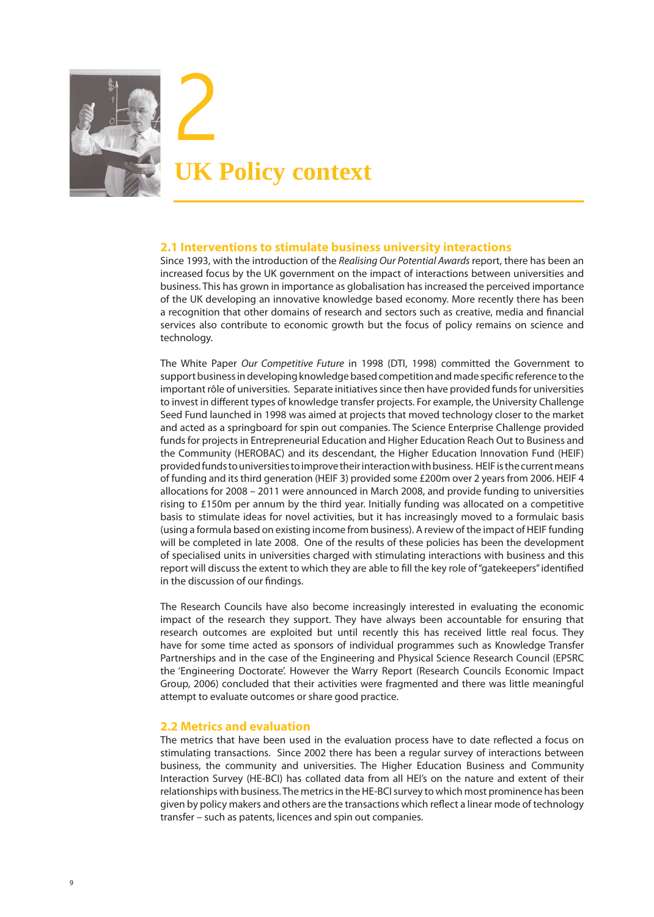# 2

# UK Policy context

## 2.1 Interventions to stimulate business university interactions

Since 1993, with the introduction of the *Realising Our Potential Awards* report, there has been an increased focus by the UK government on the impact of interactions between universities and business. This has grown in importance as globalisation has increased the perceived importance of the UK developing an innovative knowledge based economy. More recently there has been a recognition that other domains of research and sectors such as creative, media and financial services also contribute to economic growth but the focus of policy remains on science and technology.

The White Paper *Our Competitive Future* in 1998 (DTI, 1998) committed the Government to support business in developing knowledge based competition and made specific reference to the important rôle of universities. Separate initiatives since then have provided funds for universities to invest in different types of knowledge transfer projects. For example, the University Challenge Seed Fund launched in 1998 was aimed at projects that moved technology closer to the market and acted as a springboard for spin out companies. The Science Enterprise Challenge provided funds for projects in Entrepreneurial Education and Higher Education Reach Out to Business and the Community (HEROBAC) and its descendant, the Higher Education Innovation Fund (HEIF) provided funds to universities to improve their interaction with business. HEIF is the current means of funding and its third generation (HEIF 3) provided some £200m over 2 years from 2006. HEIF 4 allocations for 2008 – 2011 were announced in March 2008, and provide funding to universities rising to £150m per annum by the third year. Initially funding was allocated on a competitive basis to stimulate ideas for novel activities, but it has increasingly moved to a formulaic basis (using a formula based on existing income from business). A review of the impact of HEIF funding will be completed in late 2008. One of the results of these policies has been the development of specialised units in universities charged with stimulating interactions with business and this report will discuss the extent to which they are able to fill the key role of "gatekeepers" identified in the discussion of our findings.

The Research Councils have also become increasingly interested in evaluating the economic impact of the research they support. They have always been accountable for ensuring that research outcomes are exploited but until recently this has received little real focus. They have for some time acted as sponsors of individual programmes such as Knowledge Transfer Partnerships and in the case of the Engineering and Physical Science Research Council (EPSRC the 'Engineering Doctorate'. However the Warry Report (Research Councils Economic Impact Group, 2006) concluded that their activities were fragmented and there was little meaningful attempt to evaluate outcomes or share good practice.

## 2.2 Metrics and evaluation

The metrics that have been used in the evaluation process have to date reflected a focus on stimulating transactions. Since 2002 there has been a regular survey of interactions between business, the community and universities. The Higher Education Business and Community Interaction Survey (HE-BCI) has collated data from all HEI's on the nature and extent of their relationships with business. The metrics in the HE-BCI survey to which most prominence has been given by policy makers and others are the transactions which reflect a linear mode of technology transfer – such as patents, licences and spin out companies.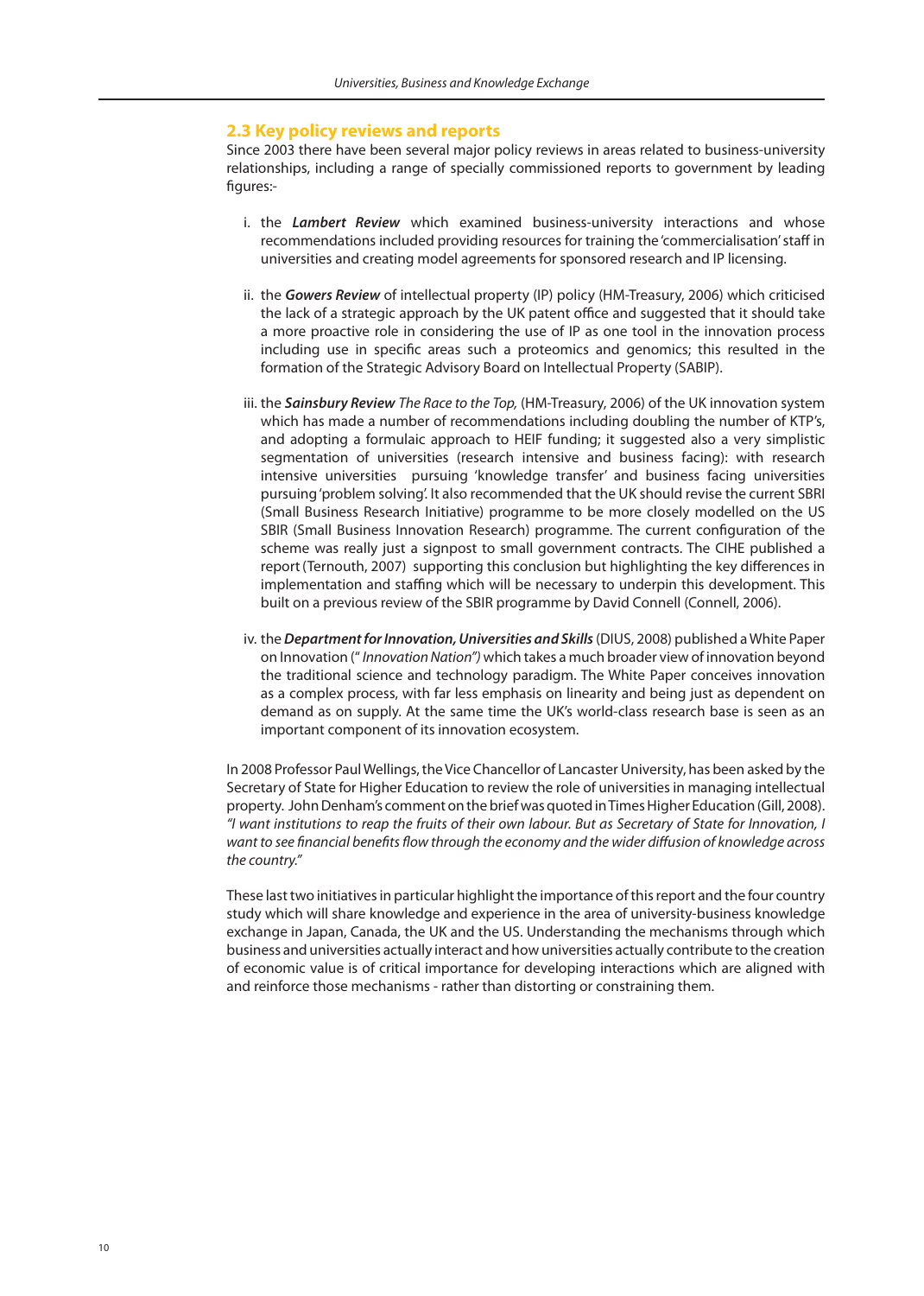## 2.3 Key policy reviews and reports

Since 2003 there have been several major policy reviews in areas related to business-university relationships, including a range of specially commissioned reports to government by leading figures:-

i. the ***Lambert Review*** which examined business-university interactions and whose recommendations included providing resources for training the 'commercialisation' staff in universities and creating model agreements for sponsored research and IP licensing.

ii. the ***Gowers Review*** of intellectual property (IP) policy (HM-Treasury, 2006) which criticised the lack of a strategic approach by the UK patent office and suggested that it should take a more proactive role in considering the use of IP as one tool in the innovation process including use in specific areas such a proteomics and genomics; this resulted in the formation of the Strategic Advisory Board on Intellectual Property (SABIP).

iii. the ***Sainsbury Review*** *The Race to the Top,* (HM-Treasury, 2006) of the UK innovation system which has made a number of recommendations including doubling the number of KTP's, and adopting a formulaic approach to HEIF funding; it suggested also a very simplistic segmentation of universities (research intensive and business facing): with research intensive universities pursuing 'knowledge transfer' and business facing universities pursuing 'problem solving'. It also recommended that the UK should revise the current SBRI (Small Business Research Initiative) programme to be more closely modelled on the US SBIR (Small Business Innovation Research) programme. The current configuration of the scheme was really just a signpost to small government contracts. The CIHE published a report (Ternouth, 2007) supporting this conclusion but highlighting the key differences in implementation and staffing which will be necessary to underpin this development. This built on a previous review of the SBIR programme by David Connell (Connell, 2006).

iv. the ***Department for Innovation, Universities and Skills*** (DIUS, 2008) published a White Paper on Innovation (" *Innovation Nation")* which takes a much broader view of innovation beyond the traditional science and technology paradigm. The White Paper conceives innovation as a complex process, with far less emphasis on linearity and being just as dependent on demand as on supply. At the same time the UK's world-class research base is seen as an important component of its innovation ecosystem.

In 2008 Professor Paul Wellings, the Vice Chancellor of Lancaster University, has been asked by the Secretary of State for Higher Education to review the role of universities in managing intellectual property. John Denham's comment on the brief was quoted in Times Higher Education (Gill, 2008). *"I want institutions to reap the fruits of their own labour. But as Secretary of State for Innovation, I want to see financial benefits flow through the economy and the wider diffusion of knowledge across the country."*

These last two initiatives in particular highlight the importance of this report and the four country study which will share knowledge and experience in the area of university-business knowledge exchange in Japan, Canada, the UK and the US. Understanding the mechanisms through which business and universities actually interact and how universities actually contribute to the creation of economic value is of critical importance for developing interactions which are aligned with and reinforce those mechanisms - rather than distorting or constraining them.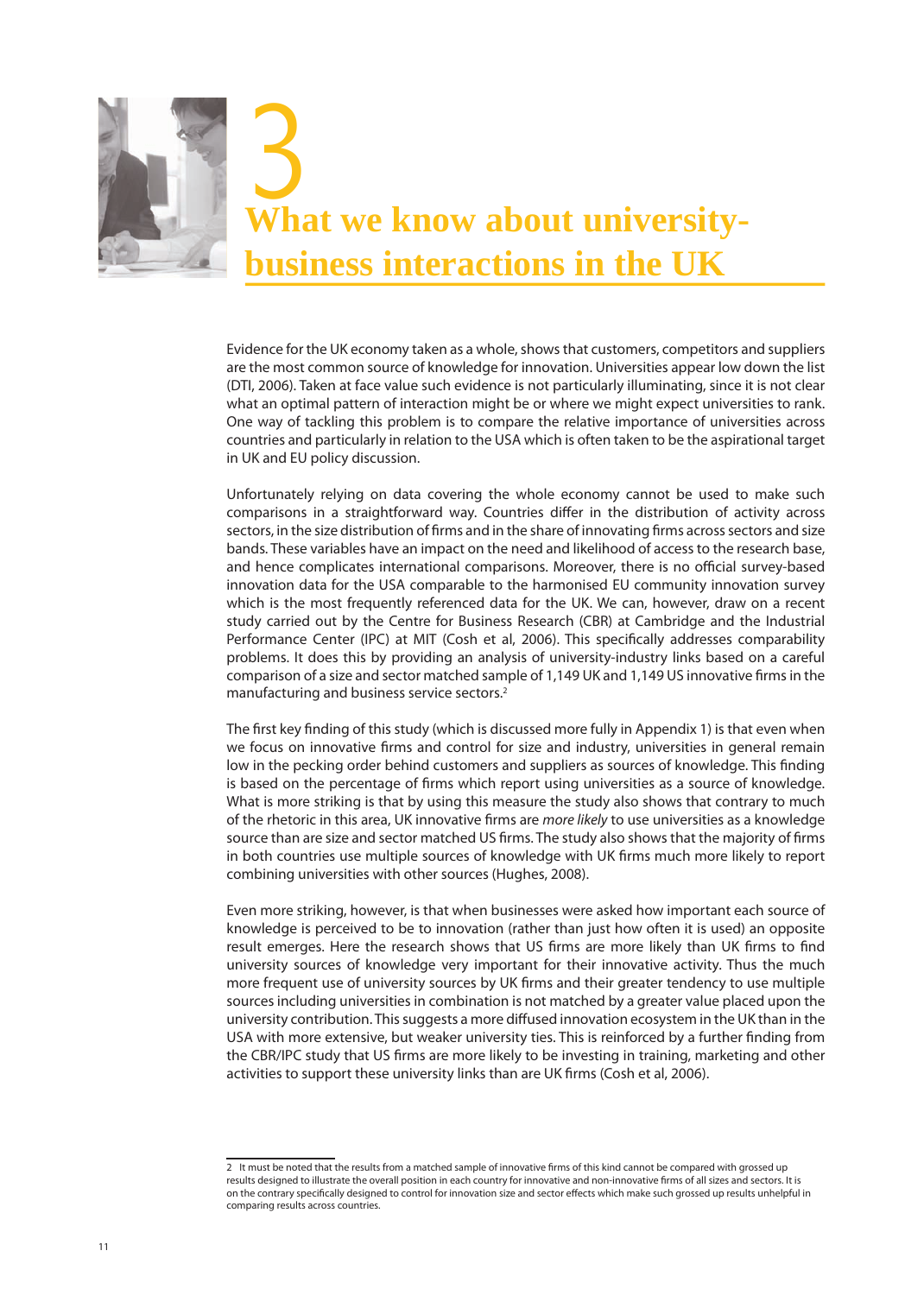# 3 What we know about university-business interactions in the UK

Evidence for the UK economy taken as a whole, shows that customers, competitors and suppliers are the most common source of knowledge for innovation. Universities appear low down the list (DTI, 2006). Taken at face value such evidence is not particularly illuminating, since it is not clear what an optimal pattern of interaction might be or where we might expect universities to rank. One way of tackling this problem is to compare the relative importance of universities across countries and particularly in relation to the USA which is often taken to be the aspirational target in UK and EU policy discussion.

Unfortunately relying on data covering the whole economy cannot be used to make such comparisons in a straightforward way. Countries differ in the distribution of activity across sectors, in the size distribution of firms and in the share of innovating firms across sectors and size bands. These variables have an impact on the need and likelihood of access to the research base, and hence complicates international comparisons. Moreover, there is no official survey-based innovation data for the USA comparable to the harmonised EU community innovation survey which is the most frequently referenced data for the UK. We can, however, draw on a recent study carried out by the Centre for Business Research (CBR) at Cambridge and the Industrial Performance Center (IPC) at MIT (Cosh et al, 2006). This specifically addresses comparability problems. It does this by providing an analysis of university-industry links based on a careful comparison of a size and sector matched sample of 1,149 UK and 1,149 US innovative firms in the manufacturing and business service sectors.[2]

The first key finding of this study (which is discussed more fully in Appendix 1) is that even when we focus on innovative firms and control for size and industry, universities in general remain low in the pecking order behind customers and suppliers as sources of knowledge. This finding is based on the percentage of firms which report using universities as a source of knowledge. What is more striking is that by using this measure the study also shows that contrary to much of the rhetoric in this area, UK innovative firms are *more likely* to use universities as a knowledge source than are size and sector matched US firms. The study also shows that the majority of firms in both countries use multiple sources of knowledge with UK firms much more likely to report combining universities with other sources (Hughes, 2008).

Even more striking, however, is that when businesses were asked how important each source of knowledge is perceived to be to innovation (rather than just how often it is used) an opposite result emerges. Here the research shows that US firms are more likely than UK firms to find university sources of knowledge very important for their innovative activity. Thus the much more frequent use of university sources by UK firms and their greater tendency to use multiple sources including universities in combination is not matched by a greater value placed upon the university contribution. This suggests a more diffused innovation ecosystem in the UK than in the USA with more extensive, but weaker university ties. This is reinforced by a further finding from the CBR/IPC study that US firms are more likely to be investing in training, marketing and other activities to support these university links than are UK firms (Cosh et al, 2006).

---

2 It must be noted that the results from a matched sample of innovative firms of this kind cannot be compared with grossed up results designed to illustrate the overall position in each country for innovative and non-innovative firms of all sizes and sectors. It is on the contrary specifically designed to control for innovation size and sector effects which make such grossed up results unhelpful in comparing results across countries.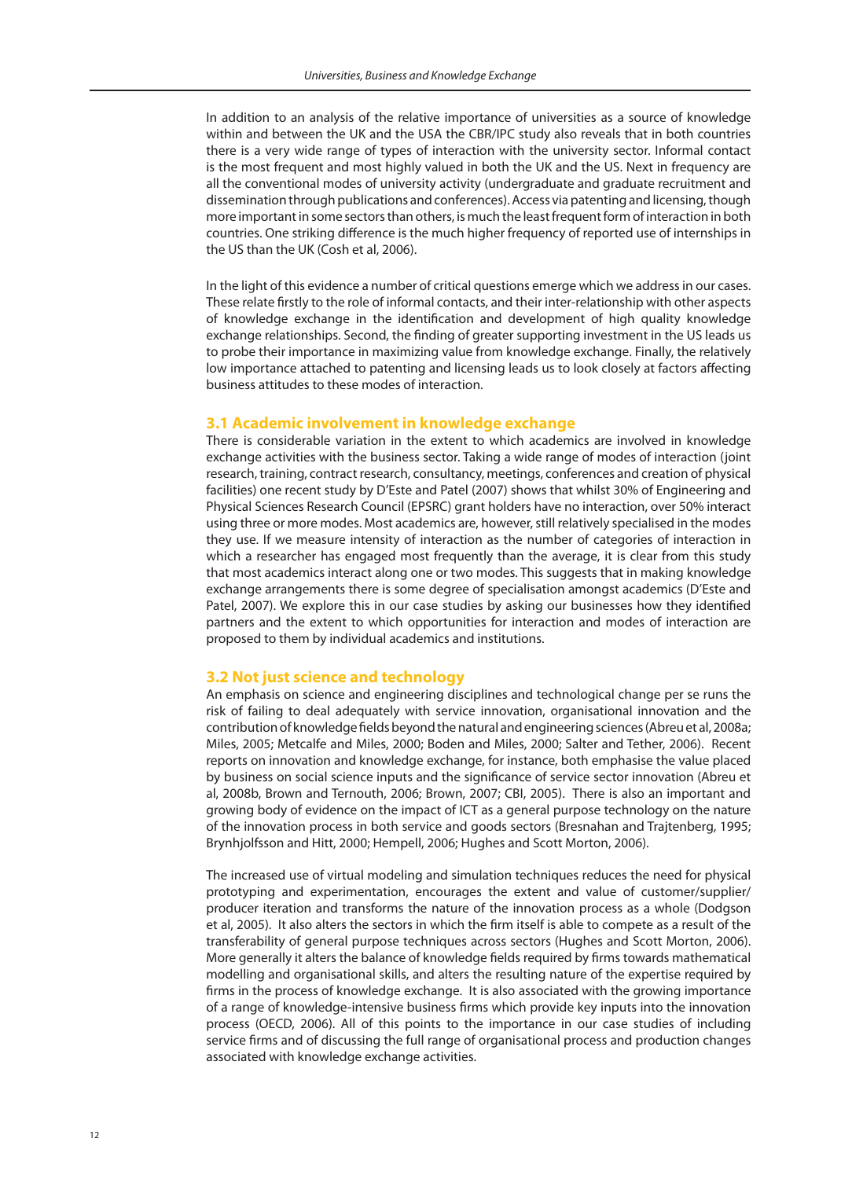In addition to an analysis of the relative importance of universities as a source of knowledge within and between the UK and the USA the CBR/IPC study also reveals that in both countries there is a very wide range of types of interaction with the university sector. Informal contact is the most frequent and most highly valued in both the UK and the US. Next in frequency are all the conventional modes of university activity (undergraduate and graduate recruitment and dissemination through publications and conferences). Access via patenting and licensing, though more important in some sectors than others, is much the least frequent form of interaction in both countries. One striking difference is the much higher frequency of reported use of internships in the US than the UK (Cosh et al, 2006).

In the light of this evidence a number of critical questions emerge which we address in our cases. These relate firstly to the role of informal contacts, and their inter-relationship with other aspects of knowledge exchange in the identification and development of high quality knowledge exchange relationships. Second, the finding of greater supporting investment in the US leads us to probe their importance in maximizing value from knowledge exchange. Finally, the relatively low importance attached to patenting and licensing leads us to look closely at factors affecting business attitudes to these modes of interaction.

## 3.1 Academic involvement in knowledge exchange

There is considerable variation in the extent to which academics are involved in knowledge exchange activities with the business sector. Taking a wide range of modes of interaction (joint research, training, contract research, consultancy, meetings, conferences and creation of physical facilities) one recent study by D'Este and Patel (2007) shows that whilst 30% of Engineering and Physical Sciences Research Council (EPSRC) grant holders have no interaction, over 50% interact using three or more modes. Most academics are, however, still relatively specialised in the modes they use. If we measure intensity of interaction as the number of categories of interaction in which a researcher has engaged most frequently than the average, it is clear from this study that most academics interact along one or two modes. This suggests that in making knowledge exchange arrangements there is some degree of specialisation amongst academics (D'Este and Patel, 2007). We explore this in our case studies by asking our businesses how they identified partners and the extent to which opportunities for interaction and modes of interaction are proposed to them by individual academics and institutions.

## 3.2 Not just science and technology

An emphasis on science and engineering disciplines and technological change per se runs the risk of failing to deal adequately with service innovation, organisational innovation and the contribution of knowledge fields beyond the natural and engineering sciences (Abreu et al, 2008a; Miles, 2005; Metcalfe and Miles, 2000; Boden and Miles, 2000; Salter and Tether, 2006). Recent reports on innovation and knowledge exchange, for instance, both emphasise the value placed by business on social science inputs and the significance of service sector innovation (Abreu et al, 2008b, Brown and Ternouth, 2006; Brown, 2007; CBI, 2005). There is also an important and growing body of evidence on the impact of ICT as a general purpose technology on the nature of the innovation process in both service and goods sectors (Bresnahan and Trajtenberg, 1995; Brynhjolfsson and Hitt, 2000; Hempell, 2006; Hughes and Scott Morton, 2006).

The increased use of virtual modeling and simulation techniques reduces the need for physical prototyping and experimentation, encourages the extent and value of customer/supplier/producer iteration and transforms the nature of the innovation process as a whole (Dodgson et al, 2005). It also alters the sectors in which the firm itself is able to compete as a result of the transferability of general purpose techniques across sectors (Hughes and Scott Morton, 2006). More generally it alters the balance of knowledge fields required by firms towards mathematical modelling and organisational skills, and alters the resulting nature of the expertise required by firms in the process of knowledge exchange. It is also associated with the growing importance of a range of knowledge-intensive business firms which provide key inputs into the innovation process (OECD, 2006). All of this points to the importance in our case studies of including service firms and of discussing the full range of organisational process and production changes associated with knowledge exchange activities.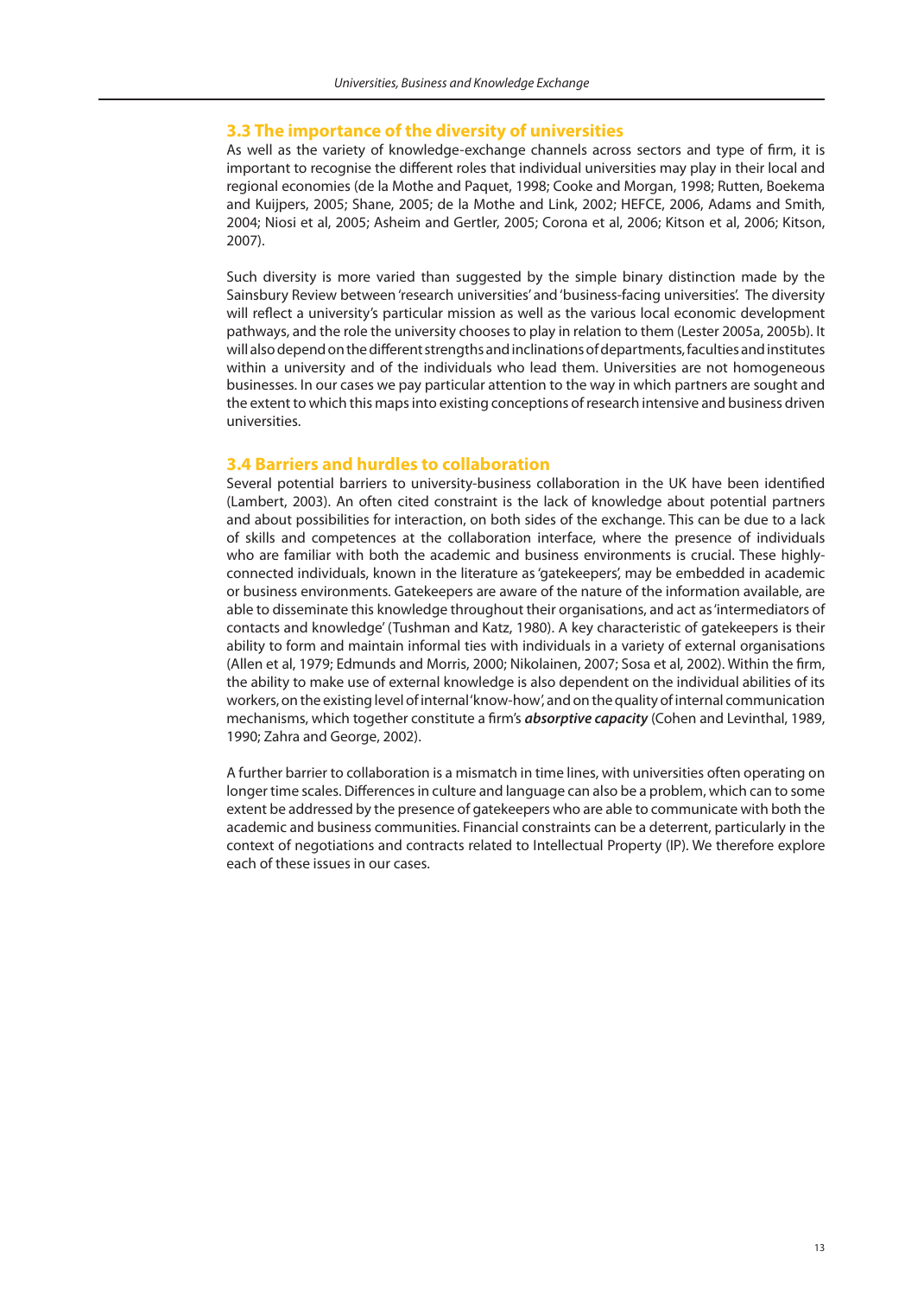## 3.3 The importance of the diversity of universities

As well as the variety of knowledge-exchange channels across sectors and type of firm, it is important to recognise the different roles that individual universities may play in their local and regional economies (de la Mothe and Paquet, 1998; Cooke and Morgan, 1998; Rutten, Boekema and Kuijpers, 2005; Shane, 2005; de la Mothe and Link, 2002; HEFCE, 2006, Adams and Smith, 2004; Niosi et al, 2005; Asheim and Gertler, 2005; Corona et al, 2006; Kitson et al, 2006; Kitson, 2007).

Such diversity is more varied than suggested by the simple binary distinction made by the Sainsbury Review between 'research universities' and 'business-facing universities'. The diversity will reflect a university's particular mission as well as the various local economic development pathways, and the role the university chooses to play in relation to them (Lester 2005a, 2005b). It will also depend on the different strengths and inclinations of departments, faculties and institutes within a university and of the individuals who lead them. Universities are not homogeneous businesses. In our cases we pay particular attention to the way in which partners are sought and the extent to which this maps into existing conceptions of research intensive and business driven universities.

## 3.4 Barriers and hurdles to collaboration

Several potential barriers to university-business collaboration in the UK have been identified (Lambert, 2003). An often cited constraint is the lack of knowledge about potential partners and about possibilities for interaction, on both sides of the exchange. This can be due to a lack of skills and competences at the collaboration interface, where the presence of individuals who are familiar with both the academic and business environments is crucial. These highly-connected individuals, known in the literature as 'gatekeepers', may be embedded in academic or business environments. Gatekeepers are aware of the nature of the information available, are able to disseminate this knowledge throughout their organisations, and act as 'intermediators of contacts and knowledge' (Tushman and Katz, 1980). A key characteristic of gatekeepers is their ability to form and maintain informal ties with individuals in a variety of external organisations (Allen et al, 1979; Edmunds and Morris, 2000; Nikolainen, 2007; Sosa et al, 2002). Within the firm, the ability to make use of external knowledge is also dependent on the individual abilities of its workers, on the existing level of internal 'know-how', and on the quality of internal communication mechanisms, which together constitute a firm's ***absorptive capacity*** (Cohen and Levinthal, 1989, 1990; Zahra and George, 2002).

A further barrier to collaboration is a mismatch in time lines, with universities often operating on longer time scales. Differences in culture and language can also be a problem, which can to some extent be addressed by the presence of gatekeepers who are able to communicate with both the academic and business communities. Financial constraints can be a deterrent, particularly in the context of negotiations and contracts related to Intellectual Property (IP). We therefore explore each of these issues in our cases.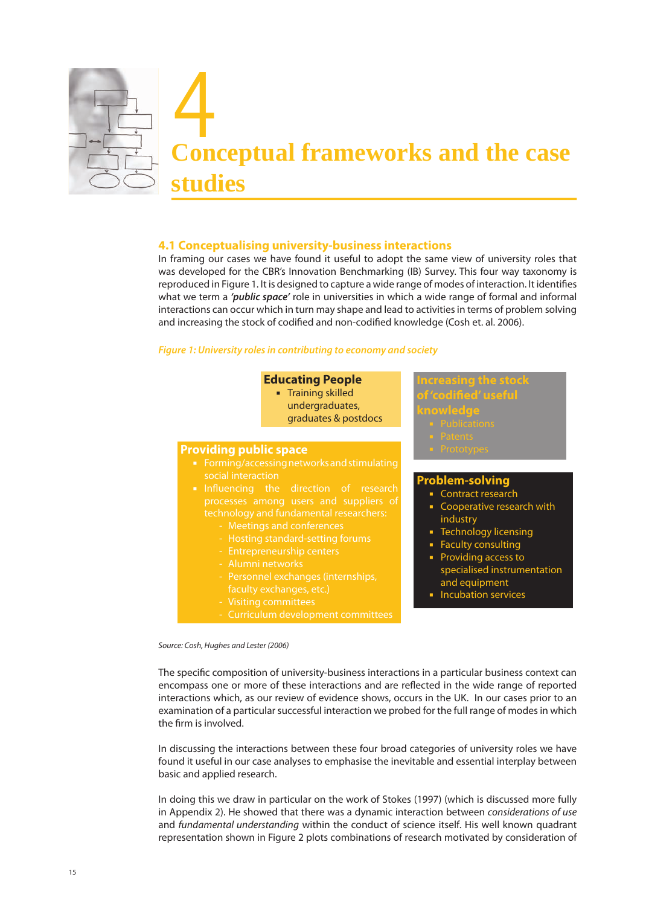# 4 Conceptual frameworks and the case studies

## 4.1 Conceptualising university-business interactions

In framing our cases we have found it useful to adopt the same view of university roles that was developed for the CBR's Innovation Benchmarking (IB) Survey. This four way taxonomy is reproduced in Figure 1. It is designed to capture a wide range of modes of interaction. It identifies what we term a ***'public space'*** role in universities in which a wide range of formal and informal interactions can occur which in turn may shape and lead to activities in terms of problem solving and increasing the stock of codified and non-codified knowledge (Cosh et. al. 2006).

*Figure 1: University roles in contributing to economy and society*

**Educating People**
- Training skilled undergraduates, graduates & postdocs

**Increasing the stock of 'codified' useful knowledge**
- Publications
- Patents
- Prototypes

**Providing public space**
- Forming/accessing networks and stimulating social interaction
- Influencing the direction of research processes among users and suppliers of technology and fundamental researchers:
  - Meetings and conferences
  - Hosting standard-setting forums
  - Entrepreneurship centers
  - Alumni networks
  - Personnel exchanges (internships, faculty exchanges, etc.)
  - Visiting committees
  - Curriculum development committees

**Problem-solving**
- Contract research
- Cooperative research with industry
- Technology licensing
- Faculty consulting
- Providing access to specialised instrumentation and equipment
- Incubation services

*Source: Cosh, Hughes and Lester (2006)*

The specific composition of university-business interactions in a particular business context can encompass one or more of these interactions and are reflected in the wide range of reported interactions which, as our review of evidence shows, occurs in the UK. In our cases prior to an examination of a particular successful interaction we probed for the full range of modes in which the firm is involved.

In discussing the interactions between these four broad categories of university roles we have found it useful in our case analyses to emphasise the inevitable and essential interplay between basic and applied research.

In doing this we draw in particular on the work of Stokes (1997) (which is discussed more fully in Appendix 2). He showed that there was a dynamic interaction between *considerations of use* and *fundamental understanding* within the conduct of science itself. His well known quadrant representation shown in Figure 2 plots combinations of research motivated by consideration of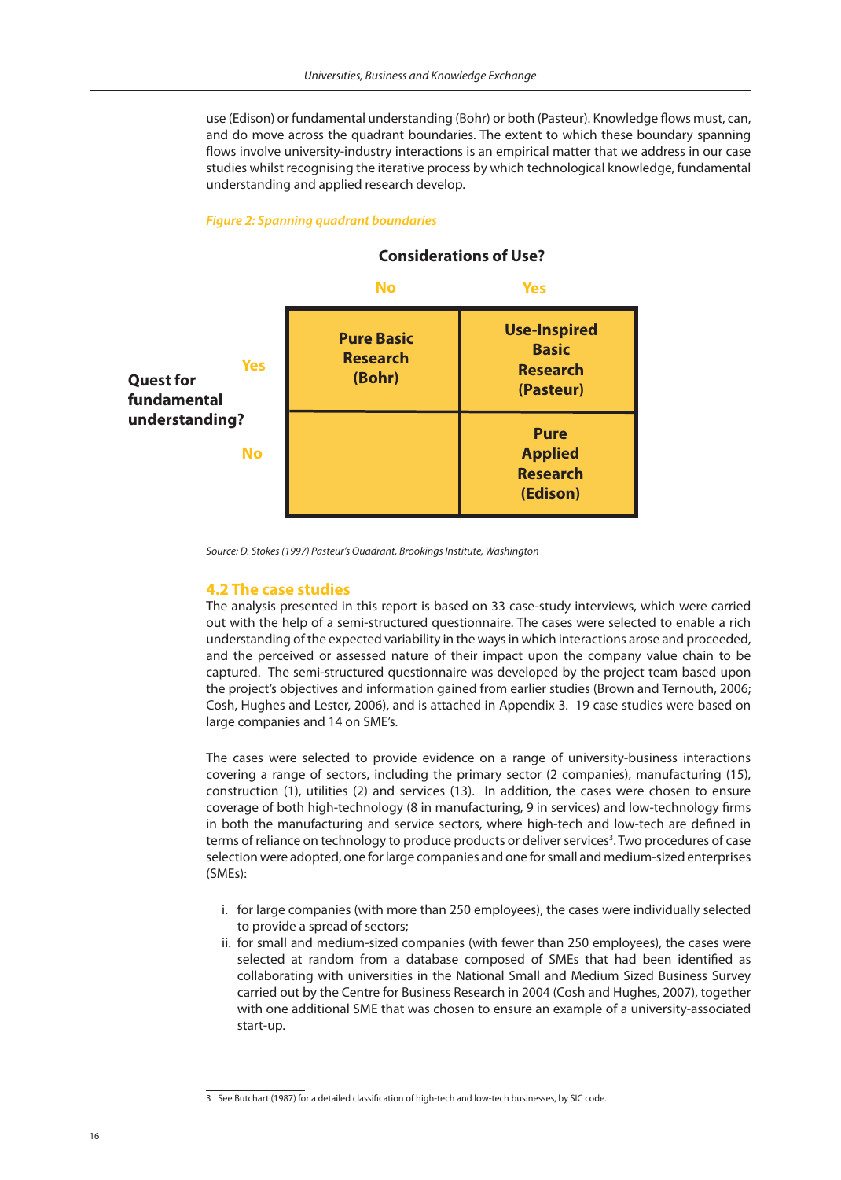use (Edison) or fundamental understanding (Bohr) or both (Pasteur). Knowledge flows must, can, and do move across the quadrant boundaries. The extent to which these boundary spanning flows involve university-industry interactions is an empirical matter that we address in our case studies whilst recognising the iterative process by which technological knowledge, fundamental understanding and applied research develop.

*Figure 2: Spanning quadrant boundaries*

| | | Considerations of Use? | |
|---|---|---|---|
| | | **No** | **Yes** |
| **Quest for fundamental understanding?** | **Yes** | **Pure Basic Research (Bohr)** | **Use-Inspired Basic Research (Pasteur)** |
| | **No** | | **Pure Applied Research (Edison)** |

*Source: D. Stokes (1997) Pasteur's Quadrant, Brookings Institute, Washington*

## 4.2 The case studies

The analysis presented in this report is based on 33 case-study interviews, which were carried out with the help of a semi-structured questionnaire. The cases were selected to enable a rich understanding of the expected variability in the ways in which interactions arose and proceeded, and the perceived or assessed nature of their impact upon the company value chain to be captured. The semi-structured questionnaire was developed by the project team based upon the project's objectives and information gained from earlier studies (Brown and Ternouth, 2006; Cosh, Hughes and Lester, 2006), and is attached in Appendix 3. 19 case studies were based on large companies and 14 on SME's.

The cases were selected to provide evidence on a range of university-business interactions covering a range of sectors, including the primary sector (2 companies), manufacturing (15), construction (1), utilities (2) and services (13). In addition, the cases were chosen to ensure coverage of both high-technology (8 in manufacturing, 9 in services) and low-technology firms in both the manufacturing and service sectors, where high-tech and low-tech are defined in terms of reliance on technology to produce products or deliver services[3]. Two procedures of case selection were adopted, one for large companies and one for small and medium-sized enterprises (SMEs):

i. for large companies (with more than 250 employees), the cases were individually selected to provide a spread of sectors;
ii. for small and medium-sized companies (with fewer than 250 employees), the cases were selected at random from a database composed of SMEs that had been identified as collaborating with universities in the National Small and Medium Sized Business Survey carried out by the Centre for Business Research in 2004 (Cosh and Hughes, 2007), together with one additional SME that was chosen to ensure an example of a university-associated start-up.

3 See Butchart (1987) for a detailed classification of high-tech and low-tech businesses, by SIC code.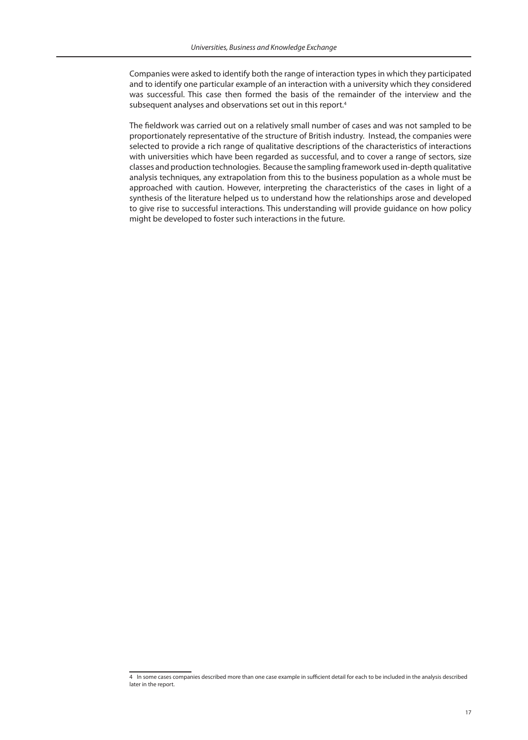Companies were asked to identify both the range of interaction types in which they participated and to identify one particular example of an interaction with a university which they considered was successful. This case then formed the basis of the remainder of the interview and the subsequent analyses and observations set out in this report.[4]

The fieldwork was carried out on a relatively small number of cases and was not sampled to be proportionately representative of the structure of British industry. Instead, the companies were selected to provide a rich range of qualitative descriptions of the characteristics of interactions with universities which have been regarded as successful, and to cover a range of sectors, size classes and production technologies. Because the sampling framework used in-depth qualitative analysis techniques, any extrapolation from this to the business population as a whole must be approached with caution. However, interpreting the characteristics of the cases in light of a synthesis of the literature helped us to understand how the relationships arose and developed to give rise to successful interactions. This understanding will provide guidance on how policy might be developed to foster such interactions in the future.

---

4 In some cases companies described more than one case example in sufficient detail for each to be included in the analysis described later in the report.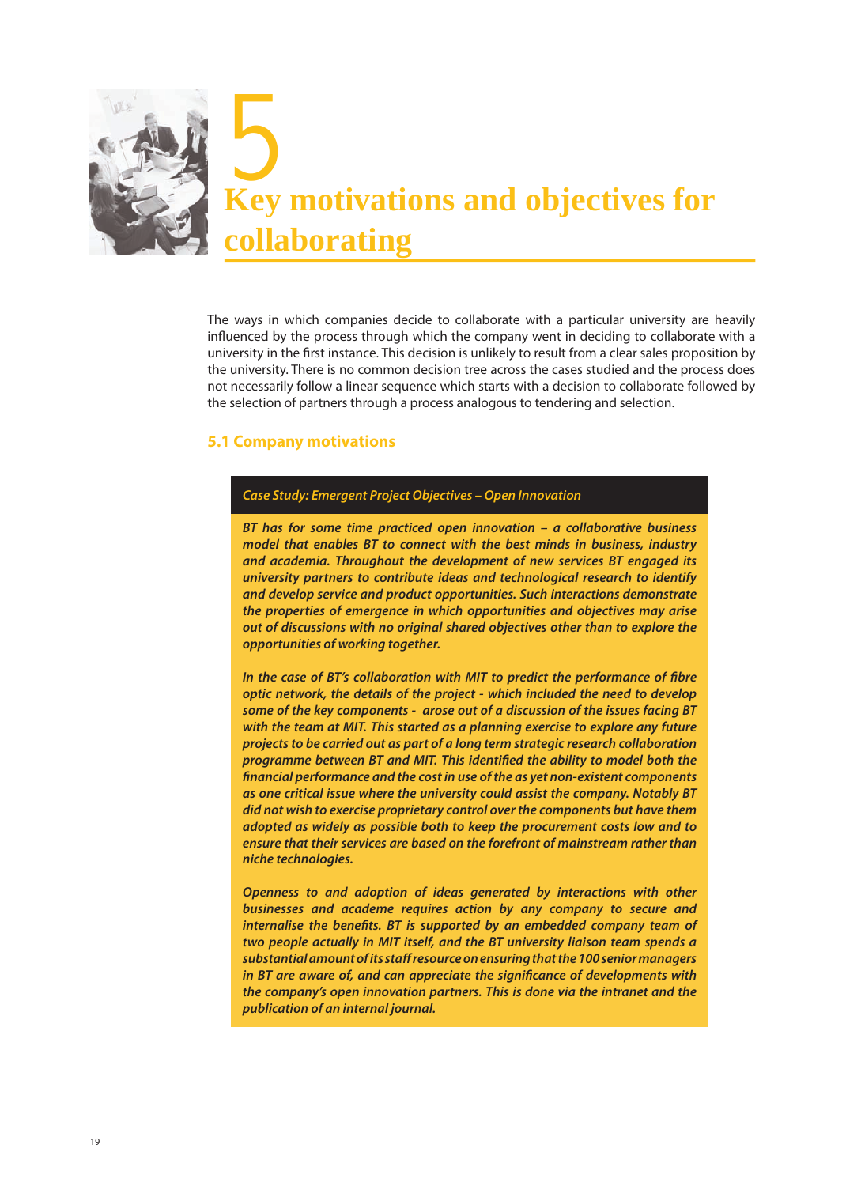# 5 Key motivations and objectives for collaborating

The ways in which companies decide to collaborate with a particular university are heavily influenced by the process through which the company went in deciding to collaborate with a university in the first instance. This decision is unlikely to result from a clear sales proposition by the university. There is no common decision tree across the cases studied and the process does not necessarily follow a linear sequence which starts with a decision to collaborate followed by the selection of partners through a process analogous to tendering and selection.

## 5.1 Company motivations

*Case Study: Emergent Project Objectives – Open Innovation*

***BT has for some time practiced open innovation – a collaborative business model that enables BT to connect with the best minds in business, industry and academia. Throughout the development of new services BT engaged its university partners to contribute ideas and technological research to identify and develop service and product opportunities. Such interactions demonstrate the properties of emergence in which opportunities and objectives may arise out of discussions with no original shared objectives other than to explore the opportunities of working together.***

***In the case of BT's collaboration with MIT to predict the performance of fibre optic network, the details of the project - which included the need to develop some of the key components - arose out of a discussion of the issues facing BT with the team at MIT. This started as a planning exercise to explore any future projects to be carried out as part of a long term strategic research collaboration programme between BT and MIT. This identified the ability to model both the financial performance and the cost in use of the as yet non-existent components as one critical issue where the university could assist the company. Notably BT did not wish to exercise proprietary control over the components but have them adopted as widely as possible both to keep the procurement costs low and to ensure that their services are based on the forefront of mainstream rather than niche technologies.***

***Openness to and adoption of ideas generated by interactions with other businesses and academe requires action by any company to secure and internalise the benefits. BT is supported by an embedded company team of two people actually in MIT itself, and the BT university liaison team spends a substantial amount of its staff resource on ensuring that the 100 senior managers in BT are aware of, and can appreciate the significance of developments with the company's open innovation partners. This is done via the intranet and the publication of an internal journal.***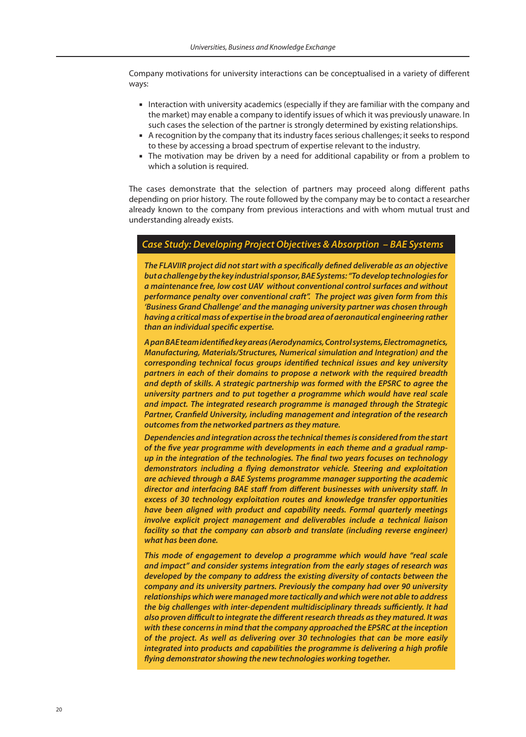Company motivations for university interactions can be conceptualised in a variety of different ways:

- Interaction with university academics (especially if they are familiar with the company and the market) may enable a company to identify issues of which it was previously unaware. In such cases the selection of the partner is strongly determined by existing relationships.
- A recognition by the company that its industry faces serious challenges; it seeks to respond to these by accessing a broad spectrum of expertise relevant to the industry.
- The motivation may be driven by a need for additional capability or from a problem to which a solution is required.

The cases demonstrate that the selection of partners may proceed along different paths depending on prior history. The route followed by the company may be to contact a researcher already known to the company from previous interactions and with whom mutual trust and understanding already exists.

### *Case Study: Developing Project Objectives & Absorption – BAE Systems*

***The FLAVIIR project did not start with a specifically defined deliverable as an objective but a challenge by the key industrial sponsor, BAE Systems: "To develop technologies for a maintenance free, low cost UAV without conventional control surfaces and without performance penalty over conventional craft". The project was given form from this 'Business Grand Challenge' and the managing university partner was chosen through having a critical mass of expertise in the broad area of aeronautical engineering rather than an individual specific expertise.***

***A pan BAE team identified key areas (Aerodynamics, Control systems, Electromagnetics, Manufacturing, Materials/Structures, Numerical simulation and Integration) and the corresponding technical focus groups identified technical issues and key university partners in each of their domains to propose a network with the required breadth and depth of skills. A strategic partnership was formed with the EPSRC to agree the university partners and to put together a programme which would have real scale and impact. The integrated research programme is managed through the Strategic Partner, Cranfield University, including management and integration of the research outcomes from the networked partners as they mature.***

***Dependencies and integration across the technical themes is considered from the start of the five year programme with developments in each theme and a gradual ramp-up in the integration of the technologies. The final two years focuses on technology demonstrators including a flying demonstrator vehicle. Steering and exploitation are achieved through a BAE Systems programme manager supporting the academic director and interfacing BAE staff from different businesses with university staff. In excess of 30 technology exploitation routes and knowledge transfer opportunities have been aligned with product and capability needs. Formal quarterly meetings involve explicit project management and deliverables include a technical liaison facility so that the company can absorb and translate (including reverse engineer) what has been done.***

***This mode of engagement to develop a programme which would have "real scale and impact" and consider systems integration from the early stages of research was developed by the company to address the existing diversity of contacts between the company and its university partners. Previously the company had over 90 university relationships which were managed more tactically and which were not able to address the big challenges with inter-dependent multidisciplinary threads sufficiently. It had also proven difficult to integrate the different research threads as they matured. It was with these concerns in mind that the company approached the EPSRC at the inception of the project. As well as delivering over 30 technologies that can be more easily integrated into products and capabilities the programme is delivering a high profile flying demonstrator showing the new technologies working together.***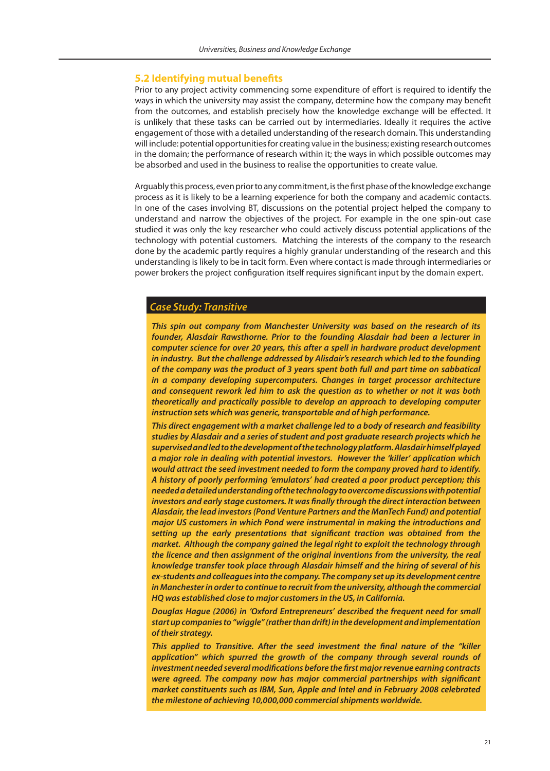## 5.2 Identifying mutual benefits

Prior to any project activity commencing some expenditure of effort is required to identify the ways in which the university may assist the company, determine how the company may benefit from the outcomes, and establish precisely how the knowledge exchange will be effected. It is unlikely that these tasks can be carried out by intermediaries. Ideally it requires the active engagement of those with a detailed understanding of the research domain. This understanding will include: potential opportunities for creating value in the business; existing research outcomes in the domain; the performance of research within it; the ways in which possible outcomes may be absorbed and used in the business to realise the opportunities to create value.

Arguably this process, even prior to any commitment, is the first phase of the knowledge exchange process as it is likely to be a learning experience for both the company and academic contacts. In one of the cases involving BT, discussions on the potential project helped the company to understand and narrow the objectives of the project. For example in the one spin-out case studied it was only the key researcher who could actively discuss potential applications of the technology with potential customers. Matching the interests of the company to the research done by the academic partly requires a highly granular understanding of the research and this understanding is likely to be in tacit form. Even where contact is made through intermediaries or power brokers the project configuration itself requires significant input by the domain expert.

### *Case Study: Transitive*

***This spin out company from Manchester University was based on the research of its founder, Alasdair Rawsthorne. Prior to the founding Alasdair had been a lecturer in computer science for over 20 years, this after a spell in hardware product development in industry. But the challenge addressed by Alisdair's research which led to the founding of the company was the product of 3 years spent both full and part time on sabbatical in a company developing supercomputers. Changes in target processor architecture and consequent rework led him to ask the question as to whether or not it was both theoretically and practically possible to develop an approach to developing computer instruction sets which was generic, transportable and of high performance.***

***This direct engagement with a market challenge led to a body of research and feasibility studies by Alasdair and a series of student and post graduate research projects which he supervised and led to the development of the technology platform. Alasdair himself played a major role in dealing with potential investors. However the 'killer' application which would attract the seed investment needed to form the company proved hard to identify. A history of poorly performing 'emulators' had created a poor product perception; this needed a detailed understanding of the technology to overcome discussions with potential investors and early stage customers. It was finally through the direct interaction between Alasdair, the lead investors (Pond Venture Partners and the ManTech Fund) and potential major US customers in which Pond were instrumental in making the introductions and setting up the early presentations that significant traction was obtained from the market. Although the company gained the legal right to exploit the technology through the licence and then assignment of the original inventions from the university, the real knowledge transfer took place through Alasdair himself and the hiring of several of his ex-students and colleagues into the company. The company set up its development centre in Manchester in order to continue to recruit from the university, although the commercial HQ was established close to major customers in the US, in California.***

***Douglas Hague (2006) in 'Oxford Entrepreneurs' described the frequent need for small start up companies to "wiggle" (rather than drift) in the development and implementation of their strategy.***

***This applied to Transitive. After the seed investment the final nature of the "killer application" which spurred the growth of the company through several rounds of investment needed several modifications before the first major revenue earning contracts were agreed. The company now has major commercial partnerships with significant market constituents such as IBM, Sun, Apple and Intel and in February 2008 celebrated the milestone of achieving 10,000,000 commercial shipments worldwide.***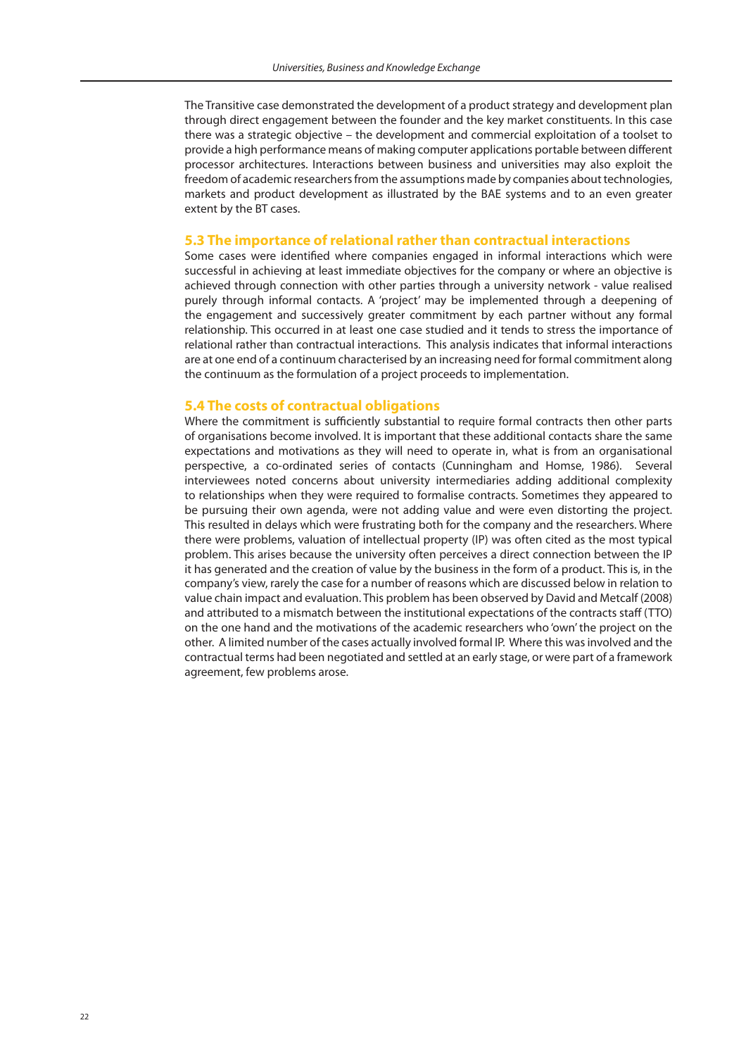The Transitive case demonstrated the development of a product strategy and development plan through direct engagement between the founder and the key market constituents. In this case there was a strategic objective – the development and commercial exploitation of a toolset to provide a high performance means of making computer applications portable between different processor architectures. Interactions between business and universities may also exploit the freedom of academic researchers from the assumptions made by companies about technologies, markets and product development as illustrated by the BAE systems and to an even greater extent by the BT cases.

## 5.3 The importance of relational rather than contractual interactions

Some cases were identified where companies engaged in informal interactions which were successful in achieving at least immediate objectives for the company or where an objective is achieved through connection with other parties through a university network - value realised purely through informal contacts. A 'project' may be implemented through a deepening of the engagement and successively greater commitment by each partner without any formal relationship. This occurred in at least one case studied and it tends to stress the importance of relational rather than contractual interactions. This analysis indicates that informal interactions are at one end of a continuum characterised by an increasing need for formal commitment along the continuum as the formulation of a project proceeds to implementation.

## 5.4 The costs of contractual obligations

Where the commitment is sufficiently substantial to require formal contracts then other parts of organisations become involved. It is important that these additional contacts share the same expectations and motivations as they will need to operate in, what is from an organisational perspective, a co-ordinated series of contacts (Cunningham and Homse, 1986). Several interviewees noted concerns about university intermediaries adding additional complexity to relationships when they were required to formalise contracts. Sometimes they appeared to be pursuing their own agenda, were not adding value and were even distorting the project. This resulted in delays which were frustrating both for the company and the researchers. Where there were problems, valuation of intellectual property (IP) was often cited as the most typical problem. This arises because the university often perceives a direct connection between the IP it has generated and the creation of value by the business in the form of a product. This is, in the company's view, rarely the case for a number of reasons which are discussed below in relation to value chain impact and evaluation. This problem has been observed by David and Metcalf (2008) and attributed to a mismatch between the institutional expectations of the contracts staff (TTO) on the one hand and the motivations of the academic researchers who 'own' the project on the other. A limited number of the cases actually involved formal IP. Where this was involved and the contractual terms had been negotiated and settled at an early stage, or were part of a framework agreement, few problems arose.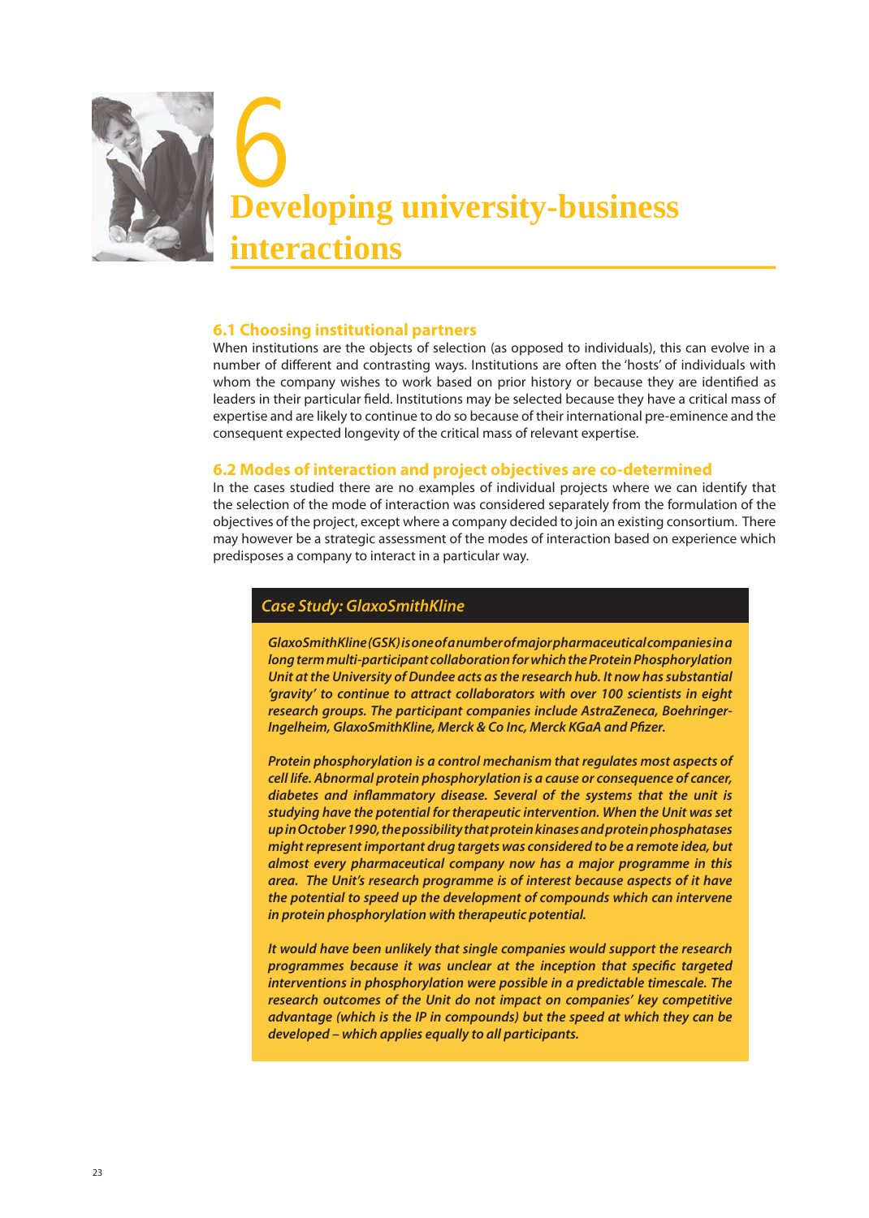# 6 Developing university-business interactions

## 6.1 Choosing institutional partners

When institutions are the objects of selection (as opposed to individuals), this can evolve in a number of different and contrasting ways. Institutions are often the 'hosts' of individuals with whom the company wishes to work based on prior history or because they are identified as leaders in their particular field. Institutions may be selected because they have a critical mass of expertise and are likely to continue to do so because of their international pre-eminence and the consequent expected longevity of the critical mass of relevant expertise.

## 6.2 Modes of interaction and project objectives are co-determined

In the cases studied there are no examples of individual projects where we can identify that the selection of the mode of interaction was considered separately from the formulation of the objectives of the project, except where a company decided to join an existing consortium. There may however be a strategic assessment of the modes of interaction based on experience which predisposes a company to interact in a particular way.

### *Case Study: GlaxoSmithKline*

***GlaxoSmithKline (GSK) is one of a number of major pharmaceutical companies in a long term multi-participant collaboration for which the Protein Phosphorylation Unit at the University of Dundee acts as the research hub. It now has substantial 'gravity' to continue to attract collaborators with over 100 scientists in eight research groups. The participant companies include AstraZeneca, Boehringer-Ingelheim, GlaxoSmithKline, Merck & Co Inc, Merck KGaA and Pfizer.***

***Protein phosphorylation is a control mechanism that regulates most aspects of cell life. Abnormal protein phosphorylation is a cause or consequence of cancer, diabetes and inflammatory disease. Several of the systems that the unit is studying have the potential for therapeutic intervention. When the Unit was set up in October 1990, the possibility that protein kinases and protein phosphatases might represent important drug targets was considered to be a remote idea, but almost every pharmaceutical company now has a major programme in this area. The Unit's research programme is of interest because aspects of it have the potential to speed up the development of compounds which can intervene in protein phosphorylation with therapeutic potential.***

***It would have been unlikely that single companies would support the research programmes because it was unclear at the inception that specific targeted interventions in phosphorylation were possible in a predictable timescale. The research outcomes of the Unit do not impact on companies' key competitive advantage (which is the IP in compounds) but the speed at which they can be developed – which applies equally to all participants.***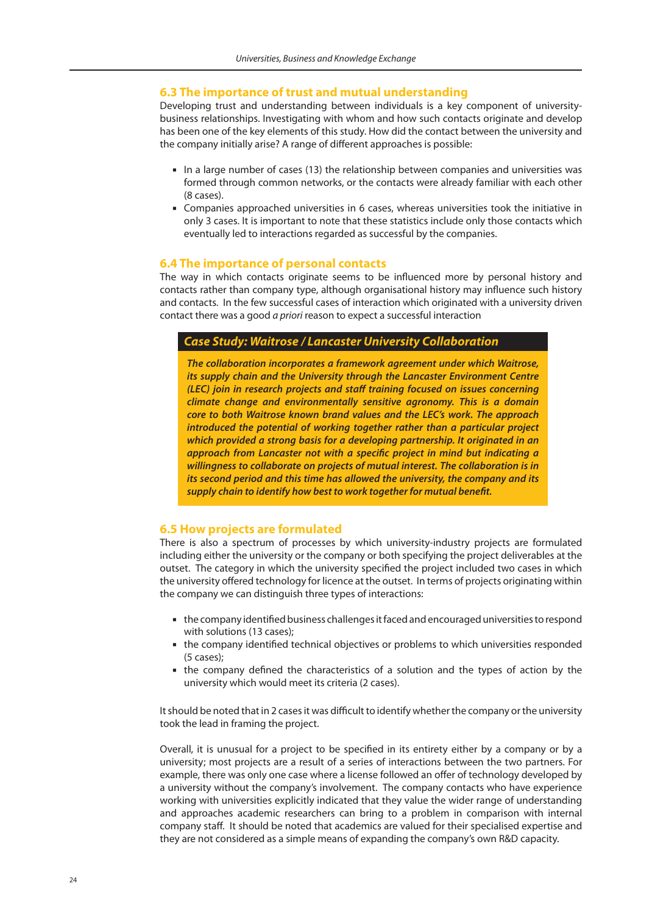## 6.3 The importance of trust and mutual understanding

Developing trust and understanding between individuals is a key component of university-business relationships. Investigating with whom and how such contacts originate and develop has been one of the key elements of this study. How did the contact between the university and the company initially arise? A range of different approaches is possible:

- In a large number of cases (13) the relationship between companies and universities was formed through common networks, or the contacts were already familiar with each other (8 cases).
- Companies approached universities in 6 cases, whereas universities took the initiative in only 3 cases. It is important to note that these statistics include only those contacts which eventually led to interactions regarded as successful by the companies.

## 6.4 The importance of personal contacts

The way in which contacts originate seems to be influenced more by personal history and contacts rather than company type, although organisational history may influence such history and contacts. In the few successful cases of interaction which originated with a university driven contact there was a good *a priori* reason to expect a successful interaction

### *Case Study: Waitrose / Lancaster University Collaboration*

***The collaboration incorporates a framework agreement under which Waitrose, its supply chain and the University through the Lancaster Environment Centre (LEC) join in research projects and staff training focused on issues concerning climate change and environmentally sensitive agronomy. This is a domain core to both Waitrose known brand values and the LEC's work. The approach introduced the potential of working together rather than a particular project which provided a strong basis for a developing partnership. It originated in an approach from Lancaster not with a specific project in mind but indicating a willingness to collaborate on projects of mutual interest. The collaboration is in its second period and this time has allowed the university, the company and its supply chain to identify how best to work together for mutual benefit.***

## 6.5 How projects are formulated

There is also a spectrum of processes by which university-industry projects are formulated including either the university or the company or both specifying the project deliverables at the outset. The category in which the university specified the project included two cases in which the university offered technology for licence at the outset. In terms of projects originating within the company we can distinguish three types of interactions:

- the company identified business challenges it faced and encouraged universities to respond with solutions (13 cases);
- the company identified technical objectives or problems to which universities responded (5 cases);
- the company defined the characteristics of a solution and the types of action by the university which would meet its criteria (2 cases).

It should be noted that in 2 cases it was difficult to identify whether the company or the university took the lead in framing the project.

Overall, it is unusual for a project to be specified in its entirety either by a company or by a university; most projects are a result of a series of interactions between the two partners. For example, there was only one case where a license followed an offer of technology developed by a university without the company's involvement. The company contacts who have experience working with universities explicitly indicated that they value the wider range of understanding and approaches academic researchers can bring to a problem in comparison with internal company staff. It should be noted that academics are valued for their specialised expertise and they are not considered as a simple means of expanding the company's own R&D capacity.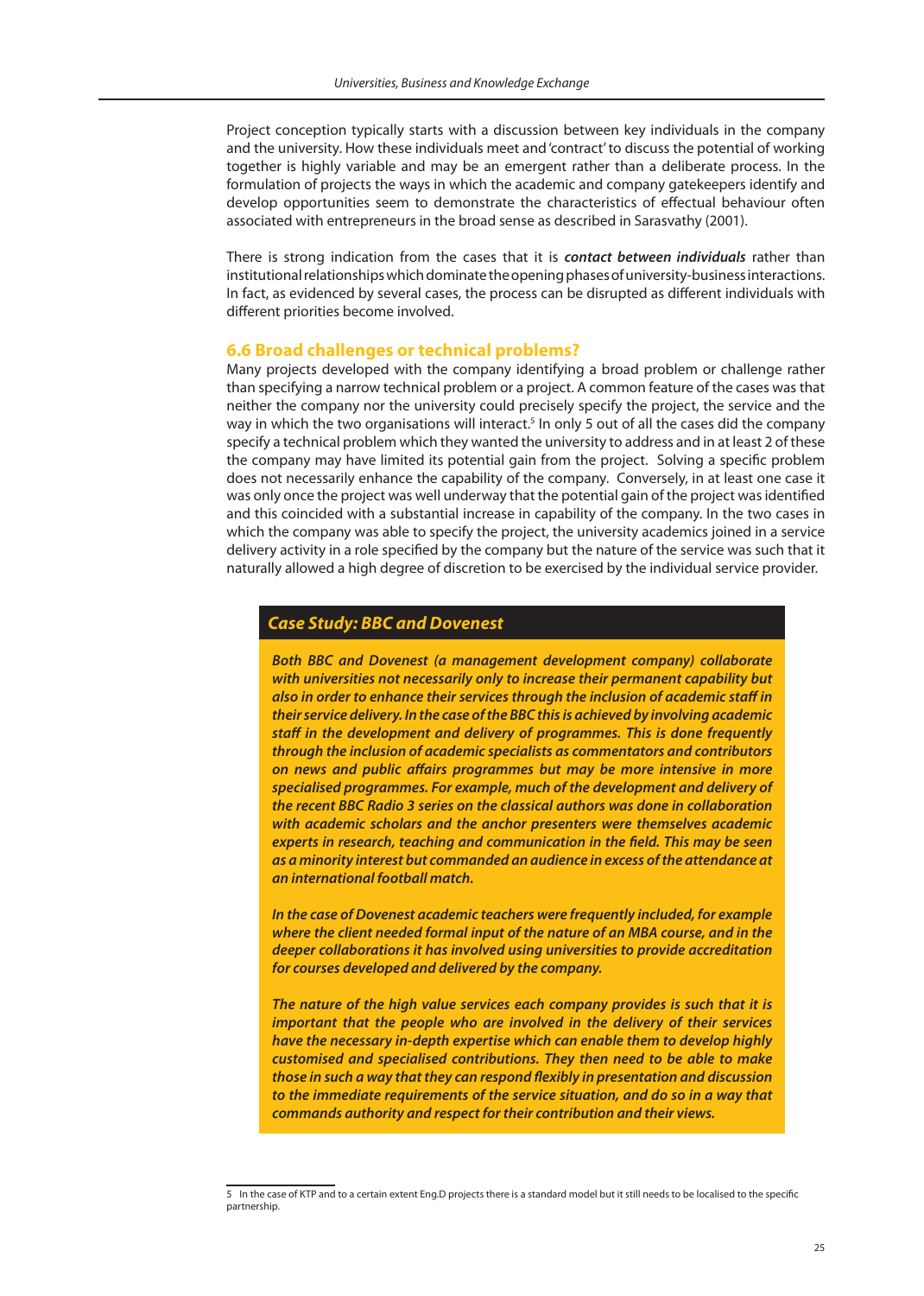Project conception typically starts with a discussion between key individuals in the company and the university. How these individuals meet and 'contract' to discuss the potential of working together is highly variable and may be an emergent rather than a deliberate process. In the formulation of projects the ways in which the academic and company gatekeepers identify and develop opportunities seem to demonstrate the characteristics of effectual behaviour often associated with entrepreneurs in the broad sense as described in Sarasvathy (2001).

There is strong indication from the cases that it is ***contact between individuals*** rather than institutional relationships which dominate the opening phases of university-business interactions. In fact, as evidenced by several cases, the process can be disrupted as different individuals with different priorities become involved.

## 6.6 Broad challenges or technical problems?

Many projects developed with the company identifying a broad problem or challenge rather than specifying a narrow technical problem or a project. A common feature of the cases was that neither the company nor the university could precisely specify the project, the service and the way in which the two organisations will interact.[5] In only 5 out of all the cases did the company specify a technical problem which they wanted the university to address and in at least 2 of these the company may have limited its potential gain from the project. Solving a specific problem does not necessarily enhance the capability of the company. Conversely, in at least one case it was only once the project was well underway that the potential gain of the project was identified and this coincided with a substantial increase in capability of the company. In the two cases in which the company was able to specify the project, the university academics joined in a service delivery activity in a role specified by the company but the nature of the service was such that it naturally allowed a high degree of discretion to be exercised by the individual service provider.

### *Case Study: BBC and Dovenest*

***Both BBC and Dovenest (a management development company) collaborate with universities not necessarily only to increase their permanent capability but also in order to enhance their services through the inclusion of academic staff in their service delivery. In the case of the BBC this is achieved by involving academic staff in the development and delivery of programmes. This is done frequently through the inclusion of academic specialists as commentators and contributors on news and public affairs programmes but may be more intensive in more specialised programmes. For example, much of the development and delivery of the recent BBC Radio 3 series on the classical authors was done in collaboration with academic scholars and the anchor presenters were themselves academic experts in research, teaching and communication in the field. This may be seen as a minority interest but commanded an audience in excess of the attendance at an international football match.***

***In the case of Dovenest academic teachers were frequently included, for example where the client needed formal input of the nature of an MBA course, and in the deeper collaborations it has involved using universities to provide accreditation for courses developed and delivered by the company.***

***The nature of the high value services each company provides is such that it is important that the people who are involved in the delivery of their services have the necessary in-depth expertise which can enable them to develop highly customised and specialised contributions. They then need to be able to make those in such a way that they can respond flexibly in presentation and discussion to the immediate requirements of the service situation, and do so in a way that commands authority and respect for their contribution and their views.***

---

[5] In the case of KTP and to a certain extent Eng.D projects there is a standard model but it still needs to be localised to the specific partnership.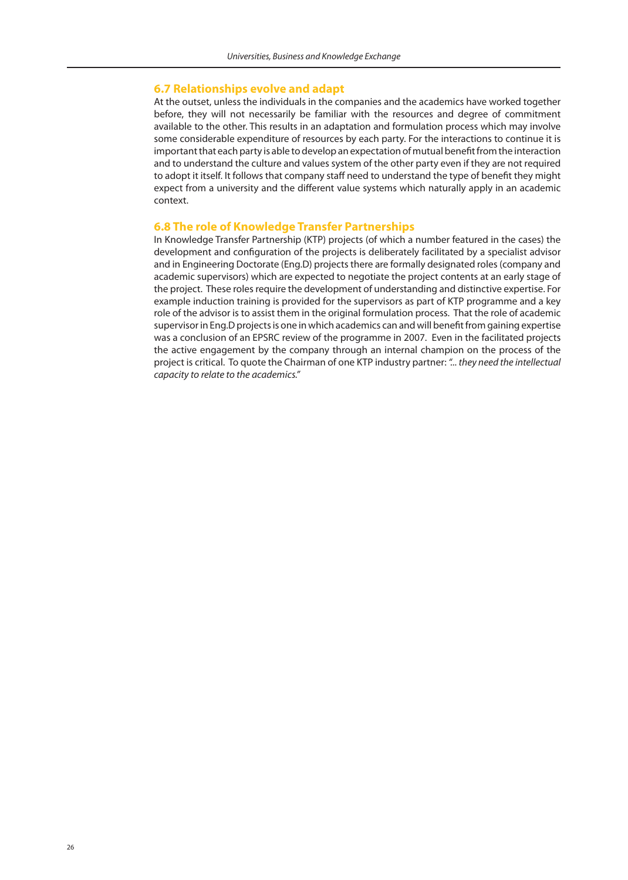## 6.7 Relationships evolve and adapt

At the outset, unless the individuals in the companies and the academics have worked together before, they will not necessarily be familiar with the resources and degree of commitment available to the other. This results in an adaptation and formulation process which may involve some considerable expenditure of resources by each party. For the interactions to continue it is important that each party is able to develop an expectation of mutual benefit from the interaction and to understand the culture and values system of the other party even if they are not required to adopt it itself. It follows that company staff need to understand the type of benefit they might expect from a university and the different value systems which naturally apply in an academic context.

## 6.8 The role of Knowledge Transfer Partnerships

In Knowledge Transfer Partnership (KTP) projects (of which a number featured in the cases) the development and configuration of the projects is deliberately facilitated by a specialist advisor and in Engineering Doctorate (Eng.D) projects there are formally designated roles (company and academic supervisors) which are expected to negotiate the project contents at an early stage of the project. These roles require the development of understanding and distinctive expertise. For example induction training is provided for the supervisors as part of KTP programme and a key role of the advisor is to assist them in the original formulation process. That the role of academic supervisor in Eng.D projects is one in which academics can and will benefit from gaining expertise was a conclusion of an EPSRC review of the programme in 2007. Even in the facilitated projects the active engagement by the company through an internal champion on the process of the project is critical. To quote the Chairman of one KTP industry partner: *"... they need the intellectual capacity to relate to the academics."*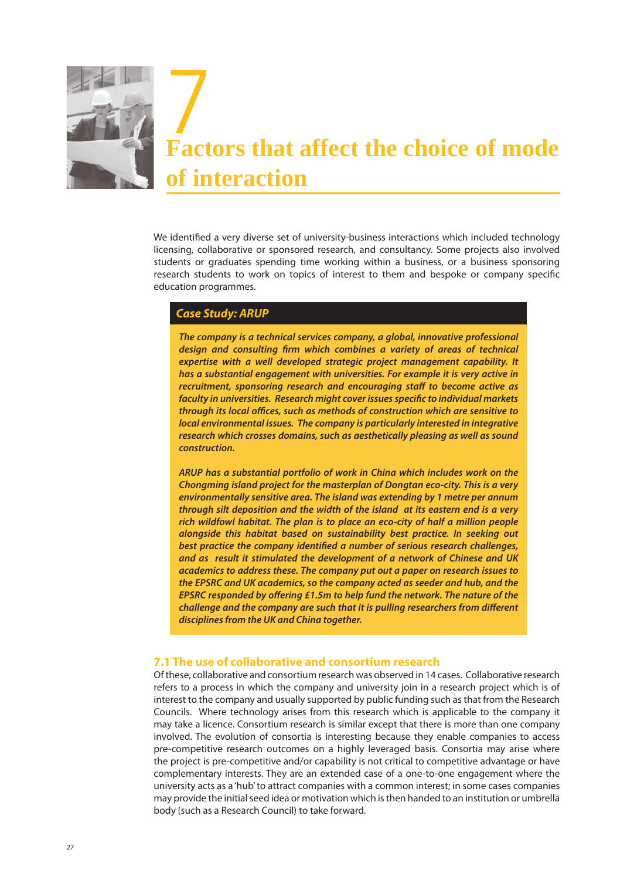# 7 Factors that affect the choice of mode of interaction

We identified a very diverse set of university-business interactions which included technology licensing, collaborative or sponsored research, and consultancy. Some projects also involved students or graduates spending time working within a business, or a business sponsoring research students to work on topics of interest to them and bespoke or company specific education programmes.

> **Case Study: ARUP**
>
> ***The company is a technical services company, a global, innovative professional design and consulting firm which combines a variety of areas of technical expertise with a well developed strategic project management capability. It has a substantial engagement with universities. For example it is very active in recruitment, sponsoring research and encouraging staff to become active as faculty in universities. Research might cover issues specific to individual markets through its local offices, such as methods of construction which are sensitive to local environmental issues. The company is particularly interested in integrative research which crosses domains, such as aesthetically pleasing as well as sound construction.***
>
> ***ARUP has a substantial portfolio of work in China which includes work on the Chongming island project for the masterplan of Dongtan eco-city. This is a very environmentally sensitive area. The island was extending by 1 metre per annum through silt deposition and the width of the island at its eastern end is a very rich wildfowl habitat. The plan is to place an eco-city of half a million people alongside this habitat based on sustainability best practice. In seeking out best practice the company identified a number of serious research challenges, and as result it stimulated the development of a network of Chinese and UK academics to address these. The company put out a paper on research issues to the EPSRC and UK academics, so the company acted as seeder and hub, and the EPSRC responded by offering £1.5m to help fund the network. The nature of the challenge and the company are such that it is pulling researchers from different disciplines from the UK and China together.***

## 7.1 The use of collaborative and consortium research

Of these, collaborative and consortium research was observed in 14 cases. Collaborative research refers to a process in which the company and university join in a research project which is of interest to the company and usually supported by public funding such as that from the Research Councils. Where technology arises from this research which is applicable to the company it may take a licence. Consortium research is similar except that there is more than one company involved. The evolution of consortia is interesting because they enable companies to access pre-competitive research outcomes on a highly leveraged basis. Consortia may arise where the project is pre-competitive and/or capability is not critical to competitive advantage or have complementary interests. They are an extended case of a one-to-one engagement where the university acts as a 'hub' to attract companies with a common interest; in some cases companies may provide the initial seed idea or motivation which is then handed to an institution or umbrella body (such as a Research Council) to take forward.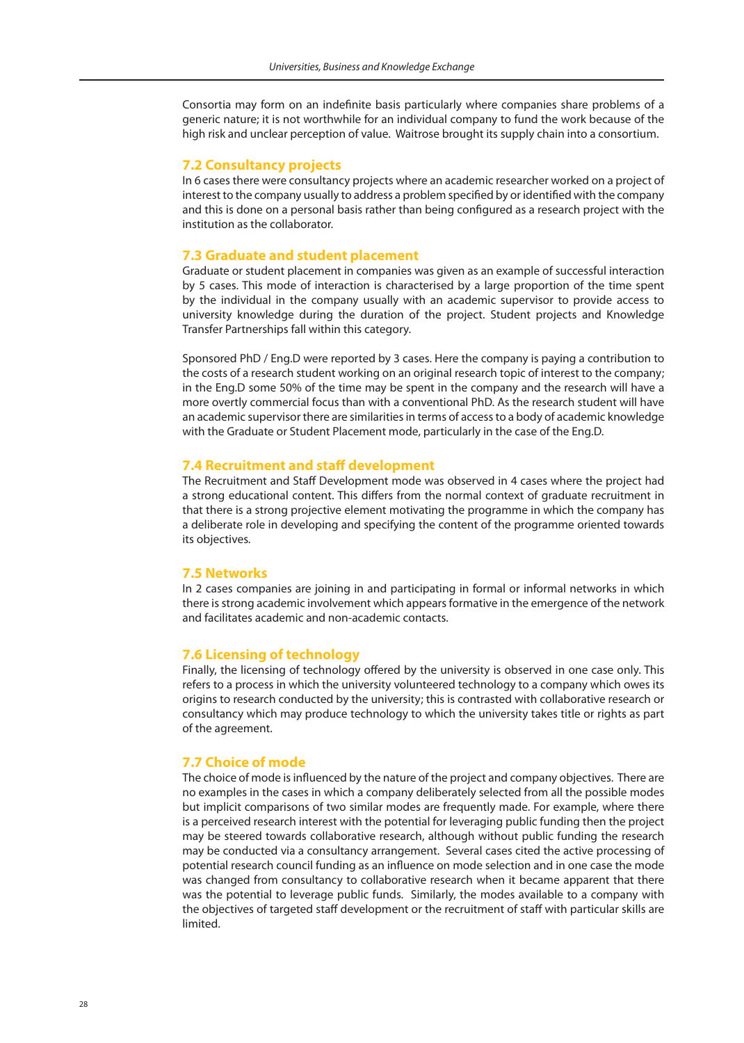Consortia may form on an indefinite basis particularly where companies share problems of a generic nature; it is not worthwhile for an individual company to fund the work because of the high risk and unclear perception of value. Waitrose brought its supply chain into a consortium.

### 7.2 Consultancy projects

In 6 cases there were consultancy projects where an academic researcher worked on a project of interest to the company usually to address a problem specified by or identified with the company and this is done on a personal basis rather than being configured as a research project with the institution as the collaborator.

### 7.3 Graduate and student placement

Graduate or student placement in companies was given as an example of successful interaction by 5 cases. This mode of interaction is characterised by a large proportion of the time spent by the individual in the company usually with an academic supervisor to provide access to university knowledge during the duration of the project. Student projects and Knowledge Transfer Partnerships fall within this category.

Sponsored PhD / Eng.D were reported by 3 cases. Here the company is paying a contribution to the costs of a research student working on an original research topic of interest to the company; in the Eng.D some 50% of the time may be spent in the company and the research will have a more overtly commercial focus than with a conventional PhD. As the research student will have an academic supervisor there are similarities in terms of access to a body of academic knowledge with the Graduate or Student Placement mode, particularly in the case of the Eng.D.

### 7.4 Recruitment and staff development

The Recruitment and Staff Development mode was observed in 4 cases where the project had a strong educational content. This differs from the normal context of graduate recruitment in that there is a strong projective element motivating the programme in which the company has a deliberate role in developing and specifying the content of the programme oriented towards its objectives.

### 7.5 Networks

In 2 cases companies are joining in and participating in formal or informal networks in which there is strong academic involvement which appears formative in the emergence of the network and facilitates academic and non-academic contacts.

### 7.6 Licensing of technology

Finally, the licensing of technology offered by the university is observed in one case only. This refers to a process in which the university volunteered technology to a company which owes its origins to research conducted by the university; this is contrasted with collaborative research or consultancy which may produce technology to which the university takes title or rights as part of the agreement.

### 7.7 Choice of mode

The choice of mode is influenced by the nature of the project and company objectives. There are no examples in the cases in which a company deliberately selected from all the possible modes but implicit comparisons of two similar modes are frequently made. For example, where there is a perceived research interest with the potential for leveraging public funding then the project may be steered towards collaborative research, although without public funding the research may be conducted via a consultancy arrangement. Several cases cited the active processing of potential research council funding as an influence on mode selection and in one case the mode was changed from consultancy to collaborative research when it became apparent that there was the potential to leverage public funds. Similarly, the modes available to a company with the objectives of targeted staff development or the recruitment of staff with particular skills are limited.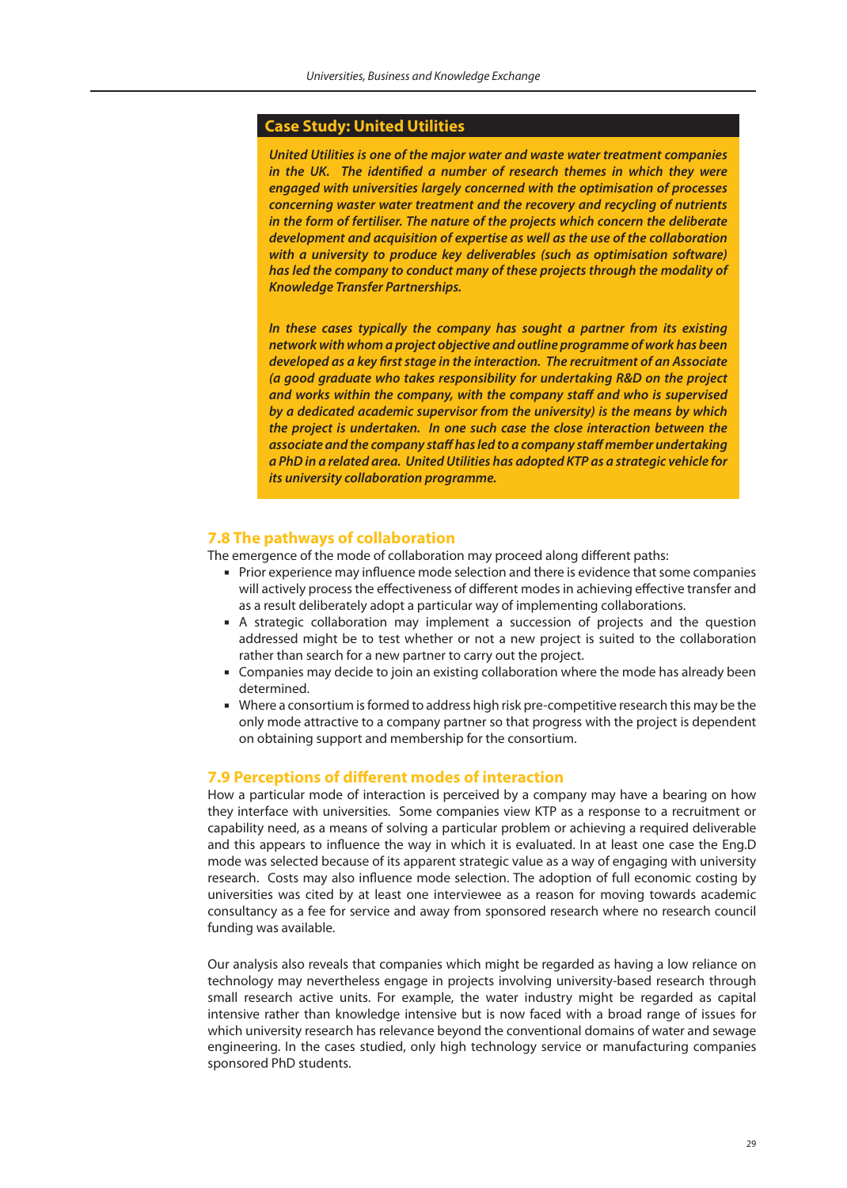### Case Study: United Utilities

*United Utilities is one of the major water and waste water treatment companies in the UK. The identified a number of research themes in which they were engaged with universities largely concerned with the optimisation of processes concerning waster water treatment and the recovery and recycling of nutrients in the form of fertiliser. The nature of the projects which concern the deliberate development and acquisition of expertise as well as the use of the collaboration with a university to produce key deliverables (such as optimisation software) has led the company to conduct many of these projects through the modality of Knowledge Transfer Partnerships.*

*In these cases typically the company has sought a partner from its existing network with whom a project objective and outline programme of work has been developed as a key first stage in the interaction. The recruitment of an Associate (a good graduate who takes responsibility for undertaking R&D on the project and works within the company, with the company staff and who is supervised by a dedicated academic supervisor from the university) is the means by which the project is undertaken. In one such case the close interaction between the associate and the company staff has led to a company staff member undertaking a PhD in a related area. United Utilities has adopted KTP as a strategic vehicle for its university collaboration programme.*

## 7.8 The pathways of collaboration

The emergence of the mode of collaboration may proceed along different paths:

- Prior experience may influence mode selection and there is evidence that some companies will actively process the effectiveness of different modes in achieving effective transfer and as a result deliberately adopt a particular way of implementing collaborations.
- A strategic collaboration may implement a succession of projects and the question addressed might be to test whether or not a new project is suited to the collaboration rather than search for a new partner to carry out the project.
- Companies may decide to join an existing collaboration where the mode has already been determined.
- Where a consortium is formed to address high risk pre-competitive research this may be the only mode attractive to a company partner so that progress with the project is dependent on obtaining support and membership for the consortium.

## 7.9 Perceptions of different modes of interaction

How a particular mode of interaction is perceived by a company may have a bearing on how they interface with universities. Some companies view KTP as a response to a recruitment or capability need, as a means of solving a particular problem or achieving a required deliverable and this appears to influence the way in which it is evaluated. In at least one case the Eng.D mode was selected because of its apparent strategic value as a way of engaging with university research. Costs may also influence mode selection. The adoption of full economic costing by universities was cited by at least one interviewee as a reason for moving towards academic consultancy as a fee for service and away from sponsored research where no research council funding was available.

Our analysis also reveals that companies which might be regarded as having a low reliance on technology may nevertheless engage in projects involving university-based research through small research active units. For example, the water industry might be regarded as capital intensive rather than knowledge intensive but is now faced with a broad range of issues for which university research has relevance beyond the conventional domains of water and sewage engineering. In the cases studied, only high technology service or manufacturing companies sponsored PhD students.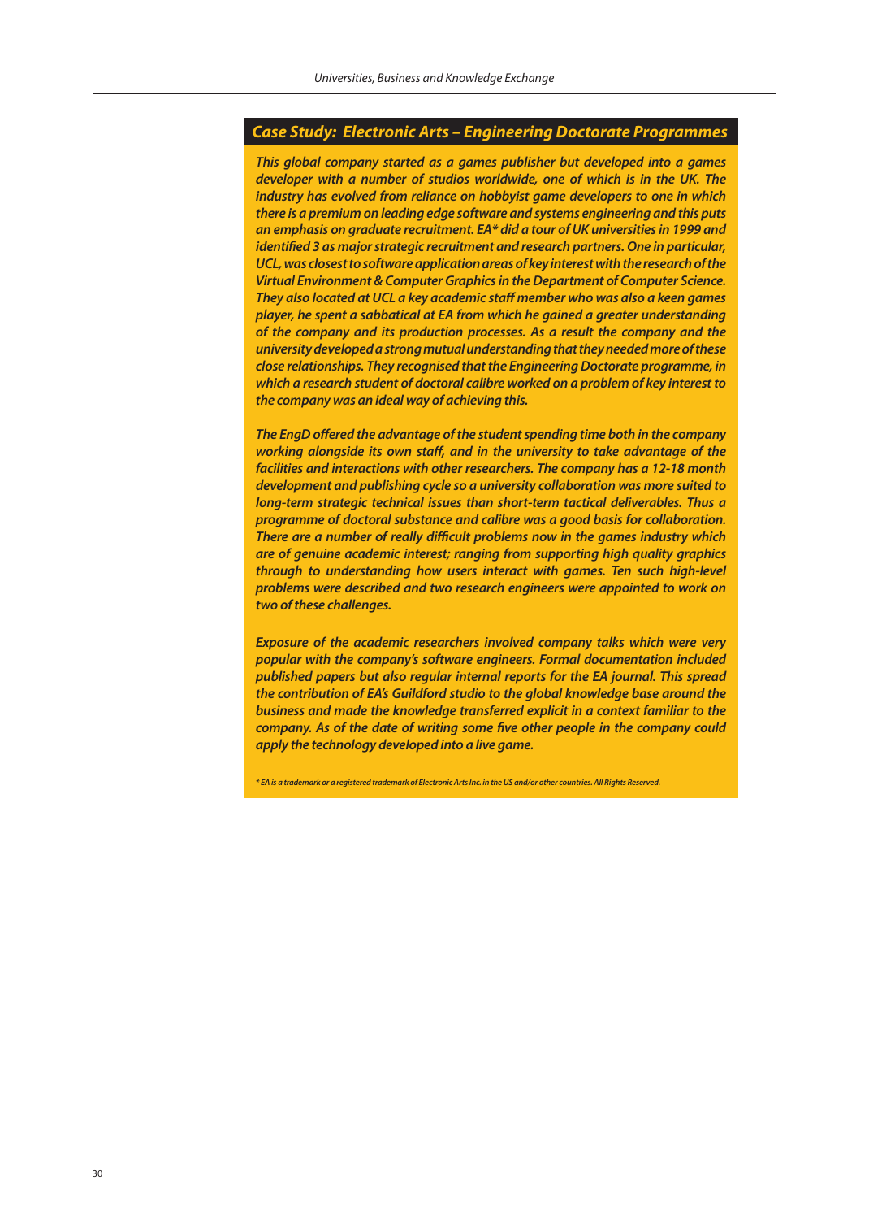## *Case Study: Electronic Arts – Engineering Doctorate Programmes*

***This global company started as a games publisher but developed into a games developer with a number of studios worldwide, one of which is in the UK. The industry has evolved from reliance on hobbyist game developers to one in which there is a premium on leading edge software and systems engineering and this puts an emphasis on graduate recruitment. EA\* did a tour of UK universities in 1999 and identified 3 as major strategic recruitment and research partners. One in particular, UCL, was closest to software application areas of key interest with the research of the Virtual Environment & Computer Graphics in the Department of Computer Science. They also located at UCL a key academic staff member who was also a keen games player, he spent a sabbatical at EA from which he gained a greater understanding of the company and its production processes. As a result the company and the university developed a strong mutual understanding that they needed more of these close relationships. They recognised that the Engineering Doctorate programme, in which a research student of doctoral calibre worked on a problem of key interest to the company was an ideal way of achieving this.***

***The EngD offered the advantage of the student spending time both in the company working alongside its own staff, and in the university to take advantage of the facilities and interactions with other researchers. The company has a 12-18 month development and publishing cycle so a university collaboration was more suited to long-term strategic technical issues than short-term tactical deliverables. Thus a programme of doctoral substance and calibre was a good basis for collaboration. There are a number of really difficult problems now in the games industry which are of genuine academic interest; ranging from supporting high quality graphics through to understanding how users interact with games. Ten such high-level problems were described and two research engineers were appointed to work on two of these challenges.***

***Exposure of the academic researchers involved company talks which were very popular with the company's software engineers. Formal documentation included published papers but also regular internal reports for the EA journal. This spread the contribution of EA's Guildford studio to the global knowledge base around the business and made the knowledge transferred explicit in a context familiar to the company. As of the date of writing some five other people in the company could apply the technology developed into a live game.***

***\* EA is a trademark or a registered trademark of Electronic Arts Inc. in the US and/or other countries. All Rights Reserved.***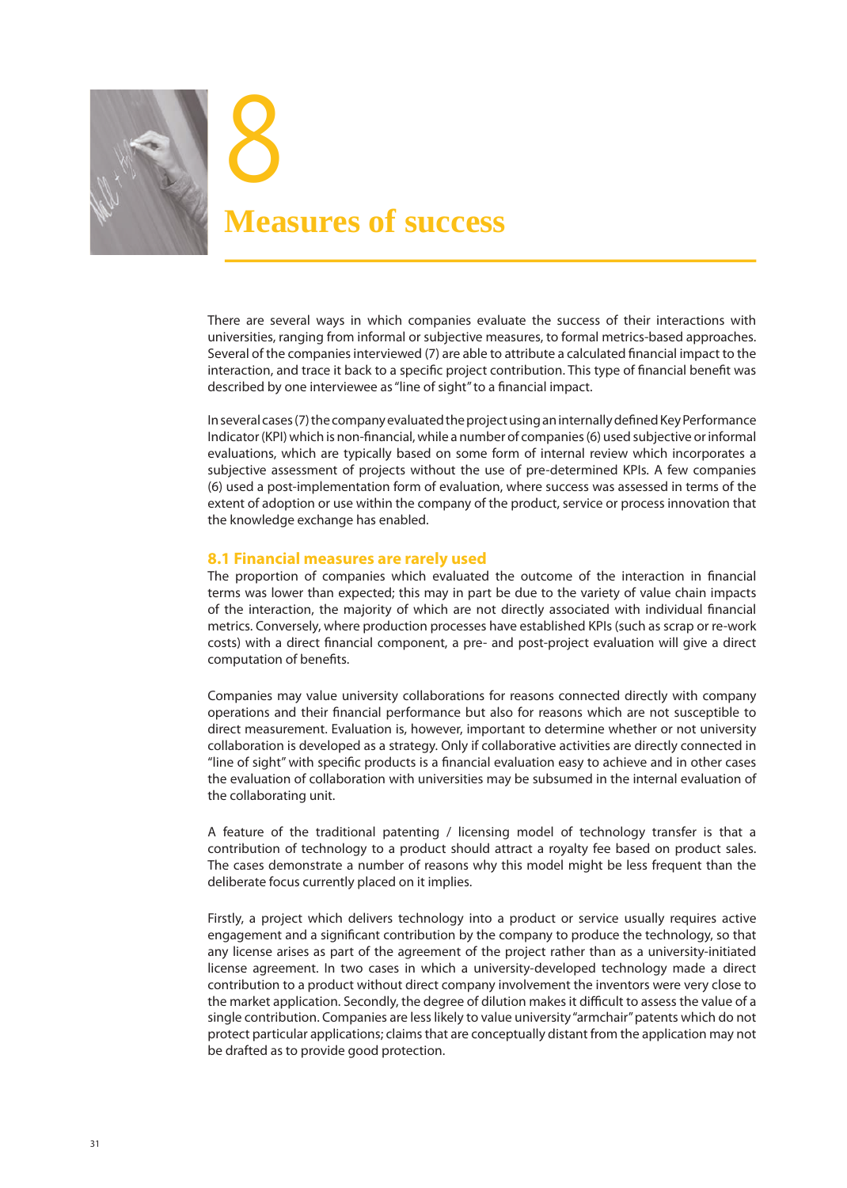# 8 Measures of success

There are several ways in which companies evaluate the success of their interactions with universities, ranging from informal or subjective measures, to formal metrics-based approaches. Several of the companies interviewed (7) are able to attribute a calculated financial impact to the interaction, and trace it back to a specific project contribution. This type of financial benefit was described by one interviewee as "line of sight" to a financial impact.

In several cases (7) the company evaluated the project using an internally defined Key Performance Indicator (KPI) which is non-financial, while a number of companies (6) used subjective or informal evaluations, which are typically based on some form of internal review which incorporates a subjective assessment of projects without the use of pre-determined KPIs. A few companies (6) used a post-implementation form of evaluation, where success was assessed in terms of the extent of adoption or use within the company of the product, service or process innovation that the knowledge exchange has enabled.

## 8.1 Financial measures are rarely used

The proportion of companies which evaluated the outcome of the interaction in financial terms was lower than expected; this may in part be due to the variety of value chain impacts of the interaction, the majority of which are not directly associated with individual financial metrics. Conversely, where production processes have established KPIs (such as scrap or re-work costs) with a direct financial component, a pre- and post-project evaluation will give a direct computation of benefits.

Companies may value university collaborations for reasons connected directly with company operations and their financial performance but also for reasons which are not susceptible to direct measurement. Evaluation is, however, important to determine whether or not university collaboration is developed as a strategy. Only if collaborative activities are directly connected in "line of sight" with specific products is a financial evaluation easy to achieve and in other cases the evaluation of collaboration with universities may be subsumed in the internal evaluation of the collaborating unit.

A feature of the traditional patenting / licensing model of technology transfer is that a contribution of technology to a product should attract a royalty fee based on product sales. The cases demonstrate a number of reasons why this model might be less frequent than the deliberate focus currently placed on it implies.

Firstly, a project which delivers technology into a product or service usually requires active engagement and a significant contribution by the company to produce the technology, so that any license arises as part of the agreement of the project rather than as a university-initiated license agreement. In two cases in which a university-developed technology made a direct contribution to a product without direct company involvement the inventors were very close to the market application. Secondly, the degree of dilution makes it difficult to assess the value of a single contribution. Companies are less likely to value university "armchair" patents which do not protect particular applications; claims that are conceptually distant from the application may not be drafted as to provide good protection.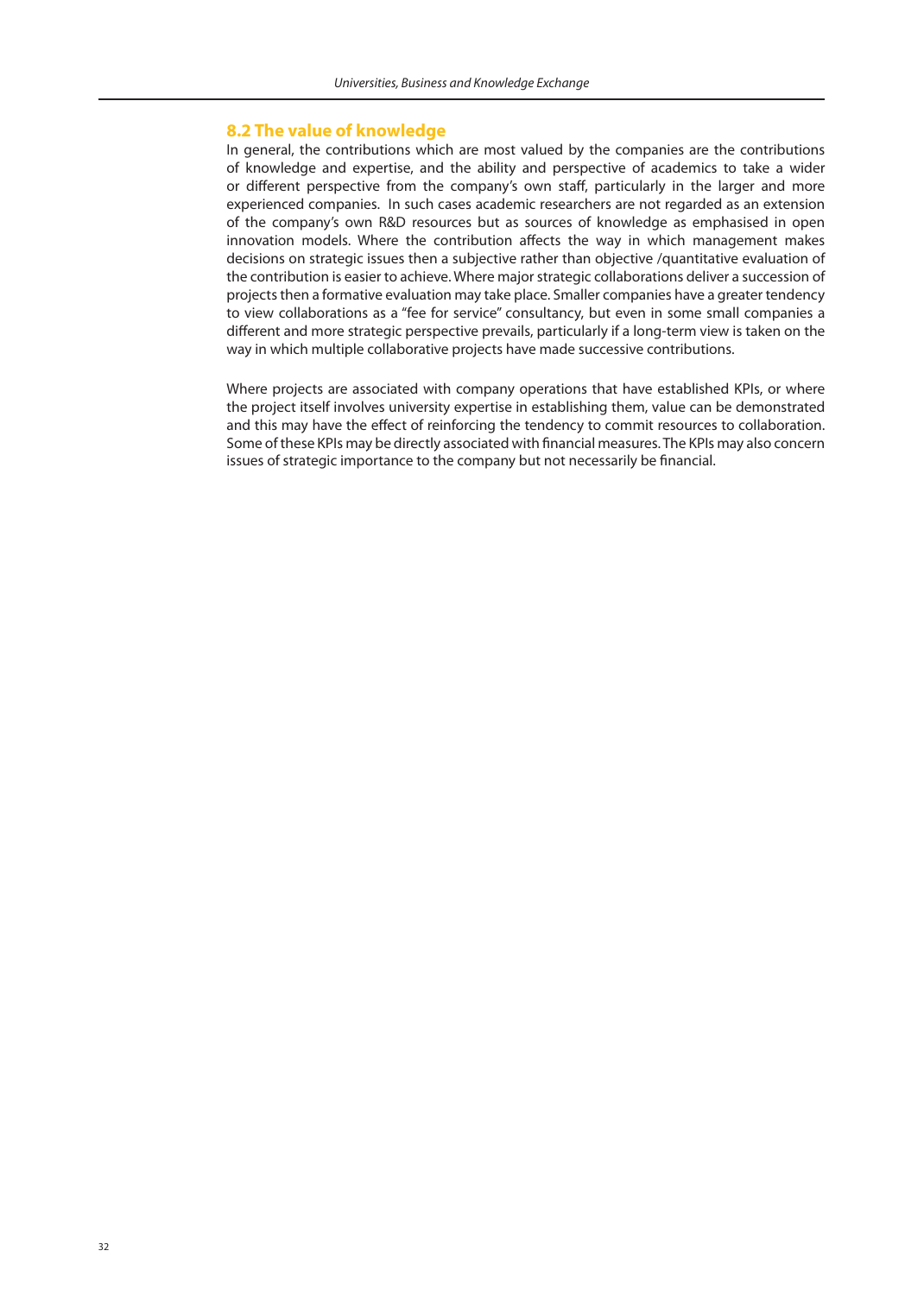## 8.2 The value of knowledge

In general, the contributions which are most valued by the companies are the contributions of knowledge and expertise, and the ability and perspective of academics to take a wider or different perspective from the company's own staff, particularly in the larger and more experienced companies. In such cases academic researchers are not regarded as an extension of the company's own R&D resources but as sources of knowledge as emphasised in open innovation models. Where the contribution affects the way in which management makes decisions on strategic issues then a subjective rather than objective /quantitative evaluation of the contribution is easier to achieve. Where major strategic collaborations deliver a succession of projects then a formative evaluation may take place. Smaller companies have a greater tendency to view collaborations as a "fee for service" consultancy, but even in some small companies a different and more strategic perspective prevails, particularly if a long-term view is taken on the way in which multiple collaborative projects have made successive contributions.

Where projects are associated with company operations that have established KPIs, or where the project itself involves university expertise in establishing them, value can be demonstrated and this may have the effect of reinforcing the tendency to commit resources to collaboration. Some of these KPIs may be directly associated with financial measures. The KPIs may also concern issues of strategic importance to the company but not necessarily be financial.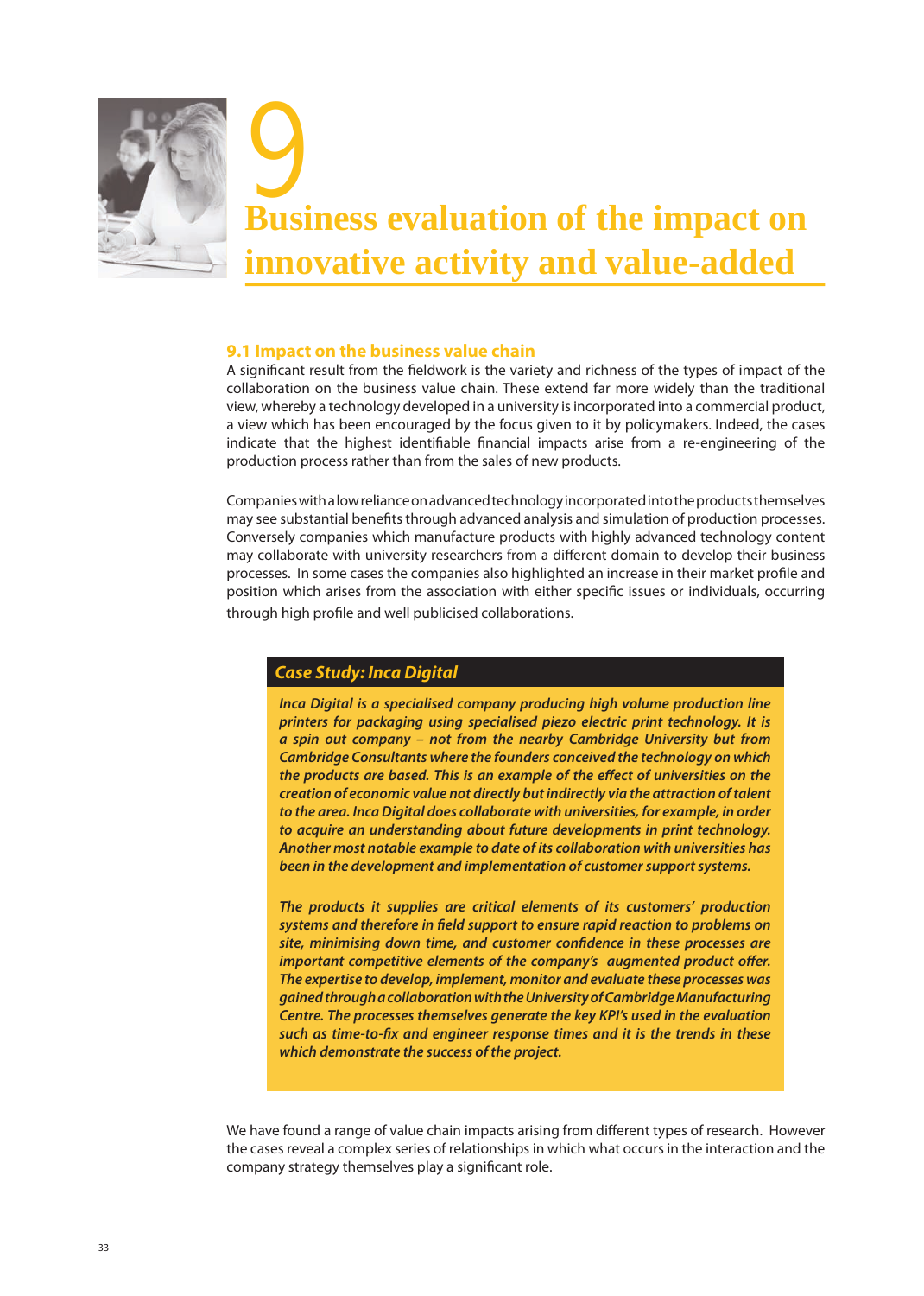# 9 Business evaluation of the impact on innovative activity and value-added

## 9.1 Impact on the business value chain

A significant result from the fieldwork is the variety and richness of the types of impact of the collaboration on the business value chain. These extend far more widely than the traditional view, whereby a technology developed in a university is incorporated into a commercial product, a view which has been encouraged by the focus given to it by policymakers. Indeed, the cases indicate that the highest identifiable financial impacts arise from a re-engineering of the production process rather than from the sales of new products.

Companies with a low reliance on advanced technology incorporated into the products themselves may see substantial benefits through advanced analysis and simulation of production processes. Conversely companies which manufacture products with highly advanced technology content may collaborate with university researchers from a different domain to develop their business processes. In some cases the companies also highlighted an increase in their market profile and position which arises from the association with either specific issues or individuals, occurring through high profile and well publicised collaborations.

> ***Case Study: Inca Digital***
>
> *Inca Digital is a specialised company producing high volume production line printers for packaging using specialised piezo electric print technology. It is a spin out company – not from the nearby Cambridge University but from Cambridge Consultants where the founders conceived the technology on which the products are based. This is an example of the effect of universities on the creation of economic value not directly but indirectly via the attraction of talent to the area. Inca Digital does collaborate with universities, for example, in order to acquire an understanding about future developments in print technology. Another most notable example to date of its collaboration with universities has been in the development and implementation of customer support systems.*
>
> *The products it supplies are critical elements of its customers' production systems and therefore in field support to ensure rapid reaction to problems on site, minimising down time, and customer confidence in these processes are important competitive elements of the company's augmented product offer. The expertise to develop, implement, monitor and evaluate these processes was gained through a collaboration with the University of Cambridge Manufacturing Centre. The processes themselves generate the key KPI's used in the evaluation such as time-to-fix and engineer response times and it is the trends in these which demonstrate the success of the project.*

We have found a range of value chain impacts arising from different types of research. However the cases reveal a complex series of relationships in which what occurs in the interaction and the company strategy themselves play a significant role.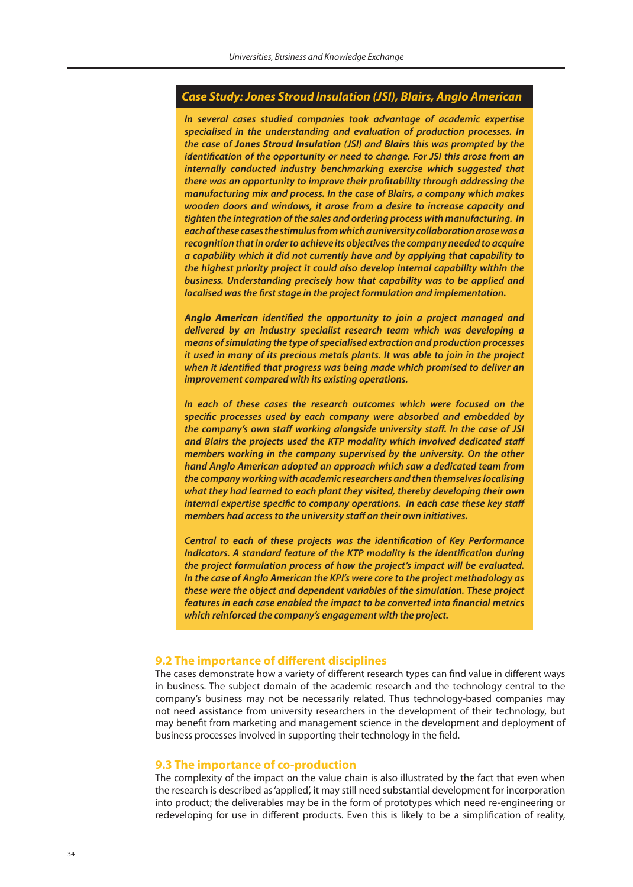### *Case Study: Jones Stroud Insulation (JSI), Blairs, Anglo American*

*In several cases studied companies took advantage of academic expertise specialised in the understanding and evaluation of production processes. In the case of **Jones Stroud Insulation** (JSI) and **Blairs** this was prompted by the identification of the opportunity or need to change. For JSI this arose from an internally conducted industry benchmarking exercise which suggested that there was an opportunity to improve their profitability through addressing the manufacturing mix and process. In the case of Blairs, a company which makes wooden doors and windows, it arose from a desire to increase capacity and tighten the integration of the sales and ordering process with manufacturing. In each of these cases the stimulus from which a university collaboration arose was a recognition that in order to achieve its objectives the company needed to acquire a capability which it did not currently have and by applying that capability to the highest priority project it could also develop internal capability within the business. Understanding precisely how that capability was to be applied and localised was the first stage in the project formulation and implementation.*

***Anglo American** identified the opportunity to join a project managed and delivered by an industry specialist research team which was developing a means of simulating the type of specialised extraction and production processes it used in many of its precious metals plants. It was able to join in the project when it identified that progress was being made which promised to deliver an improvement compared with its existing operations.*

*In each of these cases the research outcomes which were focused on the specific processes used by each company were absorbed and embedded by the company's own staff working alongside university staff. In the case of JSI and Blairs the projects used the KTP modality which involved dedicated staff members working in the company supervised by the university. On the other hand Anglo American adopted an approach which saw a dedicated team from the company working with academic researchers and then themselves localising what they had learned to each plant they visited, thereby developing their own internal expertise specific to company operations. In each case these key staff members had access to the university staff on their own initiatives.*

*Central to each of these projects was the identification of Key Performance Indicators. A standard feature of the KTP modality is the identification during the project formulation process of how the project's impact will be evaluated. In the case of Anglo American the KPI's were core to the project methodology as these were the object and dependent variables of the simulation. These project features in each case enabled the impact to be converted into financial metrics which reinforced the company's engagement with the project.*

## 9.2 The importance of different disciplines

The cases demonstrate how a variety of different research types can find value in different ways in business. The subject domain of the academic research and the technology central to the company's business may not be necessarily related. Thus technology-based companies may not need assistance from university researchers in the development of their technology, but may benefit from marketing and management science in the development and deployment of business processes involved in supporting their technology in the field.

## 9.3 The importance of co-production

The complexity of the impact on the value chain is also illustrated by the fact that even when the research is described as 'applied', it may still need substantial development for incorporation into product; the deliverables may be in the form of prototypes which need re-engineering or redeveloping for use in different products. Even this is likely to be a simplification of reality,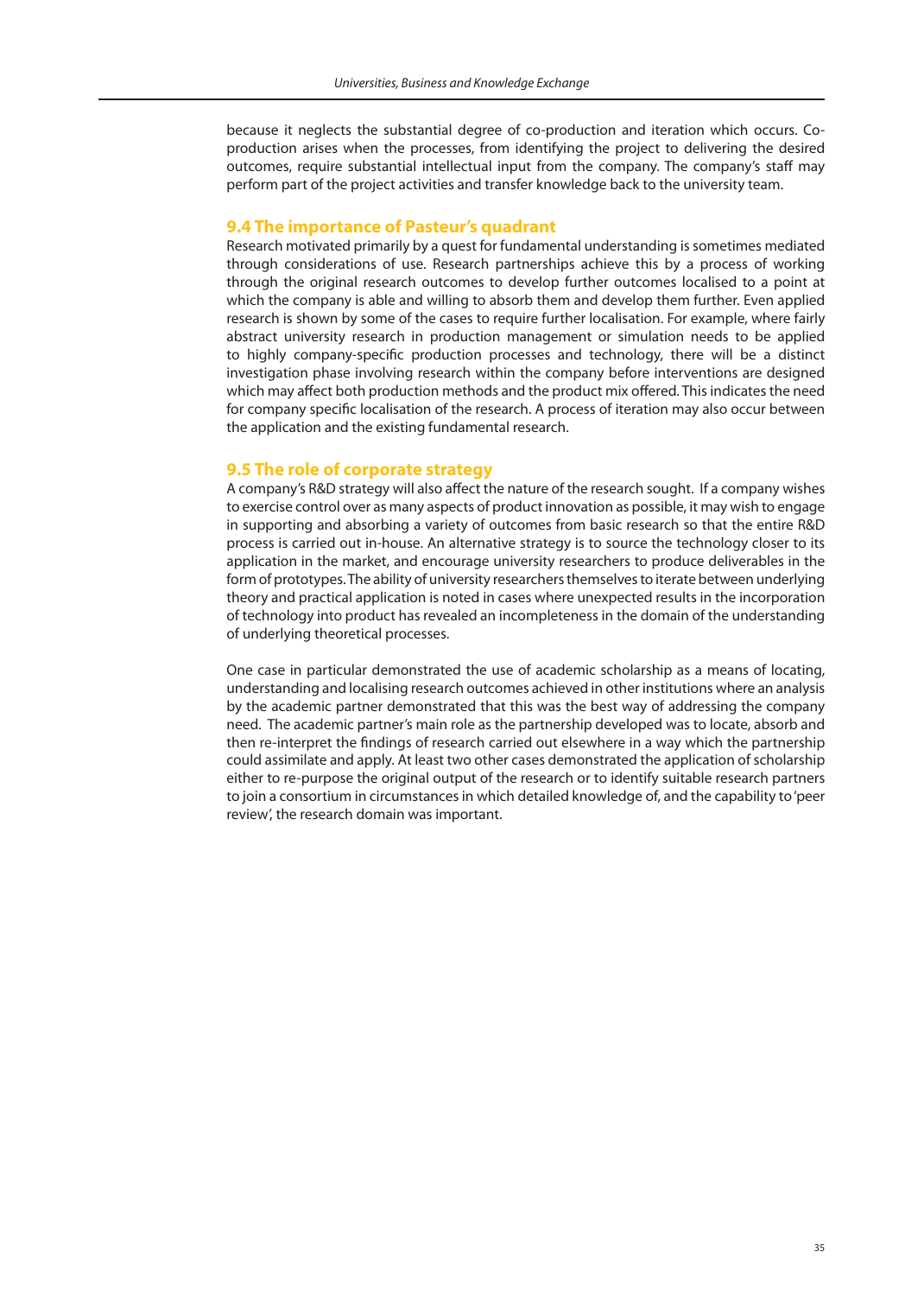because it neglects the substantial degree of co-production and iteration which occurs. Co-production arises when the processes, from identifying the project to delivering the desired outcomes, require substantial intellectual input from the company. The company's staff may perform part of the project activities and transfer knowledge back to the university team.

## 9.4 The importance of Pasteur's quadrant

Research motivated primarily by a quest for fundamental understanding is sometimes mediated through considerations of use. Research partnerships achieve this by a process of working through the original research outcomes to develop further outcomes localised to a point at which the company is able and willing to absorb them and develop them further. Even applied research is shown by some of the cases to require further localisation. For example, where fairly abstract university research in production management or simulation needs to be applied to highly company-specific production processes and technology, there will be a distinct investigation phase involving research within the company before interventions are designed which may affect both production methods and the product mix offered. This indicates the need for company specific localisation of the research. A process of iteration may also occur between the application and the existing fundamental research.

## 9.5 The role of corporate strategy

A company's R&D strategy will also affect the nature of the research sought. If a company wishes to exercise control over as many aspects of product innovation as possible, it may wish to engage in supporting and absorbing a variety of outcomes from basic research so that the entire R&D process is carried out in-house. An alternative strategy is to source the technology closer to its application in the market, and encourage university researchers to produce deliverables in the form of prototypes. The ability of university researchers themselves to iterate between underlying theory and practical application is noted in cases where unexpected results in the incorporation of technology into product has revealed an incompleteness in the domain of the understanding of underlying theoretical processes.

One case in particular demonstrated the use of academic scholarship as a means of locating, understanding and localising research outcomes achieved in other institutions where an analysis by the academic partner demonstrated that this was the best way of addressing the company need. The academic partner's main role as the partnership developed was to locate, absorb and then re-interpret the findings of research carried out elsewhere in a way which the partnership could assimilate and apply. At least two other cases demonstrated the application of scholarship either to re-purpose the original output of the research or to identify suitable research partners to join a consortium in circumstances in which detailed knowledge of, and the capability to 'peer review', the research domain was important.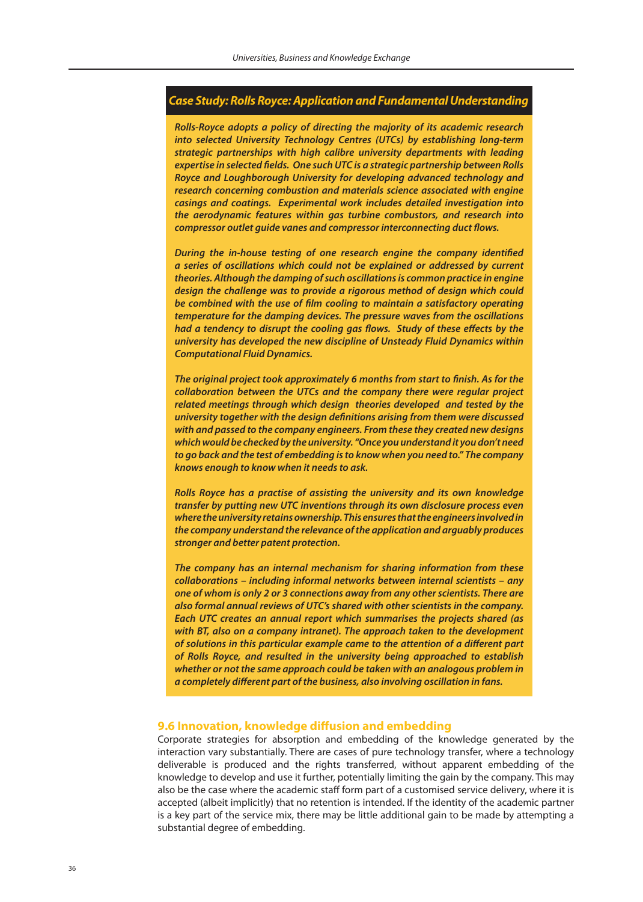### *Case Study: Rolls Royce: Application and Fundamental Understanding*

***Rolls-Royce adopts a policy of directing the majority of its academic research into selected University Technology Centres (UTCs) by establishing long-term strategic partnerships with high calibre university departments with leading expertise in selected fields. One such UTC is a strategic partnership between Rolls Royce and Loughborough University for developing advanced technology and research concerning combustion and materials science associated with engine casings and coatings. Experimental work includes detailed investigation into the aerodynamic features within gas turbine combustors, and research into compressor outlet guide vanes and compressor interconnecting duct flows.***

***During the in-house testing of one research engine the company identified a series of oscillations which could not be explained or addressed by current theories. Although the damping of such oscillations is common practice in engine design the challenge was to provide a rigorous method of design which could be combined with the use of film cooling to maintain a satisfactory operating temperature for the damping devices. The pressure waves from the oscillations had a tendency to disrupt the cooling gas flows. Study of these effects by the university has developed the new discipline of Unsteady Fluid Dynamics within Computational Fluid Dynamics.***

***The original project took approximately 6 months from start to finish. As for the collaboration between the UTCs and the company there were regular project related meetings through which design theories developed and tested by the university together with the design definitions arising from them were discussed with and passed to the company engineers. From these they created new designs which would be checked by the university. "Once you understand it you don't need to go back and the test of embedding is to know when you need to." The company knows enough to know when it needs to ask.***

***Rolls Royce has a practise of assisting the university and its own knowledge transfer by putting new UTC inventions through its own disclosure process even where the university retains ownership. This ensures that the engineers involved in the company understand the relevance of the application and arguably produces stronger and better patent protection.***

***The company has an internal mechanism for sharing information from these collaborations – including informal networks between internal scientists – any one of whom is only 2 or 3 connections away from any other scientists. There are also formal annual reviews of UTC's shared with other scientists in the company. Each UTC creates an annual report which summarises the projects shared (as with BT, also on a company intranet). The approach taken to the development of solutions in this particular example came to the attention of a different part of Rolls Royce, and resulted in the university being approached to establish whether or not the same approach could be taken with an analogous problem in a completely different part of the business, also involving oscillation in fans.***

## 9.6 Innovation, knowledge diffusion and embedding

Corporate strategies for absorption and embedding of the knowledge generated by the interaction vary substantially. There are cases of pure technology transfer, where a technology deliverable is produced and the rights transferred, without apparent embedding of the knowledge to develop and use it further, potentially limiting the gain by the company. This may also be the case where the academic staff form part of a customised service delivery, where it is accepted (albeit implicitly) that no retention is intended. If the identity of the academic partner is a key part of the service mix, there may be little additional gain to be made by attempting a substantial degree of embedding.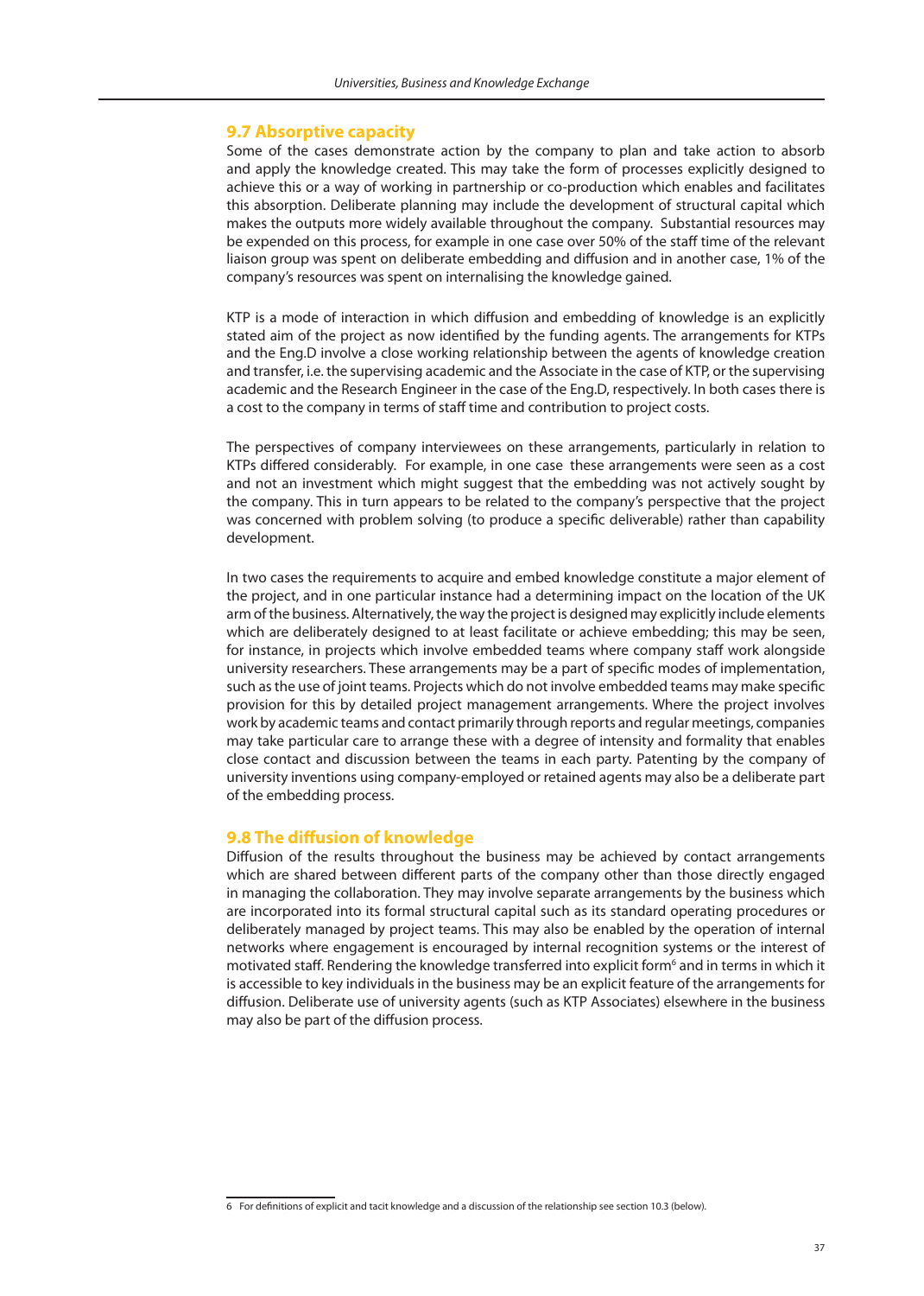## 9.7 Absorptive capacity

Some of the cases demonstrate action by the company to plan and take action to absorb and apply the knowledge created. This may take the form of processes explicitly designed to achieve this or a way of working in partnership or co-production which enables and facilitates this absorption. Deliberate planning may include the development of structural capital which makes the outputs more widely available throughout the company. Substantial resources may be expended on this process, for example in one case over 50% of the staff time of the relevant liaison group was spent on deliberate embedding and diffusion and in another case, 1% of the company's resources was spent on internalising the knowledge gained.

KTP is a mode of interaction in which diffusion and embedding of knowledge is an explicitly stated aim of the project as now identified by the funding agents. The arrangements for KTPs and the Eng.D involve a close working relationship between the agents of knowledge creation and transfer, i.e. the supervising academic and the Associate in the case of KTP, or the supervising academic and the Research Engineer in the case of the Eng.D, respectively. In both cases there is a cost to the company in terms of staff time and contribution to project costs.

The perspectives of company interviewees on these arrangements, particularly in relation to KTPs differed considerably. For example, in one case these arrangements were seen as a cost and not an investment which might suggest that the embedding was not actively sought by the company. This in turn appears to be related to the company's perspective that the project was concerned with problem solving (to produce a specific deliverable) rather than capability development.

In two cases the requirements to acquire and embed knowledge constitute a major element of the project, and in one particular instance had a determining impact on the location of the UK arm of the business. Alternatively, the way the project is designed may explicitly include elements which are deliberately designed to at least facilitate or achieve embedding; this may be seen, for instance, in projects which involve embedded teams where company staff work alongside university researchers. These arrangements may be a part of specific modes of implementation, such as the use of joint teams. Projects which do not involve embedded teams may make specific provision for this by detailed project management arrangements. Where the project involves work by academic teams and contact primarily through reports and regular meetings, companies may take particular care to arrange these with a degree of intensity and formality that enables close contact and discussion between the teams in each party. Patenting by the company of university inventions using company-employed or retained agents may also be a deliberate part of the embedding process.

## 9.8 The diffusion of knowledge

Diffusion of the results throughout the business may be achieved by contact arrangements which are shared between different parts of the company other than those directly engaged in managing the collaboration. They may involve separate arrangements by the business which are incorporated into its formal structural capital such as its standard operating procedures or deliberately managed by project teams. This may also be enabled by the operation of internal networks where engagement is encouraged by internal recognition systems or the interest of motivated staff. Rendering the knowledge transferred into explicit form[6] and in terms in which it is accessible to key individuals in the business may be an explicit feature of the arrangements for diffusion. Deliberate use of university agents (such as KTP Associates) elsewhere in the business may also be part of the diffusion process.

---

6 For definitions of explicit and tacit knowledge and a discussion of the relationship see section 10.3 (below).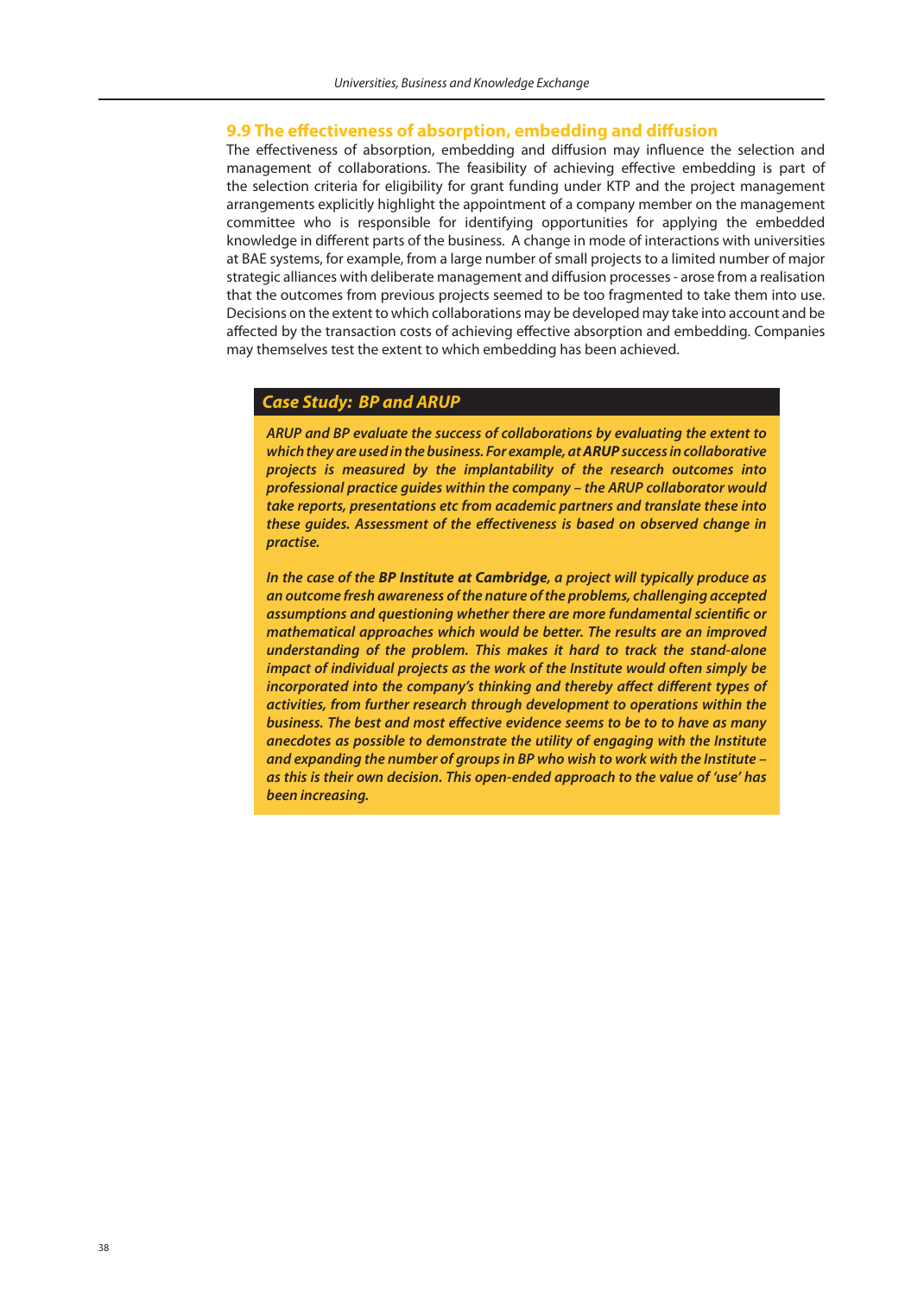## 9.9 The effectiveness of absorption, embedding and diffusion

The effectiveness of absorption, embedding and diffusion may influence the selection and management of collaborations. The feasibility of achieving effective embedding is part of the selection criteria for eligibility for grant funding under KTP and the project management arrangements explicitly highlight the appointment of a company member on the management committee who is responsible for identifying opportunities for applying the embedded knowledge in different parts of the business. A change in mode of interactions with universities at BAE systems, for example, from a large number of small projects to a limited number of major strategic alliances with deliberate management and diffusion processes - arose from a realisation that the outcomes from previous projects seemed to be too fragmented to take them into use. Decisions on the extent to which collaborations may be developed may take into account and be affected by the transaction costs of achieving effective absorption and embedding. Companies may themselves test the extent to which embedding has been achieved.

### *Case Study: BP and ARUP*

***ARUP and BP evaluate the success of collaborations by evaluating the extent to which they are used in the business. For example, at ARUP success in collaborative projects is measured by the implantability of the research outcomes into professional practice guides within the company – the ARUP collaborator would take reports, presentations etc from academic partners and translate these into these guides. Assessment of the effectiveness is based on observed change in practise.***

***In the case of the BP Institute at Cambridge, a project will typically produce as an outcome fresh awareness of the nature of the problems, challenging accepted assumptions and questioning whether there are more fundamental scientific or mathematical approaches which would be better. The results are an improved understanding of the problem. This makes it hard to track the stand-alone impact of individual projects as the work of the Institute would often simply be incorporated into the company's thinking and thereby affect different types of activities, from further research through development to operations within the business. The best and most effective evidence seems to be to have as many anecdotes as possible to demonstrate the utility of engaging with the Institute and expanding the number of groups in BP who wish to work with the Institute – as this is their own decision. This open-ended approach to the value of 'use' has been increasing.***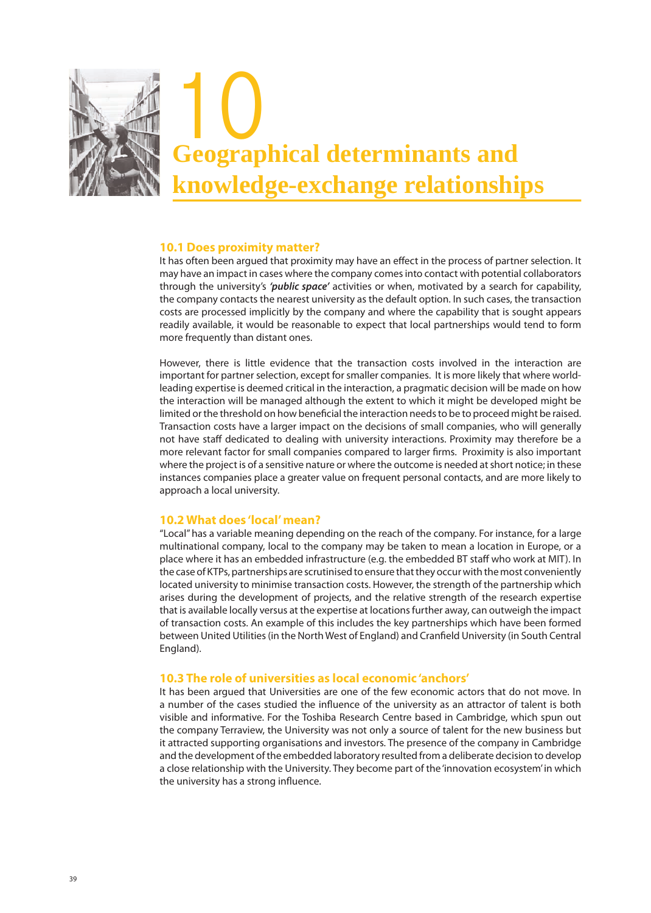# 10 Geographical determinants and knowledge-exchange relationships

## 10.1 Does proximity matter?

It has often been argued that proximity may have an effect in the process of partner selection. It may have an impact in cases where the company comes into contact with potential collaborators through the university's ***'public space'*** activities or when, motivated by a search for capability, the company contacts the nearest university as the default option. In such cases, the transaction costs are processed implicitly by the company and where the capability that is sought appears readily available, it would be reasonable to expect that local partnerships would tend to form more frequently than distant ones.

However, there is little evidence that the transaction costs involved in the interaction are important for partner selection, except for smaller companies. It is more likely that where world-leading expertise is deemed critical in the interaction, a pragmatic decision will be made on how the interaction will be managed although the extent to which it might be developed might be limited or the threshold on how beneficial the interaction needs to be to proceed might be raised. Transaction costs have a larger impact on the decisions of small companies, who will generally not have staff dedicated to dealing with university interactions. Proximity may therefore be a more relevant factor for small companies compared to larger firms. Proximity is also important where the project is of a sensitive nature or where the outcome is needed at short notice; in these instances companies place a greater value on frequent personal contacts, and are more likely to approach a local university.

## 10.2 What does 'local' mean?

"Local" has a variable meaning depending on the reach of the company. For instance, for a large multinational company, local to the company may be taken to mean a location in Europe, or a place where it has an embedded infrastructure (e.g. the embedded BT staff who work at MIT). In the case of KTPs, partnerships are scrutinised to ensure that they occur with the most conveniently located university to minimise transaction costs. However, the strength of the partnership which arises during the development of projects, and the relative strength of the research expertise that is available locally versus at the expertise at locations further away, can outweigh the impact of transaction costs. An example of this includes the key partnerships which have been formed between United Utilities (in the North West of England) and Cranfield University (in South Central England).

## 10.3 The role of universities as local economic 'anchors'

It has been argued that Universities are one of the few economic actors that do not move. In a number of the cases studied the influence of the university as an attractor of talent is both visible and informative. For the Toshiba Research Centre based in Cambridge, which spun out the company Terraview, the University was not only a source of talent for the new business but it attracted supporting organisations and investors. The presence of the company in Cambridge and the development of the embedded laboratory resulted from a deliberate decision to develop a close relationship with the University. They become part of the 'innovation ecosystem' in which the university has a strong influence.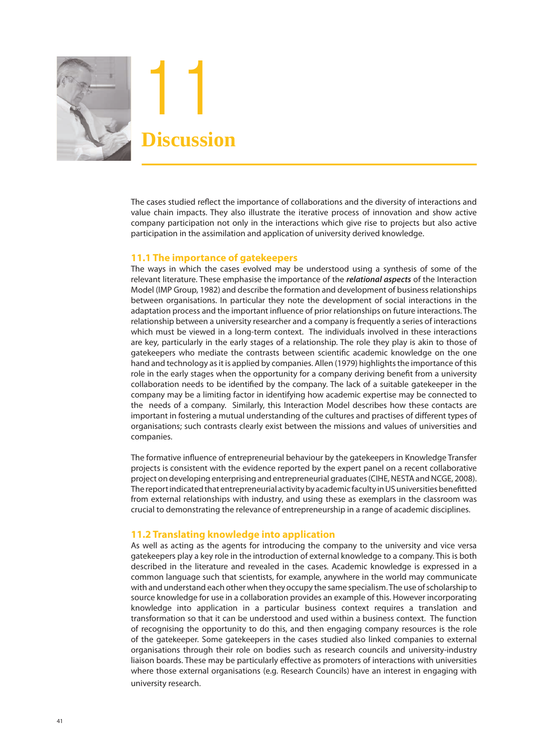# 11 Discussion

The cases studied reflect the importance of collaborations and the diversity of interactions and value chain impacts. They also illustrate the iterative process of innovation and show active company participation not only in the interactions which give rise to projects but also active participation in the assimilation and application of university derived knowledge.

## 11.1 The importance of gatekeepers

The ways in which the cases evolved may be understood using a synthesis of some of the relevant literature. These emphasise the importance of the ***relational aspects*** of the Interaction Model (IMP Group, 1982) and describe the formation and development of business relationships between organisations. In particular they note the development of social interactions in the adaptation process and the important influence of prior relationships on future interactions. The relationship between a university researcher and a company is frequently a series of interactions which must be viewed in a long-term context. The individuals involved in these interactions are key, particularly in the early stages of a relationship. The role they play is akin to those of gatekeepers who mediate the contrasts between scientific academic knowledge on the one hand and technology as it is applied by companies. Allen (1979) highlights the importance of this role in the early stages when the opportunity for a company deriving benefit from a university collaboration needs to be identified by the company. The lack of a suitable gatekeeper in the company may be a limiting factor in identifying how academic expertise may be connected to the needs of a company. Similarly, this Interaction Model describes how these contacts are important in fostering a mutual understanding of the cultures and practises of different types of organisations; such contrasts clearly exist between the missions and values of universities and companies.

The formative influence of entrepreneurial behaviour by the gatekeepers in Knowledge Transfer projects is consistent with the evidence reported by the expert panel on a recent collaborative project on developing enterprising and entrepreneurial graduates (CIHE, NESTA and NCGE, 2008). The report indicated that entrepreneurial activity by academic faculty in US universities benefitted from external relationships with industry, and using these as exemplars in the classroom was crucial to demonstrating the relevance of entrepreneurship in a range of academic disciplines.

## 11.2 Translating knowledge into application

As well as acting as the agents for introducing the company to the university and vice versa gatekeepers play a key role in the introduction of external knowledge to a company. This is both described in the literature and revealed in the cases. Academic knowledge is expressed in a common language such that scientists, for example, anywhere in the world may communicate with and understand each other when they occupy the same specialism. The use of scholarship to source knowledge for use in a collaboration provides an example of this. However incorporating knowledge into application in a particular business context requires a translation and transformation so that it can be understood and used within a business context. The function of recognising the opportunity to do this, and then engaging company resources is the role of the gatekeeper. Some gatekeepers in the cases studied also linked companies to external organisations through their role on bodies such as research councils and university-industry liaison boards. These may be particularly effective as promoters of interactions with universities where those external organisations (e.g. Research Councils) have an interest in engaging with university research.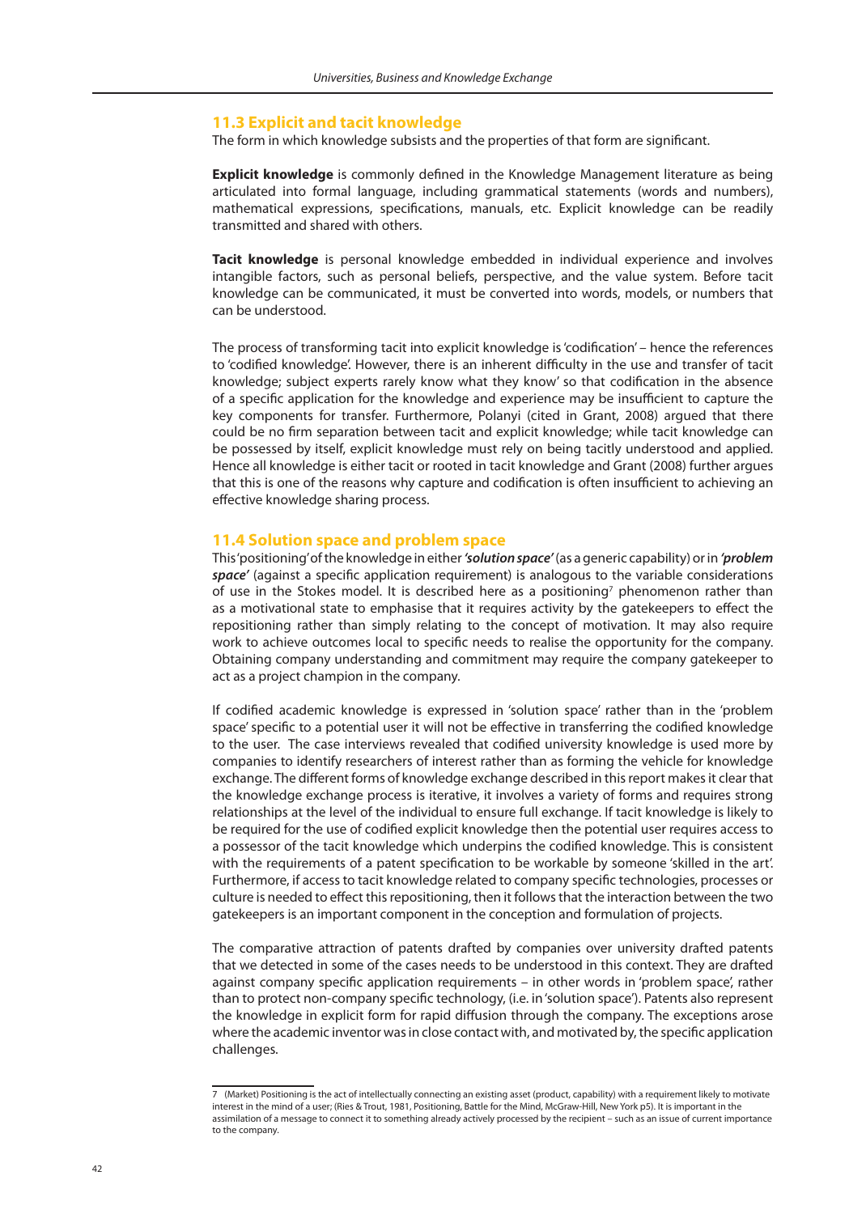## 11.3 Explicit and tacit knowledge

The form in which knowledge subsists and the properties of that form are significant.

**Explicit knowledge** is commonly defined in the Knowledge Management literature as being articulated into formal language, including grammatical statements (words and numbers), mathematical expressions, specifications, manuals, etc. Explicit knowledge can be readily transmitted and shared with others.

**Tacit knowledge** is personal knowledge embedded in individual experience and involves intangible factors, such as personal beliefs, perspective, and the value system. Before tacit knowledge can be communicated, it must be converted into words, models, or numbers that can be understood.

The process of transforming tacit into explicit knowledge is 'codification' – hence the references to 'codified knowledge'. However, there is an inherent difficulty in the use and transfer of tacit knowledge; subject experts rarely know what they know' so that codification in the absence of a specific application for the knowledge and experience may be insufficient to capture the key components for transfer. Furthermore, Polanyi (cited in Grant, 2008) argued that there could be no firm separation between tacit and explicit knowledge; while tacit knowledge can be possessed by itself, explicit knowledge must rely on being tacitly understood and applied. Hence all knowledge is either tacit or rooted in tacit knowledge and Grant (2008) further argues that this is one of the reasons why capture and codification is often insufficient to achieving an effective knowledge sharing process.

## 11.4 Solution space and problem space

This 'positioning' of the knowledge in either ***'solution space'*** (as a generic capability) or in ***'problem space'*** (against a specific application requirement) is analogous to the variable considerations of use in the Stokes model. It is described here as a positioning[7] phenomenon rather than as a motivational state to emphasise that it requires activity by the gatekeepers to effect the repositioning rather than simply relating to the concept of motivation. It may also require work to achieve outcomes local to specific needs to realise the opportunity for the company. Obtaining company understanding and commitment may require the company gatekeeper to act as a project champion in the company.

If codified academic knowledge is expressed in 'solution space' rather than in the 'problem space' specific to a potential user it will not be effective in transferring the codified knowledge to the user. The case interviews revealed that codified university knowledge is used more by companies to identify researchers of interest rather than as forming the vehicle for knowledge exchange. The different forms of knowledge exchange described in this report makes it clear that the knowledge exchange process is iterative, it involves a variety of forms and requires strong relationships at the level of the individual to ensure full exchange. If tacit knowledge is likely to be required for the use of codified explicit knowledge then the potential user requires access to a possessor of the tacit knowledge which underpins the codified knowledge. This is consistent with the requirements of a patent specification to be workable by someone 'skilled in the art'. Furthermore, if access to tacit knowledge related to company specific technologies, processes or culture is needed to effect this repositioning, then it follows that the interaction between the two gatekeepers is an important component in the conception and formulation of projects.

The comparative attraction of patents drafted by companies over university drafted patents that we detected in some of the cases needs to be understood in this context. They are drafted against company specific application requirements – in other words in 'problem space', rather than to protect non-company specific technology, (i.e. in 'solution space'). Patents also represent the knowledge in explicit form for rapid diffusion through the company. The exceptions arose where the academic inventor was in close contact with, and motivated by, the specific application challenges.

---

7 (Market) Positioning is the act of intellectually connecting an existing asset (product, capability) with a requirement likely to motivate interest in the mind of a user; (Ries & Trout, 1981, Positioning, Battle for the Mind, McGraw-Hill, New York p5). It is important in the assimilation of a message to connect it to something already actively processed by the recipient – such as an issue of current importance to the company.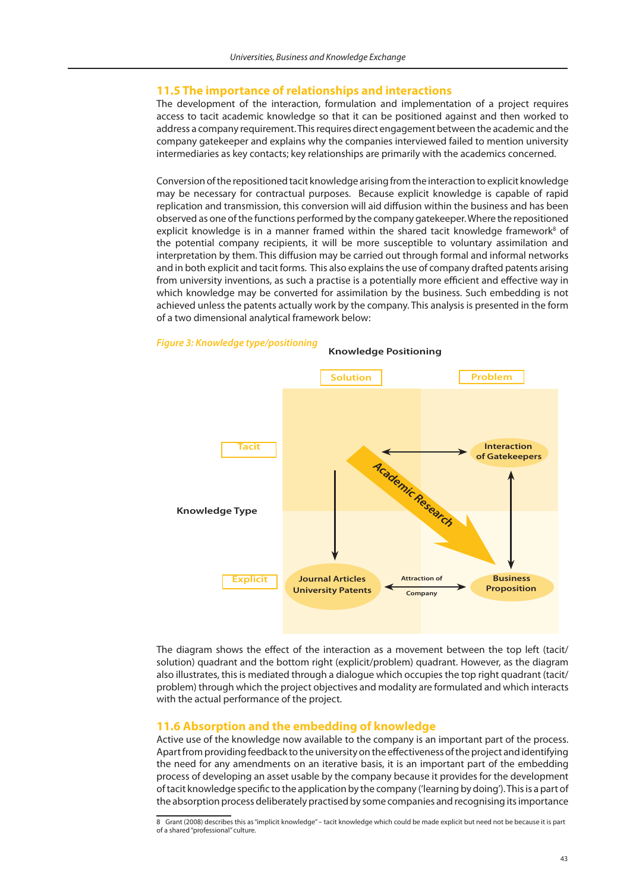## 11.5 The importance of relationships and interactions

The development of the interaction, formulation and implementation of a project requires access to tacit academic knowledge so that it can be positioned against and then worked to address a company requirement. This requires direct engagement between the academic and the company gatekeeper and explains why the companies interviewed failed to mention university intermediaries as key contacts; key relationships are primarily with the academics concerned.

Conversion of the repositioned tacit knowledge arising from the interaction to explicit knowledge may be necessary for contractual purposes. Because explicit knowledge is capable of rapid replication and transmission, this conversion will aid diffusion within the business and has been observed as one of the functions performed by the company gatekeeper. Where the repositioned explicit knowledge is in a manner framed within the shared tacit knowledge framework[8] of the potential company recipients, it will be more susceptible to voluntary assimilation and interpretation by them. This diffusion may be carried out through formal and informal networks and in both explicit and tacit forms. This also explains the use of company drafted patents arising from university inventions, as such a practise is a potentially more efficient and effective way in which knowledge may be converted for assimilation by the business. Such embedding is not achieved unless the patents actually work by the company. This analysis is presented in the form of a two dimensional analytical framework below:

*Figure 3: Knowledge type/positioning*

Knowledge Positioning: Solution / Problem
Knowledge Type: Tacit / Explicit

Academic Research; Interaction of Gatekeepers; Journal Articles University Patents; Attraction of Company; Business Proposition

The diagram shows the effect of the interaction as a movement between the top left (tacit/solution) quadrant and the bottom right (explicit/problem) quadrant. However, as the diagram also illustrates, this is mediated through a dialogue which occupies the top right quadrant (tacit/problem) through which the project objectives and modality are formulated and which interacts with the actual performance of the project.

## 11.6 Absorption and the embedding of knowledge

Active use of the knowledge now available to the company is an important part of the process. Apart from providing feedback to the university on the effectiveness of the project and identifying the need for any amendments on an iterative basis, it is an important part of the embedding process of developing an asset usable by the company because it provides for the development of tacit knowledge specific to the application by the company ('learning by doing'). This is a part of the absorption process deliberately practised by some companies and recognising its importance

8 Grant (2008) describes this as "implicit knowledge" – tacit knowledge which could be made explicit but need not be because it is part of a shared "professional" culture.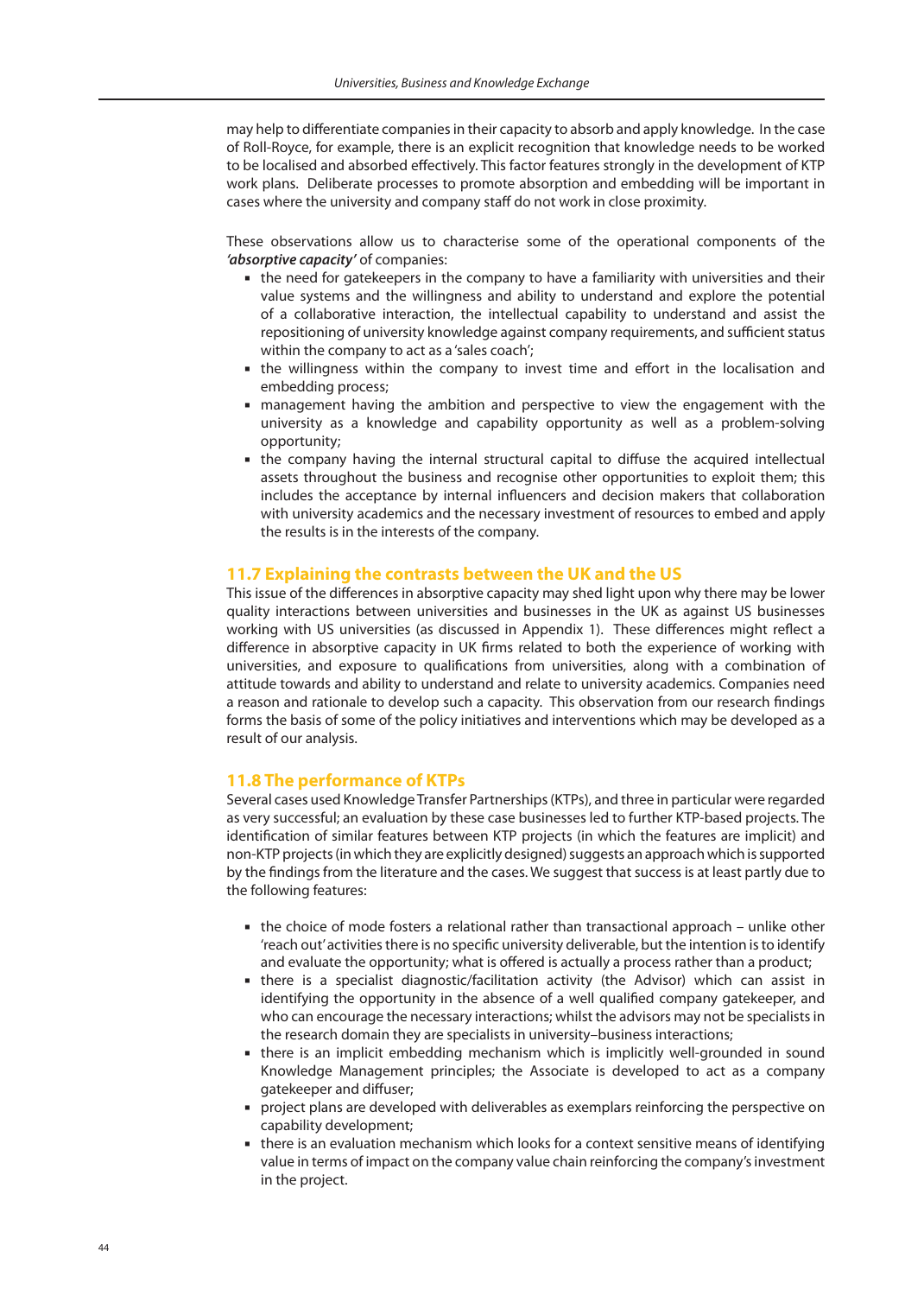may help to differentiate companies in their capacity to absorb and apply knowledge. In the case of Roll-Royce, for example, there is an explicit recognition that knowledge needs to be worked to be localised and absorbed effectively. This factor features strongly in the development of KTP work plans. Deliberate processes to promote absorption and embedding will be important in cases where the university and company staff do not work in close proximity.

These observations allow us to characterise some of the operational components of the ***'absorptive capacity'*** of companies:

- the need for gatekeepers in the company to have a familiarity with universities and their value systems and the willingness and ability to understand and explore the potential of a collaborative interaction, the intellectual capability to understand and assist the repositioning of university knowledge against company requirements, and sufficient status within the company to act as a 'sales coach';
- the willingness within the company to invest time and effort in the localisation and embedding process;
- management having the ambition and perspective to view the engagement with the university as a knowledge and capability opportunity as well as a problem-solving opportunity;
- the company having the internal structural capital to diffuse the acquired intellectual assets throughout the business and recognise other opportunities to exploit them; this includes the acceptance by internal influencers and decision makers that collaboration with university academics and the necessary investment of resources to embed and apply the results is in the interests of the company.

## 11.7 Explaining the contrasts between the UK and the US

This issue of the differences in absorptive capacity may shed light upon why there may be lower quality interactions between universities and businesses in the UK as against US businesses working with US universities (as discussed in Appendix 1). These differences might reflect a difference in absorptive capacity in UK firms related to both the experience of working with universities, and exposure to qualifications from universities, along with a combination of attitude towards and ability to understand and relate to university academics. Companies need a reason and rationale to develop such a capacity. This observation from our research findings forms the basis of some of the policy initiatives and interventions which may be developed as a result of our analysis.

## 11.8 The performance of KTPs

Several cases used Knowledge Transfer Partnerships (KTPs), and three in particular were regarded as very successful; an evaluation by these case businesses led to further KTP-based projects. The identification of similar features between KTP projects (in which the features are implicit) and non-KTP projects (in which they are explicitly designed) suggests an approach which is supported by the findings from the literature and the cases. We suggest that success is at least partly due to the following features:

- the choice of mode fosters a relational rather than transactional approach – unlike other 'reach out' activities there is no specific university deliverable, but the intention is to identify and evaluate the opportunity; what is offered is actually a process rather than a product;
- there is a specialist diagnostic/facilitation activity (the Advisor) which can assist in identifying the opportunity in the absence of a well qualified company gatekeeper, and who can encourage the necessary interactions; whilst the advisors may not be specialists in the research domain they are specialists in university–business interactions;
- there is an implicit embedding mechanism which is implicitly well-grounded in sound Knowledge Management principles; the Associate is developed to act as a company gatekeeper and diffuser;
- project plans are developed with deliverables as exemplars reinforcing the perspective on capability development;
- there is an evaluation mechanism which looks for a context sensitive means of identifying value in terms of impact on the company value chain reinforcing the company's investment in the project.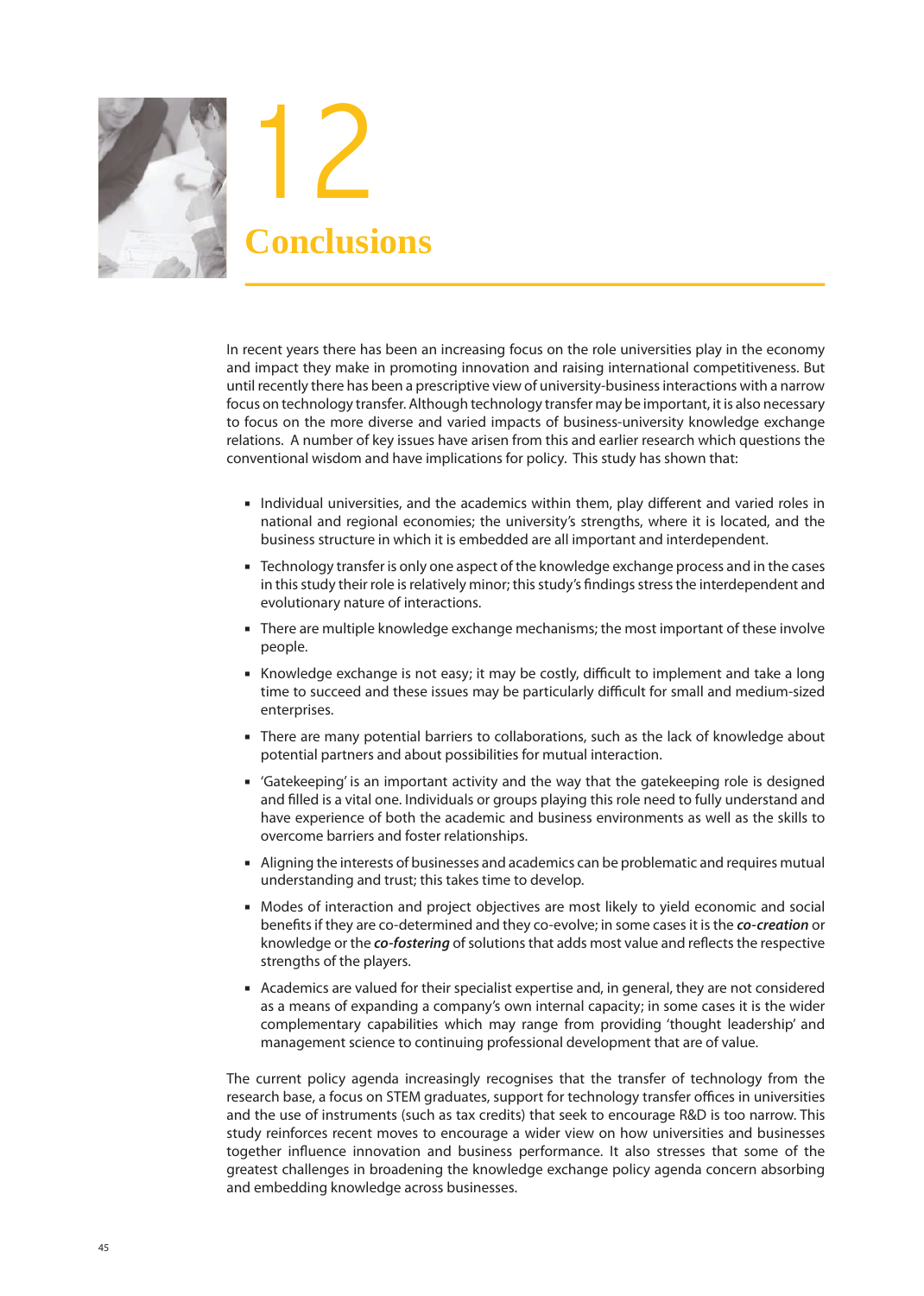# 12 Conclusions

In recent years there has been an increasing focus on the role universities play in the economy and impact they make in promoting innovation and raising international competitiveness. But until recently there has been a prescriptive view of university-business interactions with a narrow focus on technology transfer. Although technology transfer may be important, it is also necessary to focus on the more diverse and varied impacts of business-university knowledge exchange relations. A number of key issues have arisen from this and earlier research which questions the conventional wisdom and have implications for policy. This study has shown that:

- Individual universities, and the academics within them, play different and varied roles in national and regional economies; the university's strengths, where it is located, and the business structure in which it is embedded are all important and interdependent.
- Technology transfer is only one aspect of the knowledge exchange process and in the cases in this study their role is relatively minor; this study's findings stress the interdependent and evolutionary nature of interactions.
- There are multiple knowledge exchange mechanisms; the most important of these involve people.
- Knowledge exchange is not easy; it may be costly, difficult to implement and take a long time to succeed and these issues may be particularly difficult for small and medium-sized enterprises.
- There are many potential barriers to collaborations, such as the lack of knowledge about potential partners and about possibilities for mutual interaction.
- 'Gatekeeping' is an important activity and the way that the gatekeeping role is designed and filled is a vital one. Individuals or groups playing this role need to fully understand and have experience of both the academic and business environments as well as the skills to overcome barriers and foster relationships.
- Aligning the interests of businesses and academics can be problematic and requires mutual understanding and trust; this takes time to develop.
- Modes of interaction and project objectives are most likely to yield economic and social benefits if they are co-determined and they co-evolve; in some cases it is the ***co-creation*** or knowledge or the ***co-fostering*** of solutions that adds most value and reflects the respective strengths of the players.
- Academics are valued for their specialist expertise and, in general, they are not considered as a means of expanding a company's own internal capacity; in some cases it is the wider complementary capabilities which may range from providing 'thought leadership' and management science to continuing professional development that are of value.

The current policy agenda increasingly recognises that the transfer of technology from the research base, a focus on STEM graduates, support for technology transfer offices in universities and the use of instruments (such as tax credits) that seek to encourage R&D is too narrow. This study reinforces recent moves to encourage a wider view on how universities and businesses together influence innovation and business performance. It also stresses that some of the greatest challenges in broadening the knowledge exchange policy agenda concern absorbing and embedding knowledge across businesses.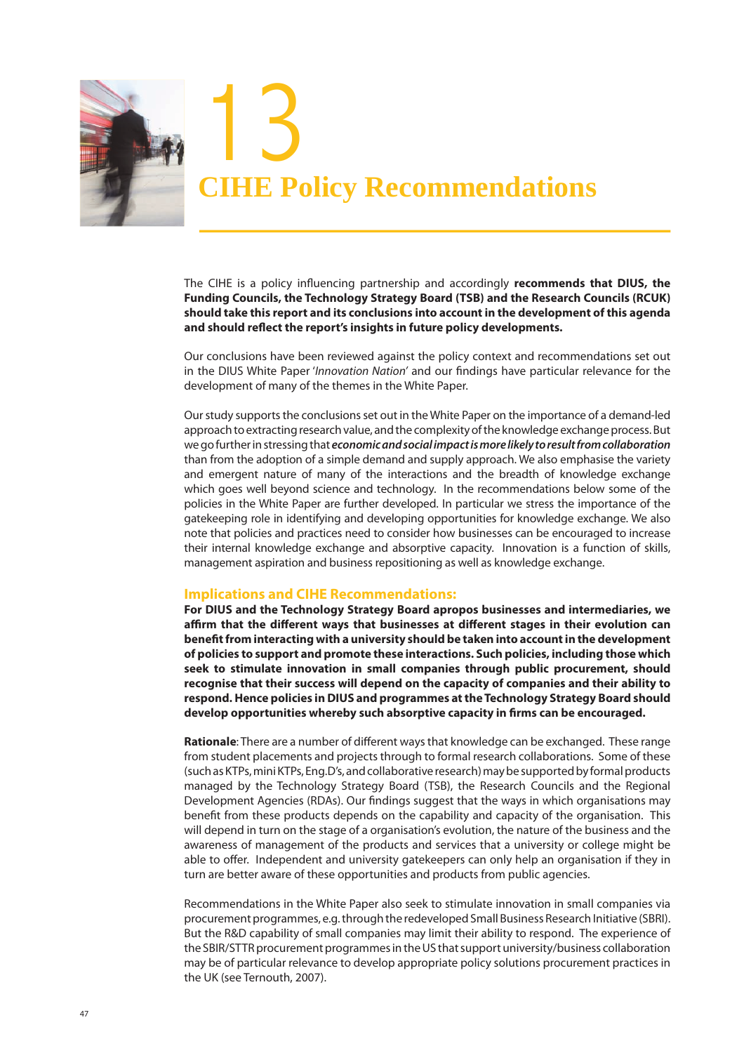# 13

# CIHE Policy Recommendations

The CIHE is a policy influencing partnership and accordingly **recommends that DIUS, the Funding Councils, the Technology Strategy Board (TSB) and the Research Councils (RCUK) should take this report and its conclusions into account in the development of this agenda and should reflect the report's insights in future policy developments.**

Our conclusions have been reviewed against the policy context and recommendations set out in the DIUS White Paper '*Innovation Nation*' and our findings have particular relevance for the development of many of the themes in the White Paper.

Our study supports the conclusions set out in the White Paper on the importance of a demand-led approach to extracting research value, and the complexity of the knowledge exchange process. But we go further in stressing that ***economic and social impact is more likely to result from collaboration*** than from the adoption of a simple demand and supply approach. We also emphasise the variety and emergent nature of many of the interactions and the breadth of knowledge exchange which goes well beyond science and technology. In the recommendations below some of the policies in the White Paper are further developed. In particular we stress the importance of the gatekeeping role in identifying and developing opportunities for knowledge exchange. We also note that policies and practices need to consider how businesses can be encouraged to increase their internal knowledge exchange and absorptive capacity. Innovation is a function of skills, management aspiration and business repositioning as well as knowledge exchange.

## Implications and CIHE Recommendations:

**For DIUS and the Technology Strategy Board apropos businesses and intermediaries, we affirm that the different ways that businesses at different stages in their evolution can benefit from interacting with a university should be taken into account in the development of policies to support and promote these interactions. Such policies, including those which seek to stimulate innovation in small companies through public procurement, should recognise that their success will depend on the capacity of companies and their ability to respond. Hence policies in DIUS and programmes at the Technology Strategy Board should develop opportunities whereby such absorptive capacity in firms can be encouraged.**

**Rationale**: There are a number of different ways that knowledge can be exchanged. These range from student placements and projects through to formal research collaborations. Some of these (such as KTPs, mini KTPs, Eng.D's, and collaborative research) may be supported by formal products managed by the Technology Strategy Board (TSB), the Research Councils and the Regional Development Agencies (RDAs). Our findings suggest that the ways in which organisations may benefit from these products depends on the capability and capacity of the organisation. This will depend in turn on the stage of a organisation's evolution, the nature of the business and the awareness of management of the products and services that a university or college might be able to offer. Independent and university gatekeepers can only help an organisation if they in turn are better aware of these opportunities and products from public agencies.

Recommendations in the White Paper also seek to stimulate innovation in small companies via procurement programmes, e.g. through the redeveloped Small Business Research Initiative (SBRI). But the R&D capability of small companies may limit their ability to respond. The experience of the SBIR/STTR procurement programmes in the US that support university/business collaboration may be of particular relevance to develop appropriate policy solutions procurement practices in the UK (see Ternouth, 2007).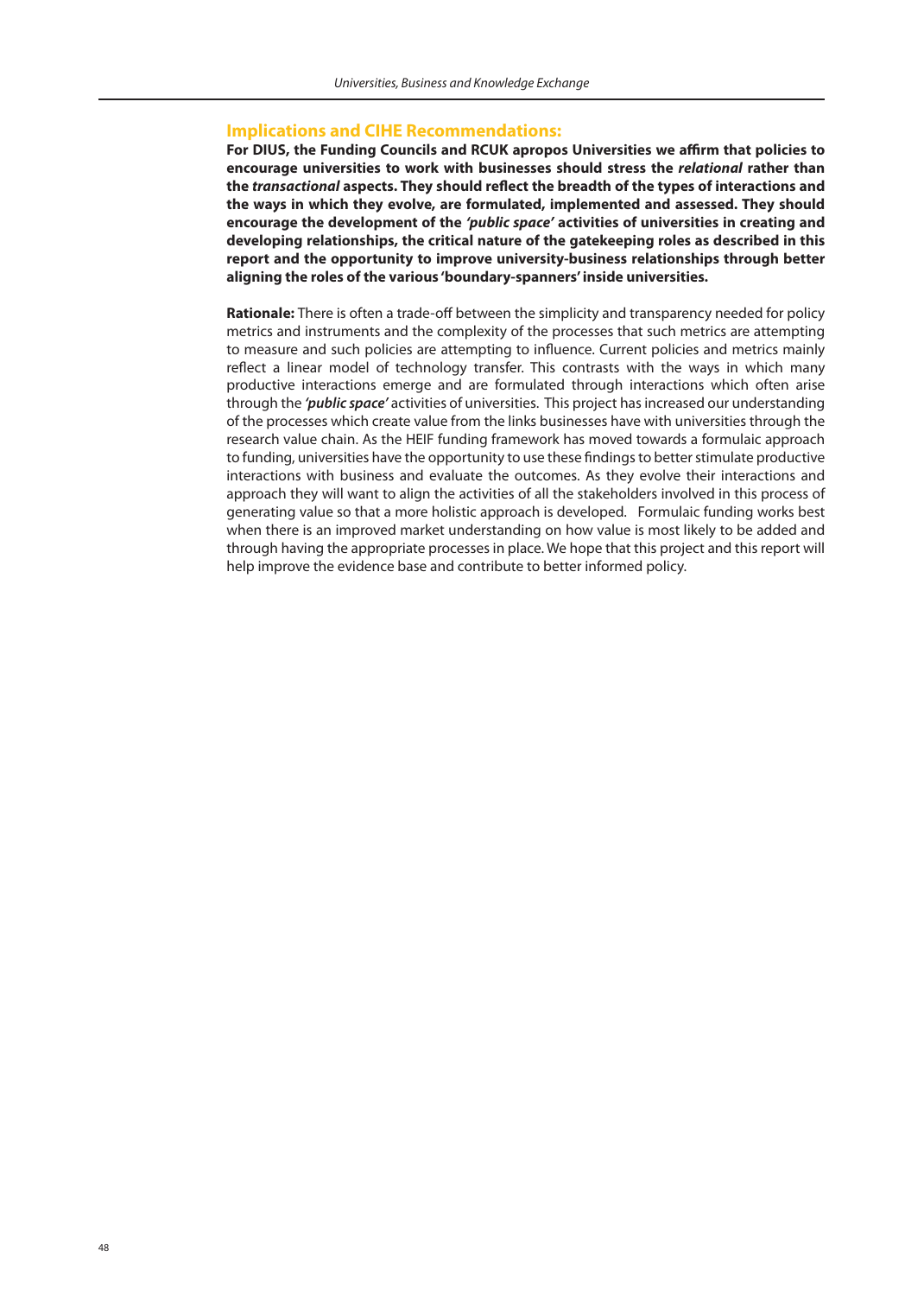## Implications and CIHE Recommendations:

**For DIUS, the Funding Councils and RCUK apropos Universities we affirm that policies to encourage universities to work with businesses should stress the *relational* rather than the *transactional* aspects. They should reflect the breadth of the types of interactions and the ways in which they evolve, are formulated, implemented and assessed. They should encourage the development of the *'public space'* activities of universities in creating and developing relationships, the critical nature of the gatekeeping roles as described in this report and the opportunity to improve university-business relationships through better aligning the roles of the various 'boundary-spanners' inside universities.**

**Rationale:** There is often a trade-off between the simplicity and transparency needed for policy metrics and instruments and the complexity of the processes that such metrics are attempting to measure and such policies are attempting to influence. Current policies and metrics mainly reflect a linear model of technology transfer. This contrasts with the ways in which many productive interactions emerge and are formulated through interactions which often arise through the ***'public space'*** activities of universities. This project has increased our understanding of the processes which create value from the links businesses have with universities through the research value chain. As the HEIF funding framework has moved towards a formulaic approach to funding, universities have the opportunity to use these findings to better stimulate productive interactions with business and evaluate the outcomes. As they evolve their interactions and approach they will want to align the activities of all the stakeholders involved in this process of generating value so that a more holistic approach is developed. Formulaic funding works best when there is an improved market understanding on how value is most likely to be added and through having the appropriate processes in place. We hope that this project and this report will help improve the evidence base and contribute to better informed policy.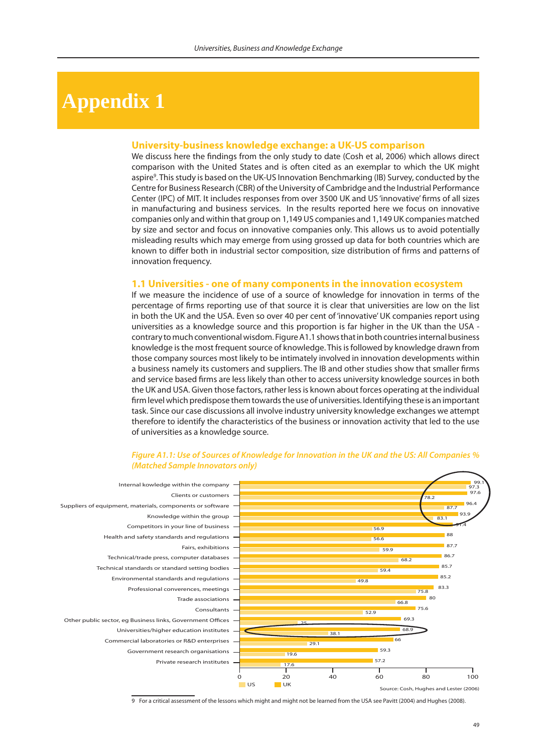# Appendix 1

## University-business knowledge exchange: a UK-US comparison

We discuss here the findings from the only study to date (Cosh et al, 2006) which allows direct comparison with the United States and is often cited as an exemplar to which the UK might aspire[9]. This study is based on the UK-US Innovation Benchmarking (IB) Survey, conducted by the Centre for Business Research (CBR) of the University of Cambridge and the Industrial Performance Center (IPC) of MIT. It includes responses from over 3500 UK and US 'innovative' firms of all sizes in manufacturing and business services. In the results reported here we focus on innovative companies only and within that group on 1,149 US companies and 1,149 UK companies matched by size and sector and focus on innovative companies only. This allows us to avoid potentially misleading results which may emerge from using grossed up data for both countries which are known to differ both in industrial sector composition, size distribution of firms and patterns of innovation frequency.

## 1.1 Universities - one of many components in the innovation ecosystem

If we measure the incidence of use of a source of knowledge for innovation in terms of the percentage of firms reporting use of that source it is clear that universities are low on the list in both the UK and the USA. Even so over 40 per cent of 'innovative' UK companies report using universities as a knowledge source and this proportion is far higher in the UK than the USA - contrary to much conventional wisdom. Figure A1.1 shows that in both countries internal business knowledge is the most frequent source of knowledge. This is followed by knowledge drawn from those company sources most likely to be intimately involved in innovation developments within a business namely its customers and suppliers. The IB and other studies show that smaller firms and service based firms are less likely than other to access university knowledge sources in both the UK and USA. Given those factors, rather less is known about forces operating at the individual firm level which predispose them towards the use of universities. Identifying these is an important task. Since our case discussions all involve industry university knowledge exchanges we attempt therefore to identify the characteristics of the business or innovation activity that led to the use of universities as a knowledge source.

*Figure A1.1: Use of Sources of Knowledge for Innovation in the UK and the US: All Companies % (Matched Sample Innovators only)*

| Source | UK | US |
|---|---|---|
| Internal kowledge within the company | 99.1 | 97.3 |
| Clients or customers | 97.6 | 78.2 |
| Suppliers of equipment, materials, components or software | 96.4 | 87.7 |
| Knowledge within the group | 93.9 | 83.1 |
| Competitors in your line of business | 91.4 | 56.9 |
| Health and safety standards and regulations | 88 | 56.6 |
| Fairs, exhibitions | 87.7 | 59.9 |
| Technical/trade press, computer databases | 86.7 | 68.2 |
| Technical standards or standard setting bodies | 85.7 | 59.4 |
| Environmental standards and regulations | 85.2 | 49.8 |
| Professional converences, meetings | 83.3 | 75.8 |
| Trade associations | 80 | 66.8 |
| Consultants | 75.6 | 52.9 |
| Other public sector, eg Business links, Government Offices | 69.3 | 25 |
| Universities/higher education institutes | 68.9 | 38.1 |
| Commercial laboratories or R&D enterprises | 66 | 29.1 |
| Government research organisations | 59.3 | 19.6 |
| Private research institutes | 57.2 | 17.6 |

Source: Cosh, Hughes and Lester (2006)

9 For a critical assessment of the lessons which might and might not be learned from the USA see Pavitt (2004) and Hughes (2008).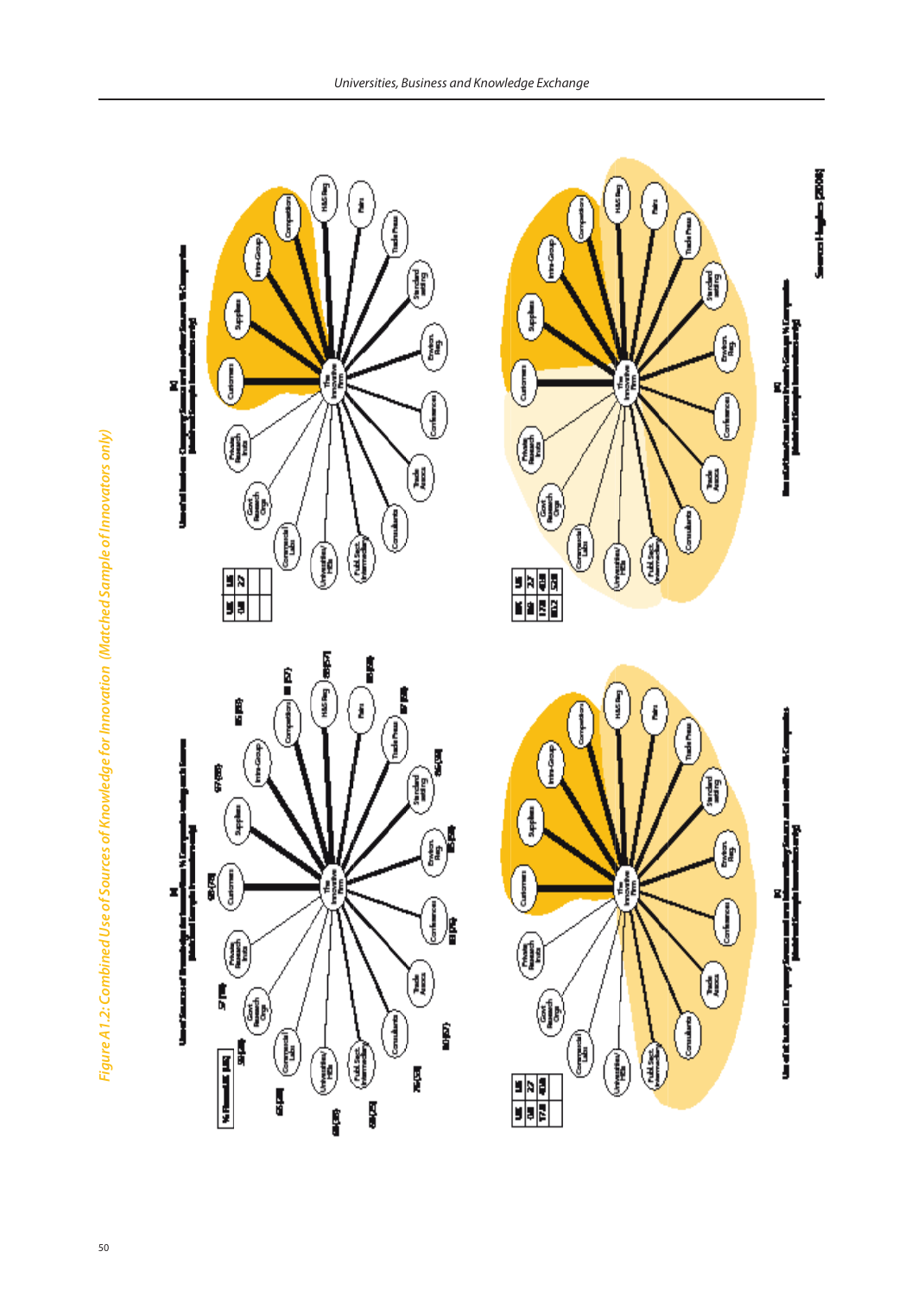*Figure A1.2: Combined Use of Sources of Knowledge for Innovation (Matched Sample of Innovators only)*

Source: Hughes (2008)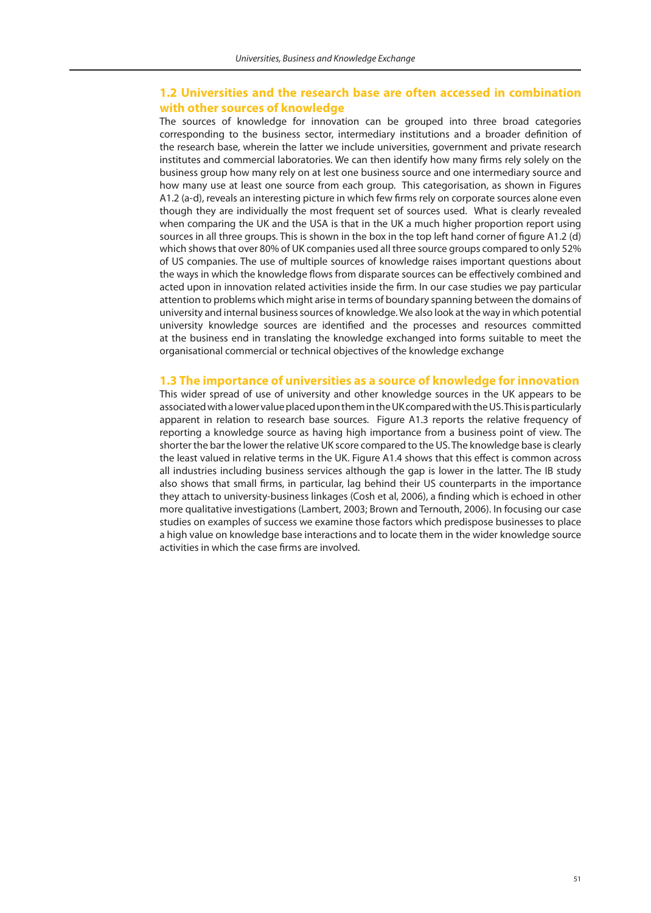## 1.2 Universities and the research base are often accessed in combination with other sources of knowledge

The sources of knowledge for innovation can be grouped into three broad categories corresponding to the business sector, intermediary institutions and a broader definition of the research base, wherein the latter we include universities, government and private research institutes and commercial laboratories. We can then identify how many firms rely solely on the business group how many rely on at lest one business source and one intermediary source and how many use at least one source from each group. This categorisation, as shown in Figures A1.2 (a-d), reveals an interesting picture in which few firms rely on corporate sources alone even though they are individually the most frequent set of sources used. What is clearly revealed when comparing the UK and the USA is that in the UK a much higher proportion report using sources in all three groups. This is shown in the box in the top left hand corner of figure A1.2 (d) which shows that over 80% of UK companies used all three source groups compared to only 52% of US companies. The use of multiple sources of knowledge raises important questions about the ways in which the knowledge flows from disparate sources can be effectively combined and acted upon in innovation related activities inside the firm. In our case studies we pay particular attention to problems which might arise in terms of boundary spanning between the domains of university and internal business sources of knowledge. We also look at the way in which potential university knowledge sources are identified and the processes and resources committed at the business end in translating the knowledge exchanged into forms suitable to meet the organisational commercial or technical objectives of the knowledge exchange

## 1.3 The importance of universities as a source of knowledge for innovation

This wider spread of use of university and other knowledge sources in the UK appears to be associated with a lower value placed upon them in the UK compared with the US. This is particularly apparent in relation to research base sources. Figure A1.3 reports the relative frequency of reporting a knowledge source as having high importance from a business point of view. The shorter the bar the lower the relative UK score compared to the US. The knowledge base is clearly the least valued in relative terms in the UK. Figure A1.4 shows that this effect is common across all industries including business services although the gap is lower in the latter. The IB study also shows that small firms, in particular, lag behind their US counterparts in the importance they attach to university-business linkages (Cosh et al, 2006), a finding which is echoed in other more qualitative investigations (Lambert, 2003; Brown and Ternouth, 2006). In focusing our case studies on examples of success we examine those factors which predispose businesses to place a high value on knowledge base interactions and to locate them in the wider knowledge source activities in which the case firms are involved.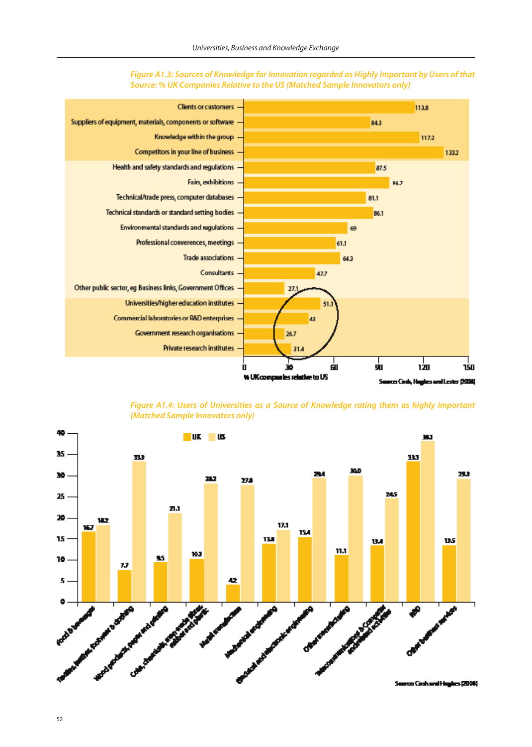*Figure A1.3: Sources of Knowledge for Innovation regarded as Highly Important by Users of that Source: % UK Companies Relative to the US (Matched Sample Innovators only)*

| Source | % UK companies relative to US |
|---|---|
| Clients or customers | 113.8 |
| Suppliers of equipment, materials, components or software | 84.3 |
| Knowledge within the group | 117.2 |
| Competitors in your line of business | 133.2 |
| Health and safety standards and regulations | 87.5 |
| Fairs, exhibitions | 96.7 |
| Technical/trade press, computer databases | 81.1 |
| Technical standards or standard setting bodies | 86.1 |
| Environmental standards and regulations | 69 |
| Professional converences, meetings | 61.1 |
| Trade associations | 64.3 |
| Consultants | 47.7 |
| Other public sector, eg Business links, Government Offices | 27.1 |
| Universities/higher education institutes | 51.1 |
| Commercial laboratories or R&D enterprises | 43 |
| Government research organisations | 26.7 |
| Private research institutes | 31.4 |

Source: Cosh, Hughes and Lester (2006)

*Figure A1.4: Users of Universities as a Source of Knowledge rating them as highly important (Matched Sample Innovators only)*

| Sector | UK | US |
|---|---|---|
| Food & beverages | 16.7 | 18.2 |
| Textiles, leather, footwear & clothing | 7.7 | 33.3 |
| Wood products, paper and printing | 9.5 | 21.1 |
| Coke, chemicals, man-made fibres, rubber and plastic | 10.2 | 28.2 |
| Metal manufacture | 4.2 | 27.8 |
| Mechanical engineering | 13.8 | 17.1 |
| Electrical and electronic engineering | 15.4 | 29.4 |
| Other manufacturing | 11.1 | 30.0 |
| Telecommunications & Computer and related activities | 13.4 | 24.5 |
| R&D | 33.3 | 38.1 |
| Other business services | 13.5 | 29.3 |

Source: Cosh and Hughes (2006)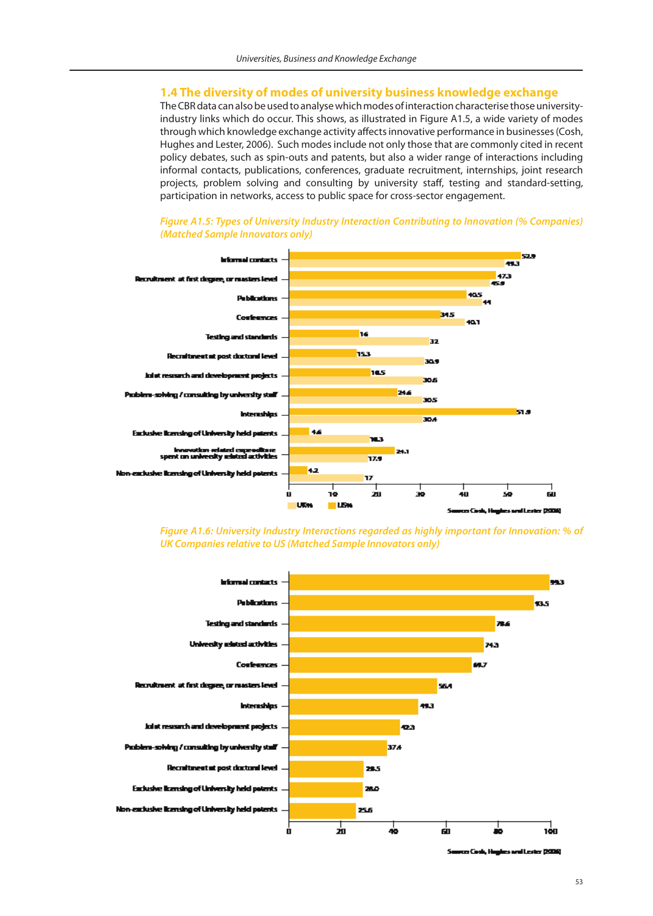## 1.4 The diversity of modes of university business knowledge exchange

The CBR data can also be used to analyse which modes of interaction characterise those university-industry links which do occur. This shows, as illustrated in Figure A1.5, a wide variety of modes through which knowledge exchange activity affects innovative performance in businesses (Cosh, Hughes and Lester, 2006). Such modes include not only those that are commonly cited in recent policy debates, such as spin-outs and patents, but also a wider range of interactions including informal contacts, publications, conferences, graduate recruitment, internships, joint research projects, problem solving and consulting by university staff, testing and standard-setting, participation in networks, access to public space for cross-sector engagement.

*Figure A1.5: Types of University Industry Interaction Contributing to Innovation (% Companies) (Matched Sample Innovators only)*

| Type of interaction | US% | UK% |
| --- | --- | --- |
| Informal contacts | 52.9 | 49.3 |
| Recruitment at first degree, or masters level | 47.3 | 45.9 |
| Publications | 40.5 | 44 |
| Conferences | 34.5 | 40.1 |
| Testing and standards | 16 | 32 |
| Recruitment at post doctoral level | 15.3 | 30.9 |
| Joint research and development projects | 18.5 | 30.6 |
| Problem-solving / consulting by university staff | 24.6 | 30.5 |
| Internships | 51.9 | 30.4 |
| Exclusive licensing of University held patents | 4.6 | 18.3 |
| Innovation-related expenditure spent on university related activities | 24.1 | 17.9 |
| Non-exclusive licensing of University held patents | 4.2 | 17 |

Source: Cosh, Hughes and Lester (2006)

*Figure A1.6: University Industry Interactions regarded as highly important for Innovation: % of UK Companies relative to US (Matched Sample Innovators only)*

| Type of interaction | % |
| --- | --- |
| Informal contacts | 99.3 |
| Publications | 93.5 |
| Testing and standards | 78.6 |
| University related activities | 74.3 |
| Conferences | 69.7 |
| Recruitment at first degree, or masters level | 56.4 |
| Internships | 49.3 |
| Joint research and development projects | 42.3 |
| Problem-solving / consulting by university staff | 37.4 |
| Recruitment at post doctoral level | 28.5 |
| Exclusive licensing of University held patents | 28.0 |
| Non-exclusive licensing of University held patents | 25.6 |

Source: Cosh, Hughes and Lester (2006)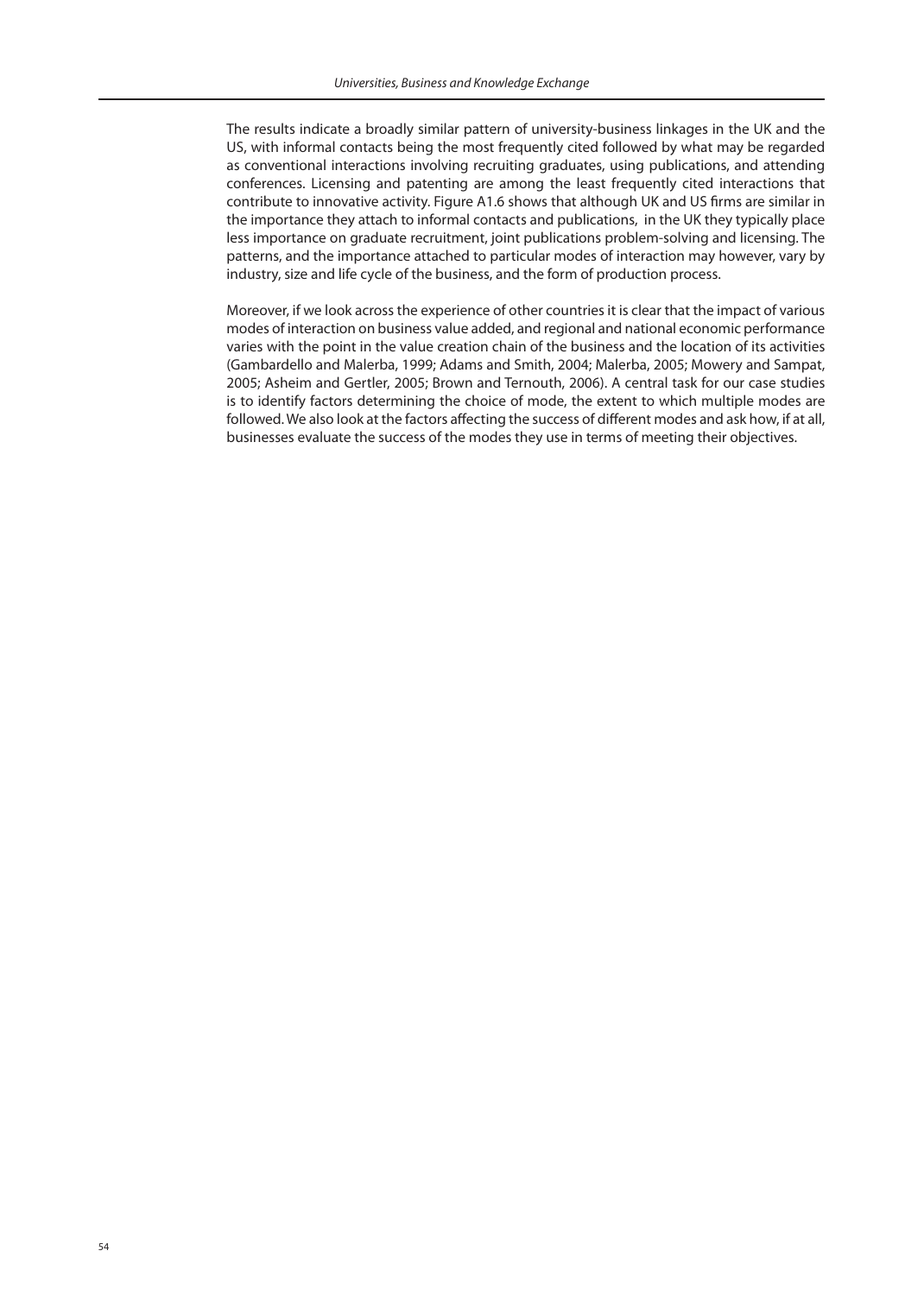The results indicate a broadly similar pattern of university-business linkages in the UK and the US, with informal contacts being the most frequently cited followed by what may be regarded as conventional interactions involving recruiting graduates, using publications, and attending conferences. Licensing and patenting are among the least frequently cited interactions that contribute to innovative activity. Figure A1.6 shows that although UK and US firms are similar in the importance they attach to informal contacts and publications, in the UK they typically place less importance on graduate recruitment, joint publications problem-solving and licensing. The patterns, and the importance attached to particular modes of interaction may however, vary by industry, size and life cycle of the business, and the form of production process.

Moreover, if we look across the experience of other countries it is clear that the impact of various modes of interaction on business value added, and regional and national economic performance varies with the point in the value creation chain of the business and the location of its activities (Gambardello and Malerba, 1999; Adams and Smith, 2004; Malerba, 2005; Mowery and Sampat, 2005; Asheim and Gertler, 2005; Brown and Ternouth, 2006). A central task for our case studies is to identify factors determining the choice of mode, the extent to which multiple modes are followed. We also look at the factors affecting the success of different modes and ask how, if at all, businesses evaluate the success of the modes they use in terms of meeting their objectives.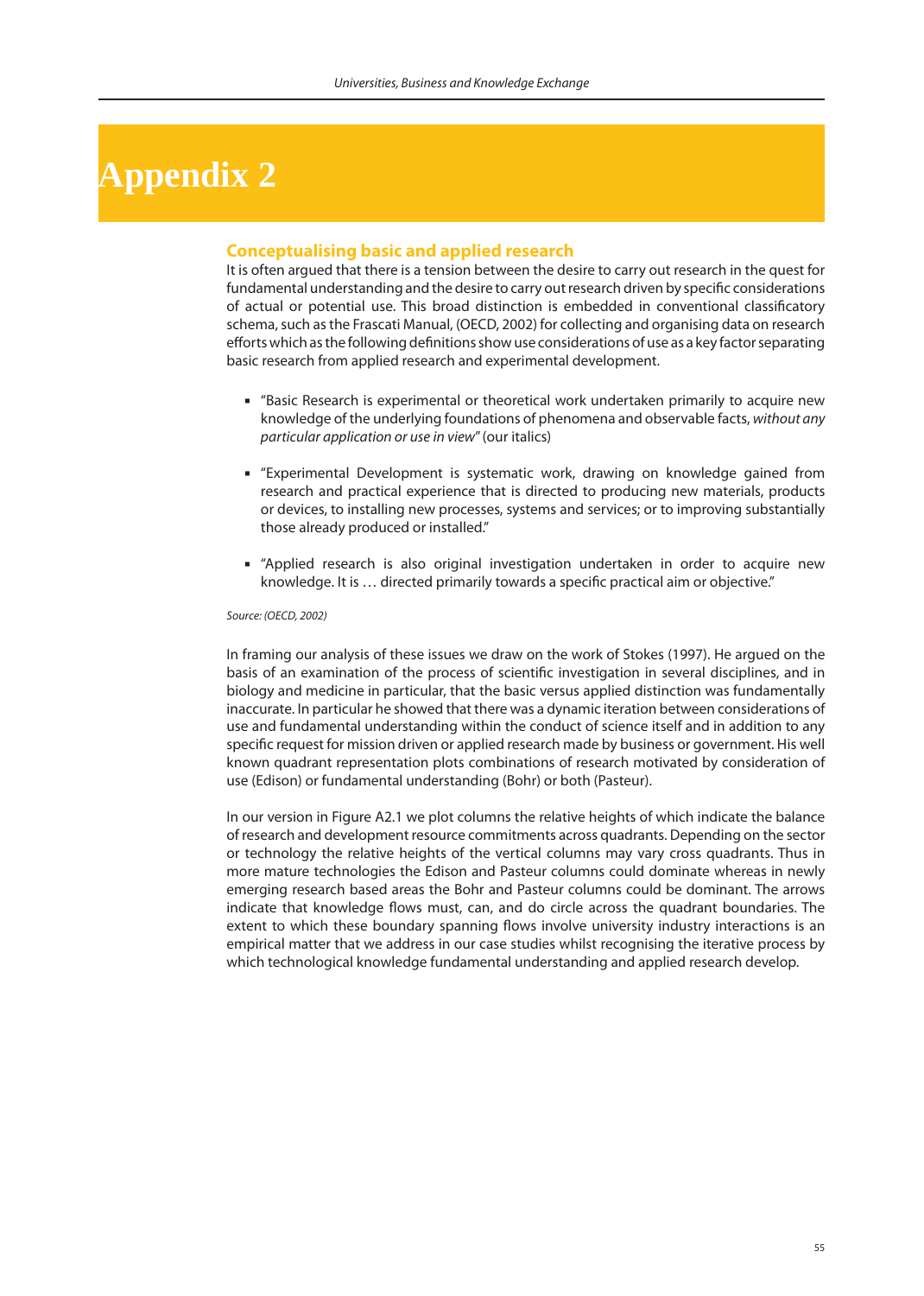# Appendix 2

## Conceptualising basic and applied research

It is often argued that there is a tension between the desire to carry out research in the quest for fundamental understanding and the desire to carry out research driven by specific considerations of actual or potential use. This broad distinction is embedded in conventional classificatory schema, such as the Frascati Manual, (OECD, 2002) for collecting and organising data on research efforts which as the following definitions show use considerations of use as a key factor separating basic research from applied research and experimental development.

- "Basic Research is experimental or theoretical work undertaken primarily to acquire new knowledge of the underlying foundations of phenomena and observable facts, *without any particular application or use in view*" (our italics)

- "Experimental Development is systematic work, drawing on knowledge gained from research and practical experience that is directed to producing new materials, products or devices, to installing new processes, systems and services; or to improving substantially those already produced or installed."

- "Applied research is also original investigation undertaken in order to acquire new knowledge. It is … directed primarily towards a specific practical aim or objective."

*Source: (OECD, 2002)*

In framing our analysis of these issues we draw on the work of Stokes (1997). He argued on the basis of an examination of the process of scientific investigation in several disciplines, and in biology and medicine in particular, that the basic versus applied distinction was fundamentally inaccurate. In particular he showed that there was a dynamic iteration between considerations of use and fundamental understanding within the conduct of science itself and in addition to any specific request for mission driven or applied research made by business or government. His well known quadrant representation plots combinations of research motivated by consideration of use (Edison) or fundamental understanding (Bohr) or both (Pasteur).

In our version in Figure A2.1 we plot columns the relative heights of which indicate the balance of research and development resource commitments across quadrants. Depending on the sector or technology the relative heights of the vertical columns may vary cross quadrants. Thus in more mature technologies the Edison and Pasteur columns could dominate whereas in newly emerging research based areas the Bohr and Pasteur columns could be dominant. The arrows indicate that knowledge flows must, can, and do circle across the quadrant boundaries. The extent to which these boundary spanning flows involve university industry interactions is an empirical matter that we address in our case studies whilst recognising the iterative process by which technological knowledge fundamental understanding and applied research develop.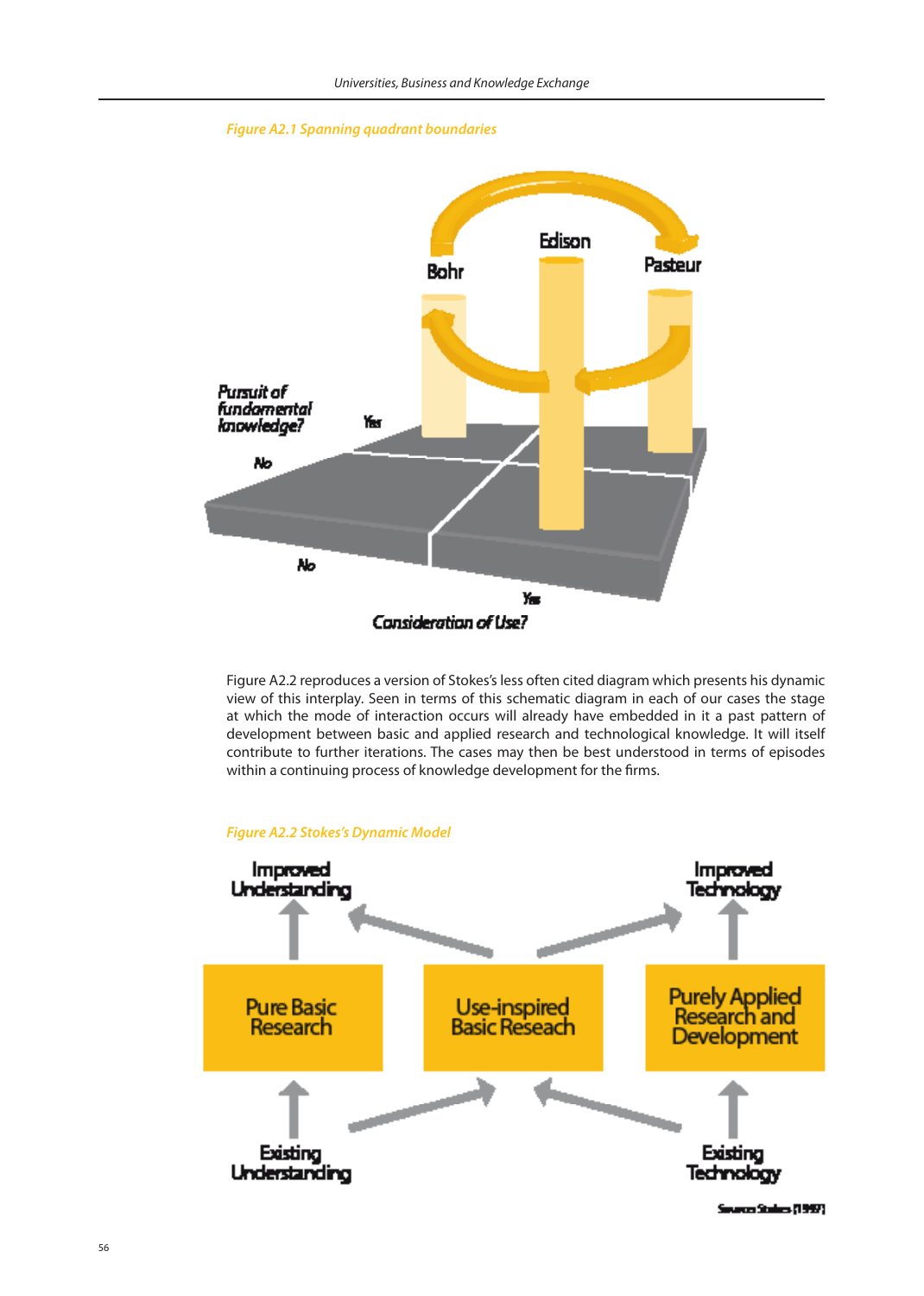*Figure A2.1 Spanning quadrant boundaries*

Bohr

Edison

Pasteur

Pursuit of fundamental knowledge?

Yes

No

No

Yes

Consideration of Use?

Figure A2.2 reproduces a version of Stokes's less often cited diagram which presents his dynamic view of this interplay. Seen in terms of this schematic diagram in each of our cases the stage at which the mode of interaction occurs will already have embedded in it a past pattern of development between basic and applied research and technological knowledge. It will itself contribute to further iterations. The cases may then be best understood in terms of episodes within a continuing process of knowledge development for the firms.

*Figure A2.2 Stokes's Dynamic Model*

Improved Understanding

Improved Technology

Pure Basic Research

Use-inspired Basic Reseach

Purely Applied Research and Development

Existing Understanding

Existing Technology

Source: Stokes (1997)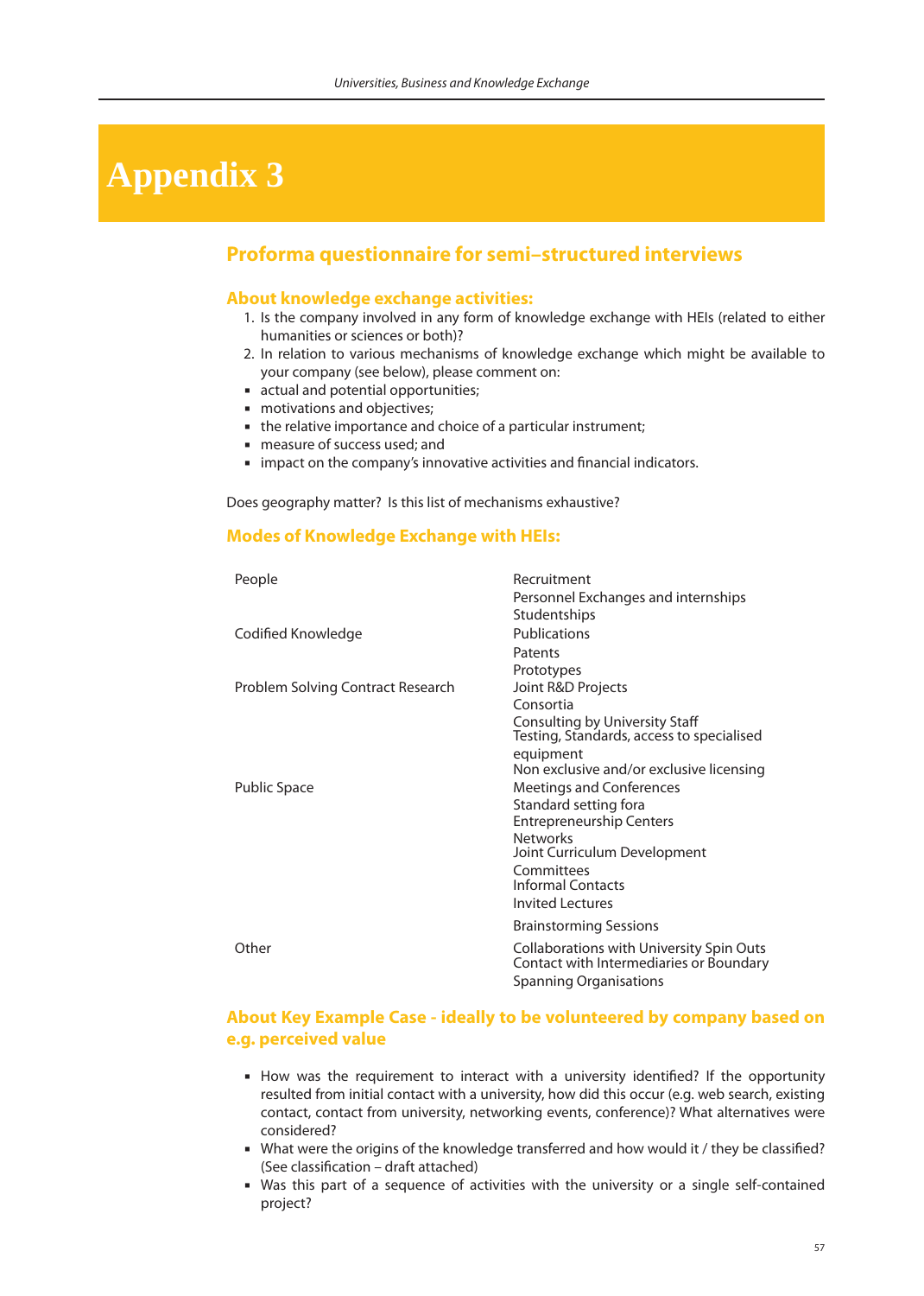# Appendix 3

## Proforma questionnaire for semi–structured interviews

### About knowledge exchange activities:

1. Is the company involved in any form of knowledge exchange with HEIs (related to either humanities or sciences or both)?
2. In relation to various mechanisms of knowledge exchange which might be available to your company (see below), please comment on:

- actual and potential opportunities;
- motivations and objectives;
- the relative importance and choice of a particular instrument;
- measure of success used; and
- impact on the company's innovative activities and financial indicators.

Does geography matter? Is this list of mechanisms exhaustive?

### Modes of Knowledge Exchange with HEIs:

| | |
|---|---|
| People | Recruitment<br>Personnel Exchanges and internships<br>Studentships |
| Codified Knowledge | Publications<br>Patents<br>Prototypes |
| Problem Solving Contract Research | Joint R&D Projects<br>Consortia<br>Consulting by University Staff<br>Testing, Standards, access to specialised equipment<br>Non exclusive and/or exclusive licensing |
| Public Space | Meetings and Conferences<br>Standard setting fora<br>Entrepreneurship Centers<br>Networks<br>Joint Curriculum Development<br>Committees<br>Informal Contacts<br>Invited Lectures<br>Brainstorming Sessions |
| Other | Collaborations with University Spin Outs<br>Contact with Intermediaries or Boundary Spanning Organisations |

### About Key Example Case - ideally to be volunteered by company based on e.g. perceived value

- How was the requirement to interact with a university identified? If the opportunity resulted from initial contact with a university, how did this occur (e.g. web search, existing contact, contact from university, networking events, conference)? What alternatives were considered?
- What were the origins of the knowledge transferred and how would it / they be classified? (See classification – draft attached)
- Was this part of a sequence of activities with the university or a single self-contained project?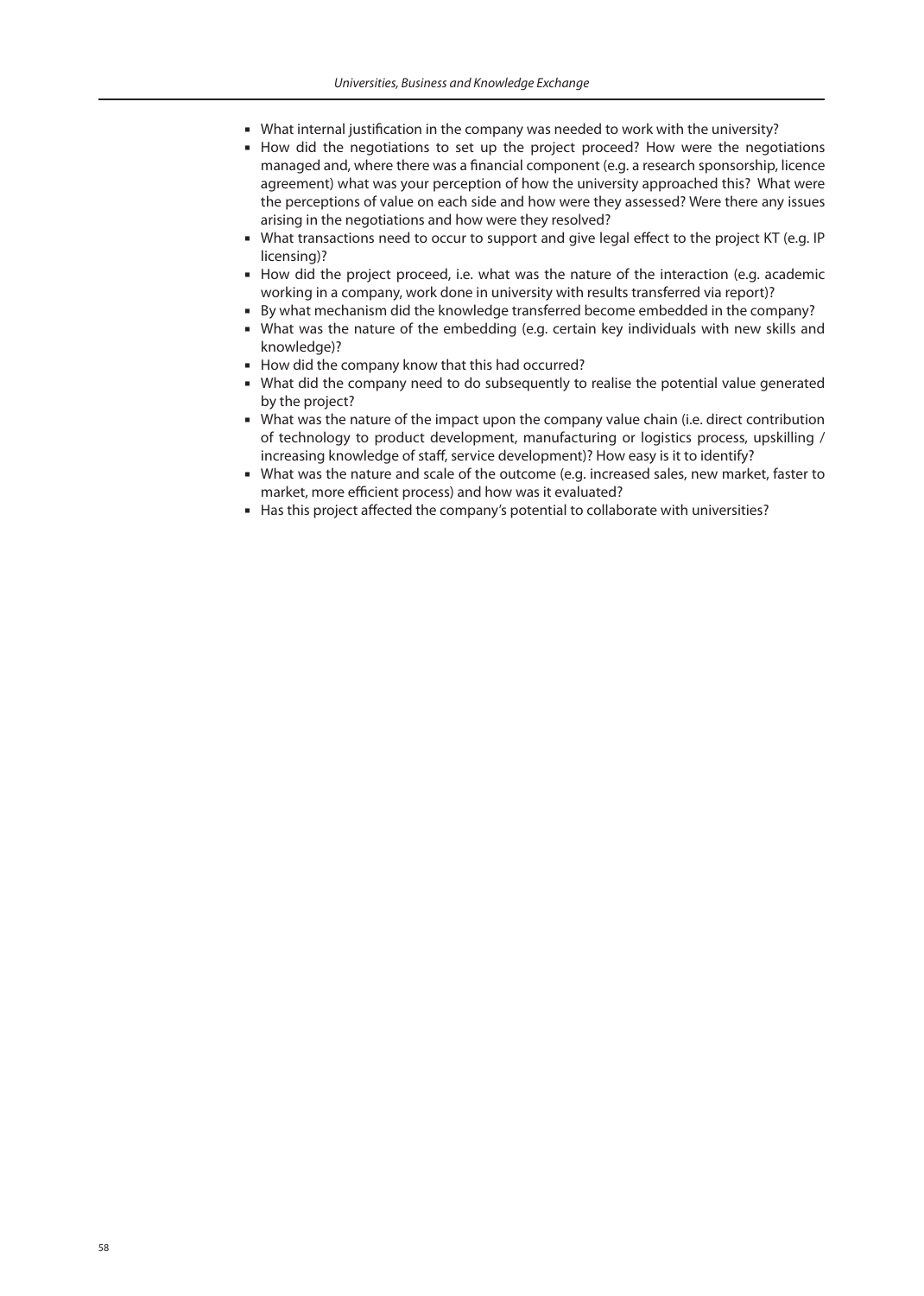- What internal justification in the company was needed to work with the university?
- How did the negotiations to set up the project proceed? How were the negotiations managed and, where there was a financial component (e.g. a research sponsorship, licence agreement) what was your perception of how the university approached this? What were the perceptions of value on each side and how were they assessed? Were there any issues arising in the negotiations and how were they resolved?
- What transactions need to occur to support and give legal effect to the project KT (e.g. IP licensing)?
- How did the project proceed, i.e. what was the nature of the interaction (e.g. academic working in a company, work done in university with results transferred via report)?
- By what mechanism did the knowledge transferred become embedded in the company?
- What was the nature of the embedding (e.g. certain key individuals with new skills and knowledge)?
- How did the company know that this had occurred?
- What did the company need to do subsequently to realise the potential value generated by the project?
- What was the nature of the impact upon the company value chain (i.e. direct contribution of technology to product development, manufacturing or logistics process, upskilling / increasing knowledge of staff, service development)? How easy is it to identify?
- What was the nature and scale of the outcome (e.g. increased sales, new market, faster to market, more efficient process) and how was it evaluated?
- Has this project affected the company's potential to collaborate with universities?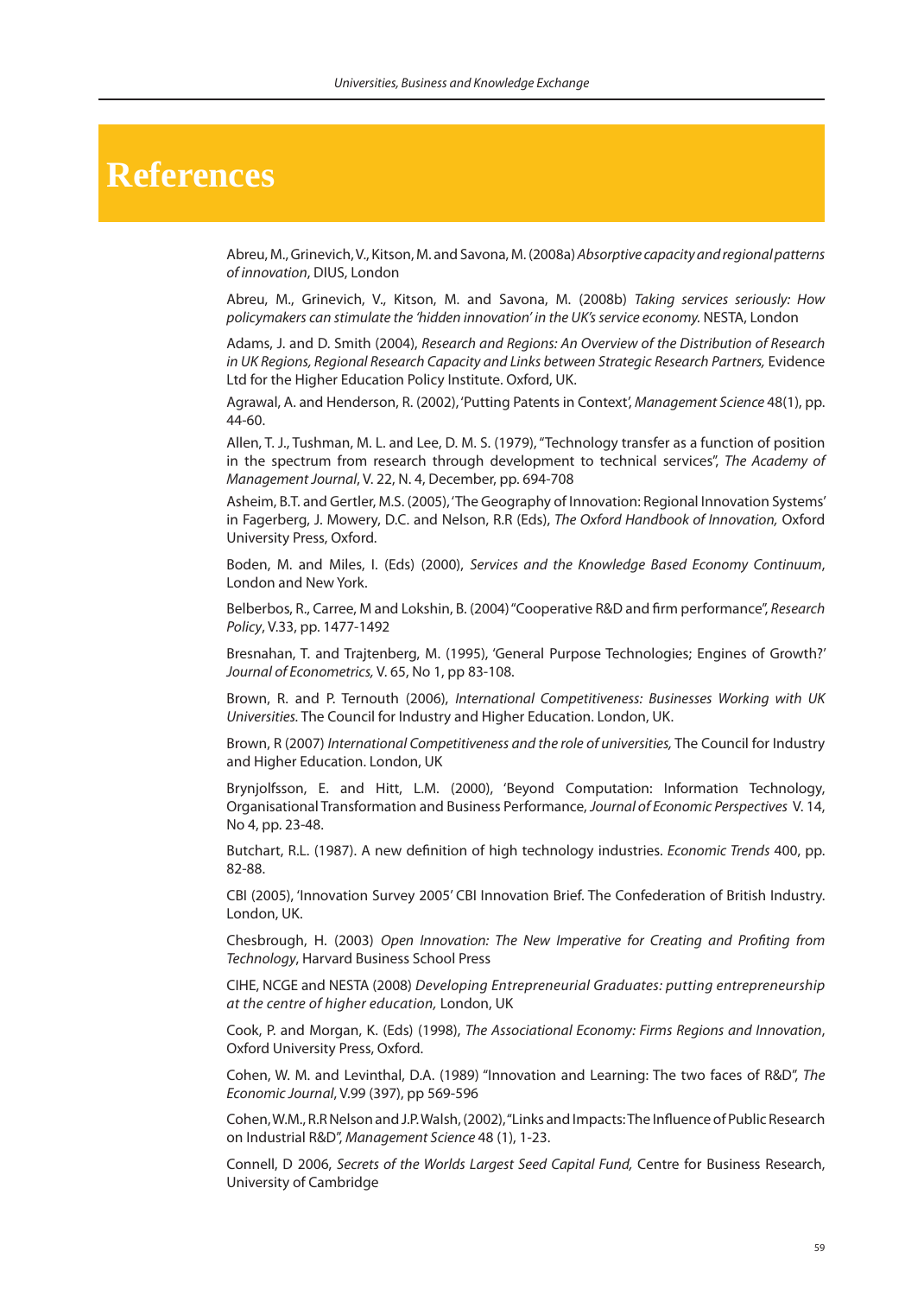# References

Abreu, M., Grinevich, V., Kitson, M. and Savona, M. (2008a) *Absorptive capacity and regional patterns of innovation*, DIUS, London

Abreu, M., Grinevich, V., Kitson, M. and Savona, M. (2008b) *Taking services seriously: How policymakers can stimulate the 'hidden innovation' in the UK's service economy.* NESTA, London

Adams, J. and D. Smith (2004), *Research and Regions: An Overview of the Distribution of Research in UK Regions, Regional Research Capacity and Links between Strategic Research Partners,* Evidence Ltd for the Higher Education Policy Institute. Oxford, UK.

Agrawal, A. and Henderson, R. (2002), 'Putting Patents in Context', *Management Science* 48(1), pp. 44-60.

Allen, T. J., Tushman, M. L. and Lee, D. M. S. (1979), "Technology transfer as a function of position in the spectrum from research through development to technical services", *The Academy of Management Journal*, V. 22, N. 4, December, pp. 694-708

Asheim, B.T. and Gertler, M.S. (2005), 'The Geography of Innovation: Regional Innovation Systems' in Fagerberg, J. Mowery, D.C. and Nelson, R.R (Eds), *The Oxford Handbook of Innovation,* Oxford University Press, Oxford.

Boden, M. and Miles, I. (Eds) (2000), *Services and the Knowledge Based Economy Continuum*, London and New York.

Belberbos, R., Carree, M and Lokshin, B. (2004) "Cooperative R&D and firm performance", *Research Policy*, V.33, pp. 1477-1492

Bresnahan, T. and Trajtenberg, M. (1995), 'General Purpose Technologies; Engines of Growth?' *Journal of Econometrics,* V. 65, No 1, pp 83-108.

Brown, R. and P. Ternouth (2006), *International Competitiveness: Businesses Working with UK Universities.* The Council for Industry and Higher Education. London, UK.

Brown, R (2007) *International Competitiveness and the role of universities,* The Council for Industry and Higher Education. London, UK

Brynjolfsson, E. and Hitt, L.M. (2000), 'Beyond Computation: Information Technology, Organisational Transformation and Business Performance, *Journal of Economic Perspectives* V. 14, No 4, pp. 23-48.

Butchart, R.L. (1987). A new definition of high technology industries. *Economic Trends* 400, pp. 82-88.

CBI (2005), 'Innovation Survey 2005' CBI Innovation Brief. The Confederation of British Industry. London, UK.

Chesbrough, H. (2003) *Open Innovation: The New Imperative for Creating and Profiting from Technology*, Harvard Business School Press

CIHE, NCGE and NESTA (2008) *Developing Entrepreneurial Graduates: putting entrepreneurship at the centre of higher education,* London, UK

Cook, P. and Morgan, K. (Eds) (1998), *The Associational Economy: Firms Regions and Innovation*, Oxford University Press, Oxford.

Cohen, W. M. and Levinthal, D.A. (1989) "Innovation and Learning: The two faces of R&D", *The Economic Journal*, V.99 (397), pp 569-596

Cohen, W.M., R.R Nelson and J.P. Walsh, (2002), "Links and Impacts: The Influence of Public Research on Industrial R&D", *Management Science* 48 (1), 1-23.

Connell, D 2006, *Secrets of the Worlds Largest Seed Capital Fund,* Centre for Business Research, University of Cambridge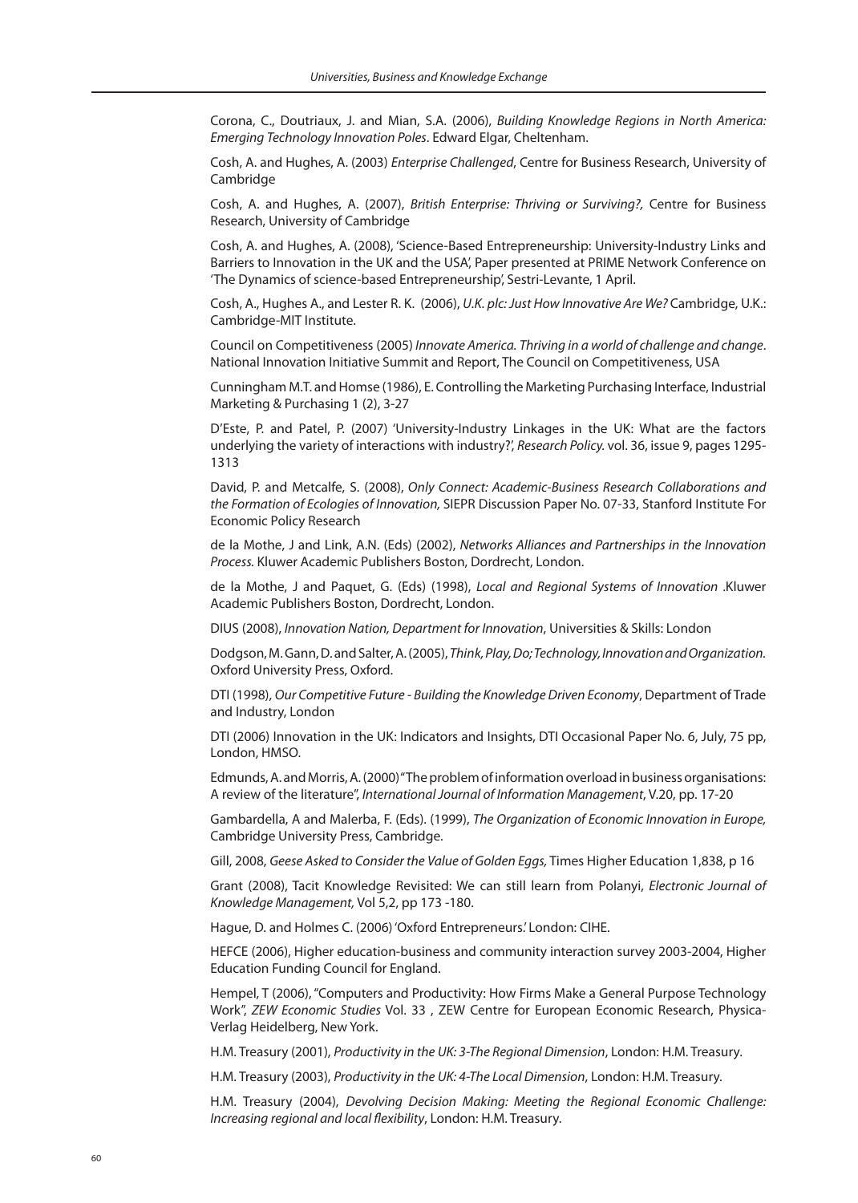Corona, C., Doutriaux, J. and Mian, S.A. (2006), *Building Knowledge Regions in North America: Emerging Technology Innovation Poles*. Edward Elgar, Cheltenham.

Cosh, A. and Hughes, A. (2003) *Enterprise Challenged*, Centre for Business Research, University of Cambridge

Cosh, A. and Hughes, A. (2007), *British Enterprise: Thriving or Surviving?,* Centre for Business Research, University of Cambridge

Cosh, A. and Hughes, A. (2008), 'Science-Based Entrepreneurship: University-Industry Links and Barriers to Innovation in the UK and the USA', Paper presented at PRIME Network Conference on 'The Dynamics of science-based Entrepreneurship', Sestri-Levante, 1 April.

Cosh, A., Hughes A., and Lester R. K. (2006), *U.K. plc: Just How Innovative Are We?* Cambridge, U.K.: Cambridge-MIT Institute.

Council on Competitiveness (2005) *Innovate America. Thriving in a world of challenge and change*. National Innovation Initiative Summit and Report, The Council on Competitiveness, USA

Cunningham M.T. and Homse (1986), E. Controlling the Marketing Purchasing Interface, Industrial Marketing & Purchasing 1 (2), 3-27

D'Este, P. and Patel, P. (2007) 'University-Industry Linkages in the UK: What are the factors underlying the variety of interactions with industry?', *Research Policy.* vol. 36, issue 9, pages 1295-1313

David, P. and Metcalfe, S. (2008), *Only Connect: Academic-Business Research Collaborations and the Formation of Ecologies of Innovation,* SIEPR Discussion Paper No. 07-33, Stanford Institute For Economic Policy Research

de la Mothe, J and Link, A.N. (Eds) (2002), *Networks Alliances and Partnerships in the Innovation Process.* Kluwer Academic Publishers Boston, Dordrecht, London.

de la Mothe, J and Paquet, G. (Eds) (1998), *Local and Regional Systems of Innovation* .Kluwer Academic Publishers Boston, Dordrecht, London.

DIUS (2008), *Innovation Nation, Department for Innovation*, Universities & Skills: London

Dodgson, M. Gann, D. and Salter, A. (2005), *Think, Play, Do; Technology, Innovation and Organization.* Oxford University Press, Oxford.

DTI (1998), *Our Competitive Future - Building the Knowledge Driven Economy*, Department of Trade and Industry, London

DTI (2006) Innovation in the UK: Indicators and Insights, DTI Occasional Paper No. 6, July, 75 pp, London, HMSO.

Edmunds, A. and Morris, A. (2000) "The problem of information overload in business organisations: A review of the literature", *International Journal of Information Management*, V.20, pp. 17-20

Gambardella, A and Malerba, F. (Eds). (1999), *The Organization of Economic Innovation in Europe,* Cambridge University Press, Cambridge.

Gill, 2008, *Geese Asked to Consider the Value of Golden Eggs,* Times Higher Education 1,838, p 16

Grant (2008), Tacit Knowledge Revisited: We can still learn from Polanyi, *Electronic Journal of Knowledge Management,* Vol 5,2, pp 173 -180.

Hague, D. and Holmes C. (2006) 'Oxford Entrepreneurs.' London: CIHE.

HEFCE (2006), Higher education-business and community interaction survey 2003-2004, Higher Education Funding Council for England.

Hempel, T (2006), "Computers and Productivity: How Firms Make a General Purpose Technology Work", *ZEW Economic Studies* Vol. 33 , ZEW Centre for European Economic Research, Physica-Verlag Heidelberg, New York.

H.M. Treasury (2001), *Productivity in the UK: 3-The Regional Dimension*, London: H.M. Treasury.

H.M. Treasury (2003), *Productivity in the UK: 4-The Local Dimension*, London: H.M. Treasury.

H.M. Treasury (2004), *Devolving Decision Making: Meeting the Regional Economic Challenge: Increasing regional and local flexibility*, London: H.M. Treasury.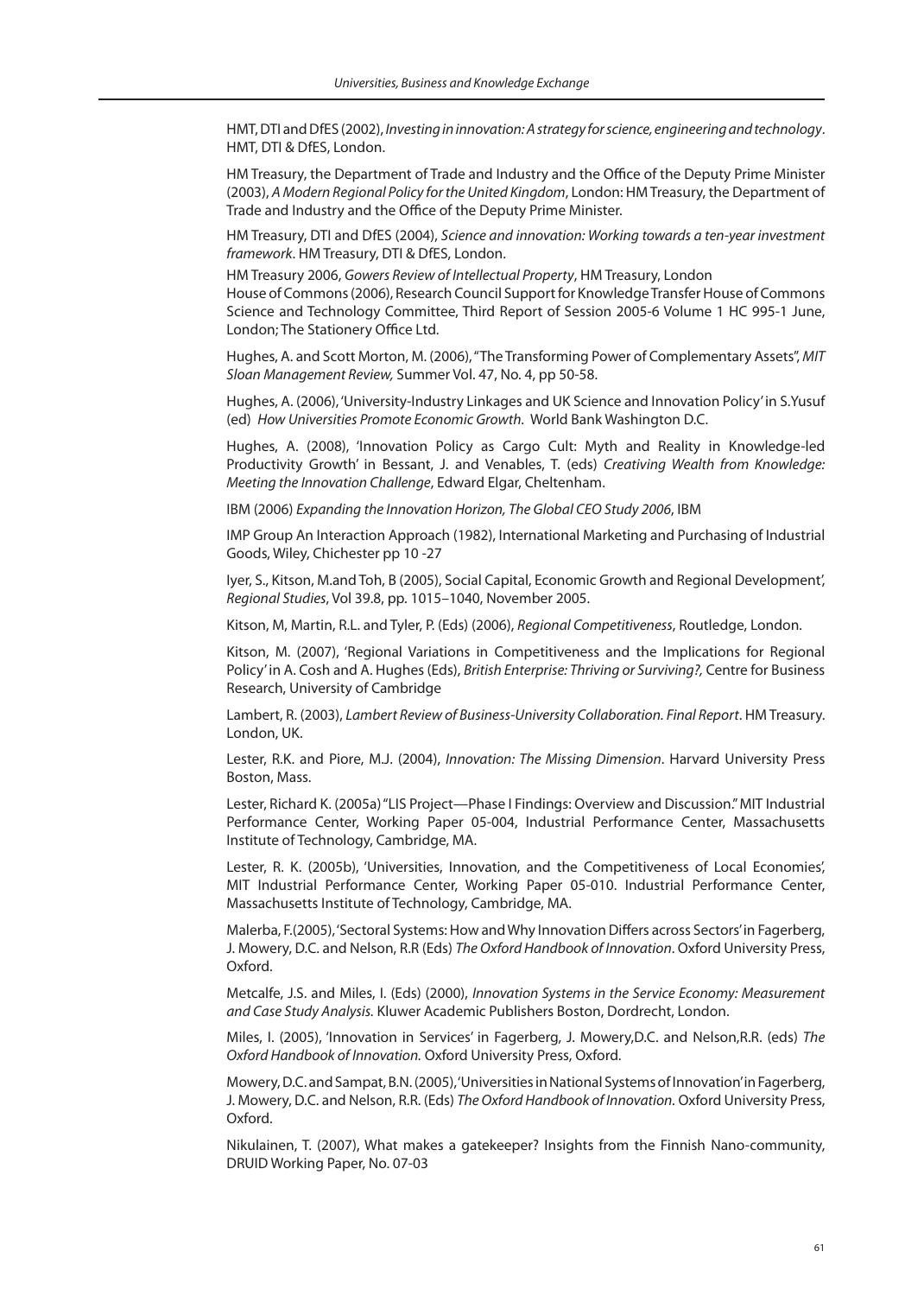HMT, DTI and DfES (2002), *Investing in innovation: A strategy for science, engineering and technology*. HMT, DTI & DfES, London.

HM Treasury, the Department of Trade and Industry and the Office of the Deputy Prime Minister (2003), *A Modern Regional Policy for the United Kingdom*, London: HM Treasury, the Department of Trade and Industry and the Office of the Deputy Prime Minister.

HM Treasury, DTI and DfES (2004), *Science and innovation: Working towards a ten-year investment framework*. HM Treasury, DTI & DfES, London.

HM Treasury 2006, *Gowers Review of Intellectual Property*, HM Treasury, London
House of Commons (2006), Research Council Support for Knowledge Transfer House of Commons Science and Technology Committee, Third Report of Session 2005-6 Volume 1 HC 995-1 June, London; The Stationery Office Ltd.

Hughes, A. and Scott Morton, M. (2006), "The Transforming Power of Complementary Assets", *MIT Sloan Management Review,* Summer Vol. 47, No. 4, pp 50-58.

Hughes, A. (2006), 'University-Industry Linkages and UK Science and Innovation Policy' in S.Yusuf (ed) *How Universities Promote Economic Growth.* World Bank Washington D.C.

Hughes, A. (2008), 'Innovation Policy as Cargo Cult: Myth and Reality in Knowledge-led Productivity Growth' in Bessant, J. and Venables, T. (eds) *Creativing Wealth from Knowledge: Meeting the Innovation Challenge*, Edward Elgar, Cheltenham.

IBM (2006) *Expanding the Innovation Horizon, The Global CEO Study 2006*, IBM

IMP Group An Interaction Approach (1982), International Marketing and Purchasing of Industrial Goods, Wiley, Chichester pp 10 -27

Iyer, S., Kitson, M.and Toh, B (2005), Social Capital, Economic Growth and Regional Development', *Regional Studies*, Vol 39.8, pp. 1015–1040, November 2005.

Kitson, M, Martin, R.L. and Tyler, P. (Eds) (2006), *Regional Competitiveness*, Routledge, London.

Kitson, M. (2007), 'Regional Variations in Competitiveness and the Implications for Regional Policy' in A. Cosh and A. Hughes (Eds), *British Enterprise: Thriving or Surviving?,* Centre for Business Research, University of Cambridge

Lambert, R. (2003), *Lambert Review of Business-University Collaboration. Final Report*. HM Treasury. London, UK.

Lester, R.K. and Piore, M.J. (2004), *Innovation: The Missing Dimension*. Harvard University Press Boston, Mass.

Lester, Richard K. (2005a) "LIS Project—Phase I Findings: Overview and Discussion." MIT Industrial Performance Center, Working Paper 05-004, Industrial Performance Center, Massachusetts Institute of Technology, Cambridge, MA.

Lester, R. K. (2005b), 'Universities, Innovation, and the Competitiveness of Local Economies', MIT Industrial Performance Center, Working Paper 05-010. Industrial Performance Center, Massachusetts Institute of Technology, Cambridge, MA.

Malerba, F.(2005), 'Sectoral Systems: How and Why Innovation Differs across Sectors' in Fagerberg, J. Mowery, D.C. and Nelson, R.R (Eds) *The Oxford Handbook of Innovation*. Oxford University Press, Oxford.

Metcalfe, J.S. and Miles, I. (Eds) (2000), *Innovation Systems in the Service Economy: Measurement and Case Study Analysis.* Kluwer Academic Publishers Boston, Dordrecht, London.

Miles, I. (2005), 'Innovation in Services' in Fagerberg, J. Mowery,D.C. and Nelson,R.R. (eds) *The Oxford Handbook of Innovation.* Oxford University Press, Oxford.

Mowery, D.C. and Sampat, B.N. (2005), 'Universities in National Systems of Innovation' in Fagerberg, J. Mowery, D.C. and Nelson, R.R. (Eds) *The Oxford Handbook of Innovation*. Oxford University Press, Oxford.

Nikulainen, T. (2007), What makes a gatekeeper? Insights from the Finnish Nano-community, DRUID Working Paper, No. 07-03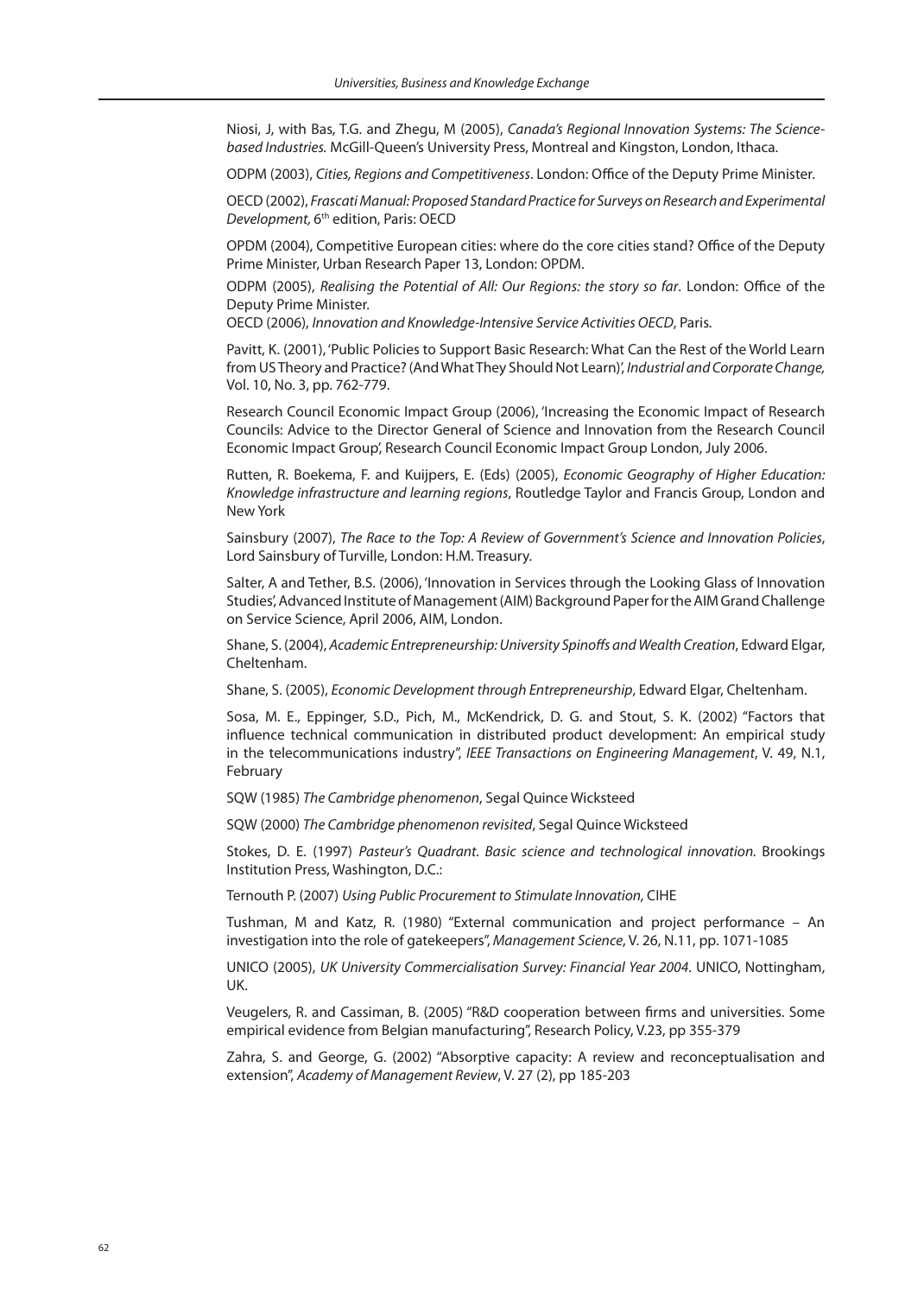Niosi, J, with Bas, T.G. and Zhegu, M (2005), *Canada's Regional Innovation Systems: The Science-based Industries.* McGill-Queen's University Press, Montreal and Kingston, London, Ithaca.

ODPM (2003), *Cities, Regions and Competitiveness*. London: Office of the Deputy Prime Minister.

OECD (2002), *Frascati Manual: Proposed Standard Practice for Surveys on Research and Experimental Development,* 6th edition, Paris: OECD

OPDM (2004), Competitive European cities: where do the core cities stand? Office of the Deputy Prime Minister, Urban Research Paper 13, London: OPDM.

ODPM (2005), *Realising the Potential of All: Our Regions: the story so far*. London: Office of the Deputy Prime Minister.

OECD (2006), *Innovation and Knowledge-Intensive Service Activities OECD*, Paris.

Pavitt, K. (2001), 'Public Policies to Support Basic Research: What Can the Rest of the World Learn from US Theory and Practice? (And What They Should Not Learn)', *Industrial and Corporate Change,* Vol. 10, No. 3, pp. 762-779.

Research Council Economic Impact Group (2006), 'Increasing the Economic Impact of Research Councils: Advice to the Director General of Science and Innovation from the Research Council Economic Impact Group', Research Council Economic Impact Group London, July 2006.

Rutten, R. Boekema, F. and Kuijpers, E. (Eds) (2005), *Economic Geography of Higher Education: Knowledge infrastructure and learning regions*, Routledge Taylor and Francis Group, London and New York

Sainsbury (2007), *The Race to the Top: A Review of Government's Science and Innovation Policies*, Lord Sainsbury of Turville, London: H.M. Treasury.

Salter, A and Tether, B.S. (2006), 'Innovation in Services through the Looking Glass of Innovation Studies', Advanced Institute of Management (AIM) Background Paper for the AIM Grand Challenge on Service Science, April 2006, AIM, London.

Shane, S. (2004), *Academic Entrepreneurship: University Spinoffs and Wealth Creation*, Edward Elgar, Cheltenham.

Shane, S. (2005), *Economic Development through Entrepreneurship*, Edward Elgar, Cheltenham.

Sosa, M. E., Eppinger, S.D., Pich, M., McKendrick, D. G. and Stout, S. K. (2002) "Factors that influence technical communication in distributed product development: An empirical study in the telecommunications industry", *IEEE Transactions on Engineering Management*, V. 49, N.1, February

SQW (1985) *The Cambridge phenomenon*, Segal Quince Wicksteed

SQW (2000) *The Cambridge phenomenon revisited*, Segal Quince Wicksteed

Stokes, D. E. (1997) *Pasteur's Quadrant. Basic science and technological innovation.* Brookings Institution Press, Washington, D.C.:

Ternouth P. (2007) *Using Public Procurement to Stimulate Innovation,* CIHE

Tushman, M and Katz, R. (1980) "External communication and project performance – An investigation into the role of gatekeepers", *Management Science*, V. 26, N.11, pp. 1071-1085

UNICO (2005), *UK University Commercialisation Survey: Financial Year 2004*. UNICO, Nottingham, UK.

Veugelers, R. and Cassiman, B. (2005) "R&D cooperation between firms and universities. Some empirical evidence from Belgian manufacturing", Research Policy, V.23, pp 355-379

Zahra, S. and George, G. (2002) "Absorptive capacity: A review and reconceptualisation and extension", *Academy of Management Review*, V. 27 (2), pp 185-203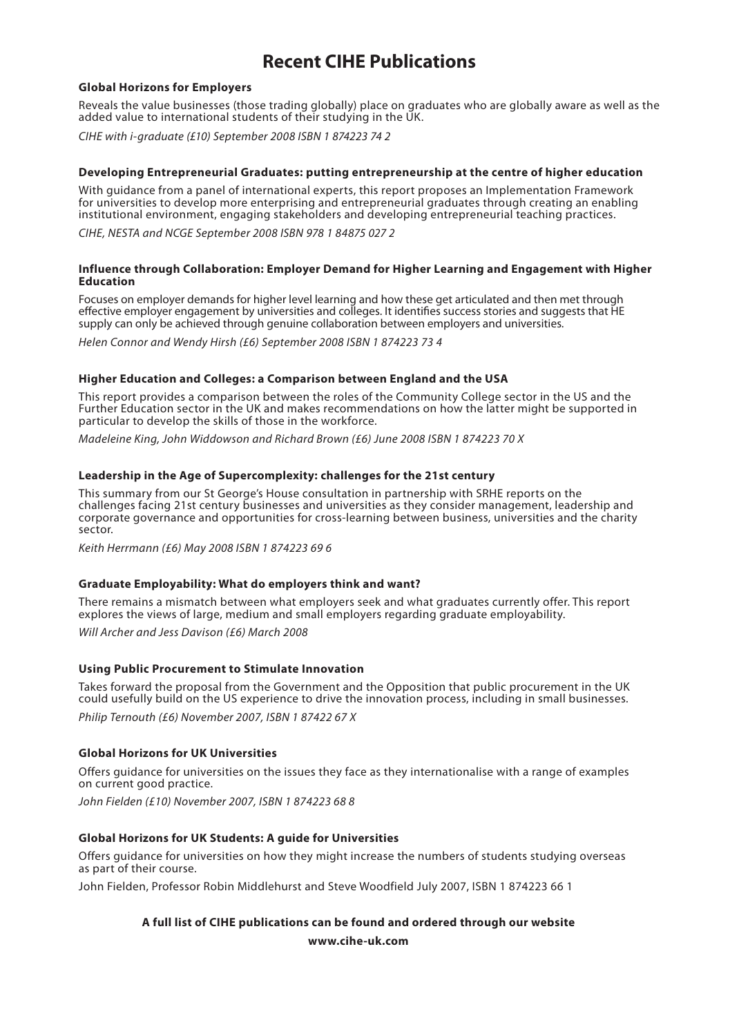# Recent CIHE Publications

**Global Horizons for Employers**

Reveals the value businesses (those trading globally) place on graduates who are globally aware as well as the added value to international students of their studying in the UK.

*CIHE with i-graduate (£10) September 2008 ISBN 1 874223 74 2*

**Developing Entrepreneurial Graduates: putting entrepreneurship at the centre of higher education**

With guidance from a panel of international experts, this report proposes an Implementation Framework for universities to develop more enterprising and entrepreneurial graduates through creating an enabling institutional environment, engaging stakeholders and developing entrepreneurial teaching practices.

*CIHE, NESTA and NCGE September 2008 ISBN 978 1 84875 027 2*

**Influence through Collaboration: Employer Demand for Higher Learning and Engagement with Higher Education**

Focuses on employer demands for higher level learning and how these get articulated and then met through effective employer engagement by universities and colleges. It identifies success stories and suggests that HE supply can only be achieved through genuine collaboration between employers and universities.

*Helen Connor and Wendy Hirsh (£6) September 2008 ISBN 1 874223 73 4*

**Higher Education and Colleges: a Comparison between England and the USA**

This report provides a comparison between the roles of the Community College sector in the US and the Further Education sector in the UK and makes recommendations on how the latter might be supported in particular to develop the skills of those in the workforce.

*Madeleine King, John Widdowson and Richard Brown (£6) June 2008 ISBN 1 874223 70 X*

**Leadership in the Age of Supercomplexity: challenges for the 21st century**

This summary from our St George's House consultation in partnership with SRHE reports on the challenges facing 21st century businesses and universities as they consider management, leadership and corporate governance and opportunities for cross-learning between business, universities and the charity sector.

*Keith Herrmann (£6) May 2008 ISBN 1 874223 69 6*

**Graduate Employability: What do employers think and want?**

There remains a mismatch between what employers seek and what graduates currently offer. This report explores the views of large, medium and small employers regarding graduate employability.

*Will Archer and Jess Davison (£6) March 2008*

**Using Public Procurement to Stimulate Innovation**

Takes forward the proposal from the Government and the Opposition that public procurement in the UK could usefully build on the US experience to drive the innovation process, including in small businesses.

*Philip Ternouth (£6) November 2007, ISBN 1 87422 67 X*

**Global Horizons for UK Universities**

Offers guidance for universities on the issues they face as they internationalise with a range of examples on current good practice.

*John Fielden (£10) November 2007, ISBN 1 874223 68 8*

**Global Horizons for UK Students: A guide for Universities**

Offers guidance for universities on how they might increase the numbers of students studying overseas as part of their course.

John Fielden, Professor Robin Middlehurst and Steve Woodfield July 2007, ISBN 1 874223 66 1

**A full list of CIHE publications can be found and ordered through our website**

**www.cihe-uk.com**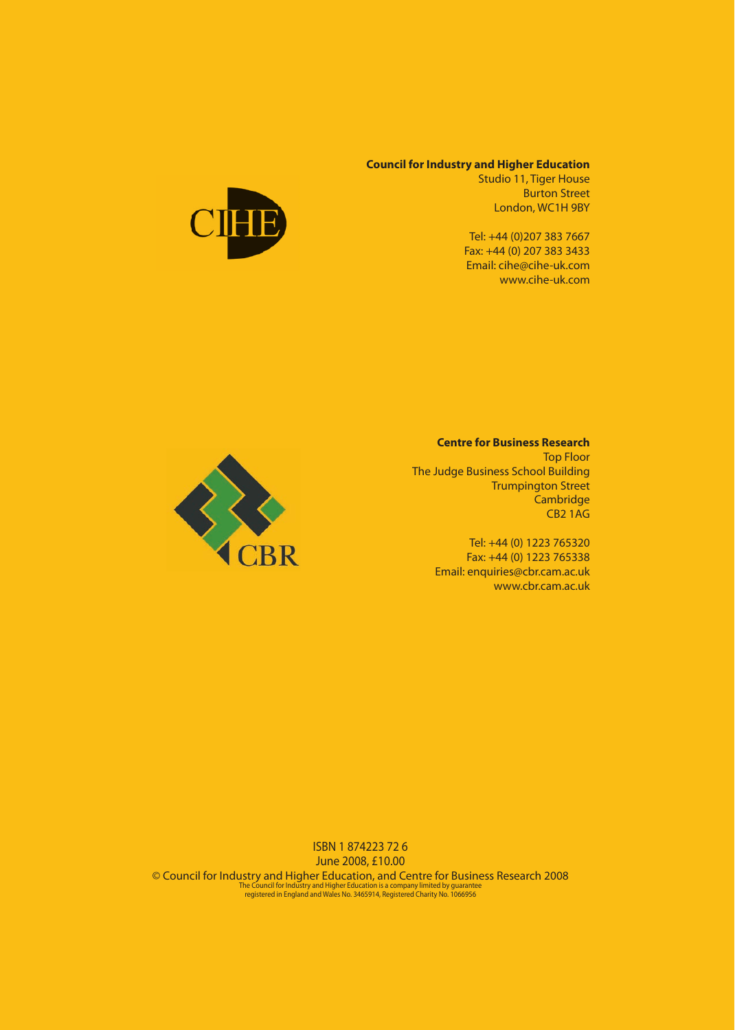**Council for Industry and Higher Education**
Studio 11, Tiger House
Burton Street
London, WC1H 9BY

Tel: +44 (0)207 383 7667
Fax: +44 (0) 207 383 3433
Email: cihe@cihe-uk.com
www.cihe-uk.com

**Centre for Business Research**
Top Floor
The Judge Business School Building
Trumpington Street
Cambridge
CB2 1AG

Tel: +44 (0) 1223 765320
Fax: +44 (0) 1223 765338
Email: enquiries@cbr.cam.ac.uk
www.cbr.cam.ac.uk

ISBN 1 874223 72 6
June 2008, £10.00
© Council for Industry and Higher Education, and Centre for Business Research 2008
The Council for Industry and Higher Education is a company limited by guarantee
registered in England and Wales No. 3465914, Registered Charity No. 1066956